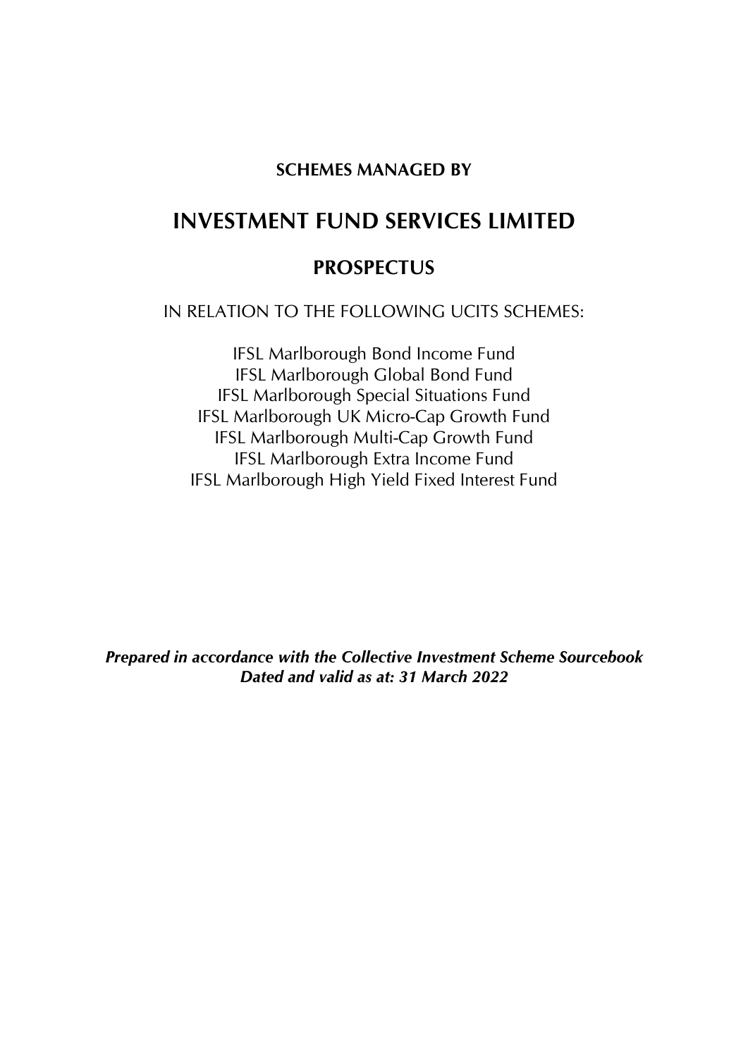**SCHEMES MANAGED BY**

# INVESTMENT FUND SERVICES LIMITED

## PROSPECTUS

IN RELATION TO THE FOLLOWING UCITS SCHEMES:

IFSL Marlborough Bond Income Fund
IFSL Marlborough Global Bond Fund
IFSL Marlborough Special Situations Fund
IFSL Marlborough UK Micro-Cap Growth Fund
IFSL Marlborough Multi-Cap Growth Fund
IFSL Marlborough Extra Income Fund
IFSL Marlborough High Yield Fixed Interest Fund

***Prepared in accordance with the Collective Investment Scheme Sourcebook***
***Dated and valid as at: 31 March 2022***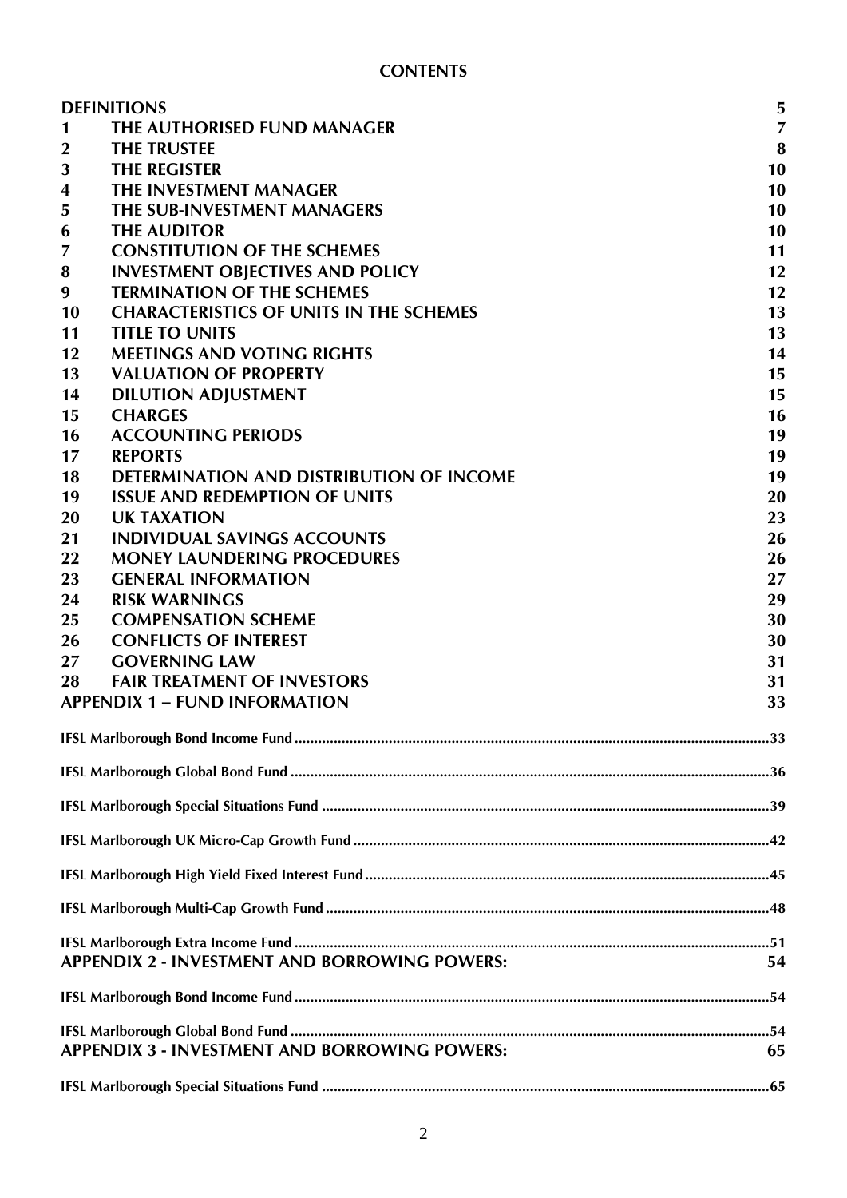# CONTENTS

| | | |
|---|---|---|
| | DEFINITIONS | 5 |
| 1 | THE AUTHORISED FUND MANAGER | 7 |
| 2 | THE TRUSTEE | 8 |
| 3 | THE REGISTER | 10 |
| 4 | THE INVESTMENT MANAGER | 10 |
| 5 | THE SUB-INVESTMENT MANAGERS | 10 |
| 6 | THE AUDITOR | 10 |
| 7 | CONSTITUTION OF THE SCHEMES | 11 |
| 8 | INVESTMENT OBJECTIVES AND POLICY | 12 |
| 9 | TERMINATION OF THE SCHEMES | 12 |
| 10 | CHARACTERISTICS OF UNITS IN THE SCHEMES | 13 |
| 11 | TITLE TO UNITS | 13 |
| 12 | MEETINGS AND VOTING RIGHTS | 14 |
| 13 | VALUATION OF PROPERTY | 15 |
| 14 | DILUTION ADJUSTMENT | 15 |
| 15 | CHARGES | 16 |
| 16 | ACCOUNTING PERIODS | 19 |
| 17 | REPORTS | 19 |
| 18 | DETERMINATION AND DISTRIBUTION OF INCOME | 19 |
| 19 | ISSUE AND REDEMPTION OF UNITS | 20 |
| 20 | UK TAXATION | 23 |
| 21 | INDIVIDUAL SAVINGS ACCOUNTS | 26 |
| 22 | MONEY LAUNDERING PROCEDURES | 26 |
| 23 | GENERAL INFORMATION | 27 |
| 24 | RISK WARNINGS | 29 |
| 25 | COMPENSATION SCHEME | 30 |
| 26 | CONFLICTS OF INTEREST | 30 |
| 27 | GOVERNING LAW | 31 |
| 28 | FAIR TREATMENT OF INVESTORS | 31 |
| | APPENDIX 1 – FUND INFORMATION | 33 |
| | IFSL Marlborough Bond Income Fund | 33 |
| | IFSL Marlborough Global Bond Fund | 36 |
| | IFSL Marlborough Special Situations Fund | 39 |
| | IFSL Marlborough UK Micro-Cap Growth Fund | 42 |
| | IFSL Marlborough High Yield Fixed Interest Fund | 45 |
| | IFSL Marlborough Multi-Cap Growth Fund | 48 |
| | IFSL Marlborough Extra Income Fund | 51 |
| | APPENDIX 2 - INVESTMENT AND BORROWING POWERS: | 54 |
| | IFSL Marlborough Bond Income Fund | 54 |
| | IFSL Marlborough Global Bond Fund | 54 |
| | APPENDIX 3 - INVESTMENT AND BORROWING POWERS: | 65 |
| | IFSL Marlborough Special Situations Fund | 65 |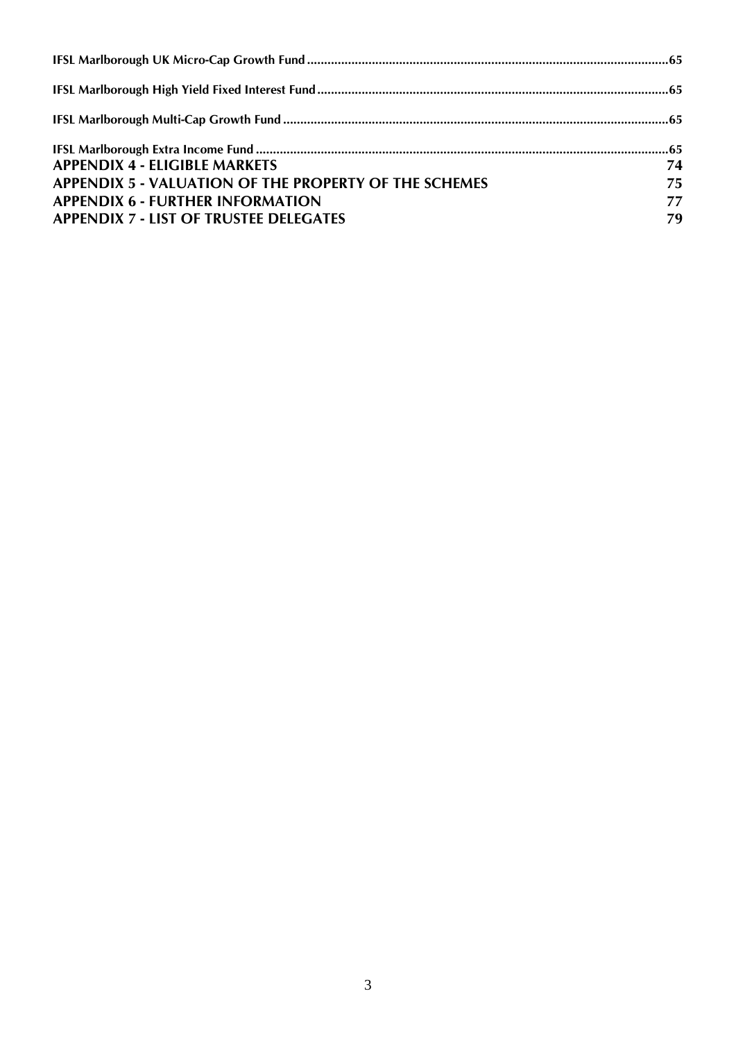**IFSL Marlborough UK Micro-Cap Growth Fund .......................................................................................................... 65**

**IFSL Marlborough High Yield Fixed Interest Fund ...................................................................................................... 65**

**IFSL Marlborough Multi-Cap Growth Fund ................................................................................................................. 65**

**IFSL Marlborough Extra Income Fund ........................................................................................................................ 65**

**APPENDIX 4 - ELIGIBLE MARKETS 74**

**APPENDIX 5 - VALUATION OF THE PROPERTY OF THE SCHEMES 75**

**APPENDIX 6 - FURTHER INFORMATION 77**

**APPENDIX 7 - LIST OF TRUSTEE DELEGATES 79**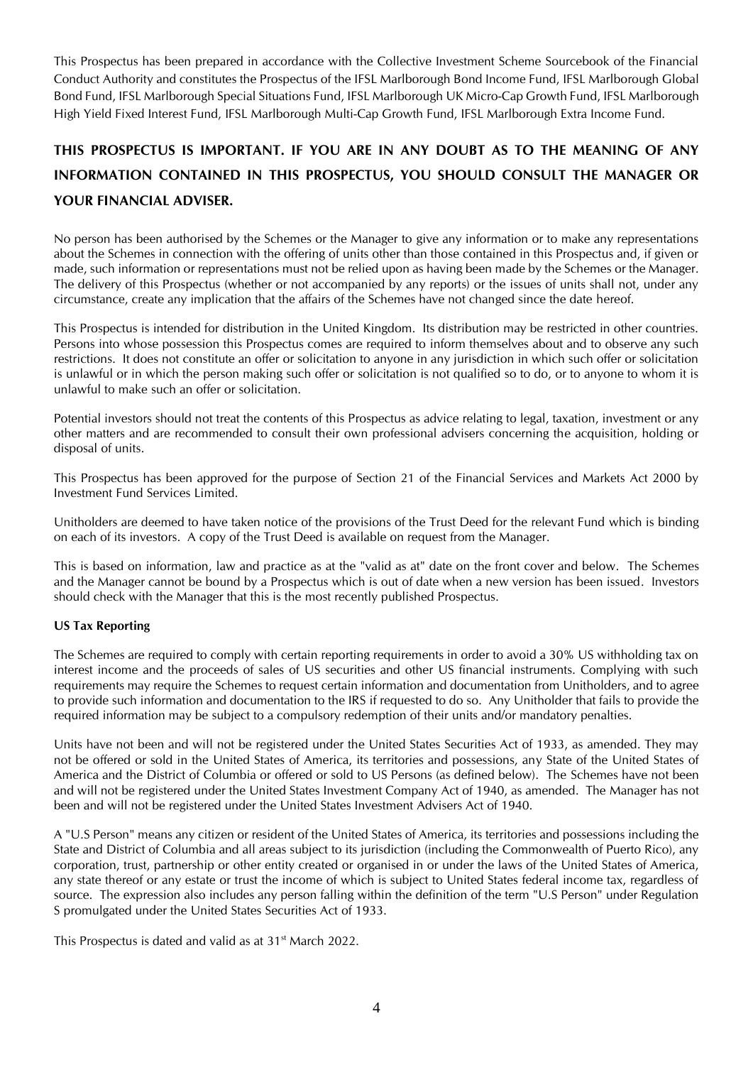This Prospectus has been prepared in accordance with the Collective Investment Scheme Sourcebook of the Financial Conduct Authority and constitutes the Prospectus of the IFSL Marlborough Bond Income Fund, IFSL Marlborough Global Bond Fund, IFSL Marlborough Special Situations Fund, IFSL Marlborough UK Micro-Cap Growth Fund, IFSL Marlborough High Yield Fixed Interest Fund, IFSL Marlborough Multi-Cap Growth Fund, IFSL Marlborough Extra Income Fund.

**THIS PROSPECTUS IS IMPORTANT. IF YOU ARE IN ANY DOUBT AS TO THE MEANING OF ANY INFORMATION CONTAINED IN THIS PROSPECTUS, YOU SHOULD CONSULT THE MANAGER OR YOUR FINANCIAL ADVISER.**

No person has been authorised by the Schemes or the Manager to give any information or to make any representations about the Schemes in connection with the offering of units other than those contained in this Prospectus and, if given or made, such information or representations must not be relied upon as having been made by the Schemes or the Manager. The delivery of this Prospectus (whether or not accompanied by any reports) or the issues of units shall not, under any circumstance, create any implication that the affairs of the Schemes have not changed since the date hereof.

This Prospectus is intended for distribution in the United Kingdom. Its distribution may be restricted in other countries. Persons into whose possession this Prospectus comes are required to inform themselves about and to observe any such restrictions. It does not constitute an offer or solicitation to anyone in any jurisdiction in which such offer or solicitation is unlawful or in which the person making such offer or solicitation is not qualified so to do, or to anyone to whom it is unlawful to make such an offer or solicitation.

Potential investors should not treat the contents of this Prospectus as advice relating to legal, taxation, investment or any other matters and are recommended to consult their own professional advisers concerning the acquisition, holding or disposal of units.

This Prospectus has been approved for the purpose of Section 21 of the Financial Services and Markets Act 2000 by Investment Fund Services Limited.

Unitholders are deemed to have taken notice of the provisions of the Trust Deed for the relevant Fund which is binding on each of its investors. A copy of the Trust Deed is available on request from the Manager.

This is based on information, law and practice as at the "valid as at" date on the front cover and below. The Schemes and the Manager cannot be bound by a Prospectus which is out of date when a new version has been issued. Investors should check with the Manager that this is the most recently published Prospectus.

**US Tax Reporting**

The Schemes are required to comply with certain reporting requirements in order to avoid a 30% US withholding tax on interest income and the proceeds of sales of US securities and other US financial instruments. Complying with such requirements may require the Schemes to request certain information and documentation from Unitholders, and to agree to provide such information and documentation to the IRS if requested to do so. Any Unitholder that fails to provide the required information may be subject to a compulsory redemption of their units and/or mandatory penalties.

Units have not been and will not be registered under the United States Securities Act of 1933, as amended. They may not be offered or sold in the United States of America, its territories and possessions, any State of the United States of America and the District of Columbia or offered or sold to US Persons (as defined below). The Schemes have not been and will not be registered under the United States Investment Company Act of 1940, as amended. The Manager has not been and will not be registered under the United States Investment Advisers Act of 1940.

A "U.S Person" means any citizen or resident of the United States of America, its territories and possessions including the State and District of Columbia and all areas subject to its jurisdiction (including the Commonwealth of Puerto Rico), any corporation, trust, partnership or other entity created or organised in or under the laws of the United States of America, any state thereof or any estate or trust the income of which is subject to United States federal income tax, regardless of source. The expression also includes any person falling within the definition of the term "U.S Person" under Regulation S promulgated under the United States Securities Act of 1933.

This Prospectus is dated and valid as at 31st March 2022.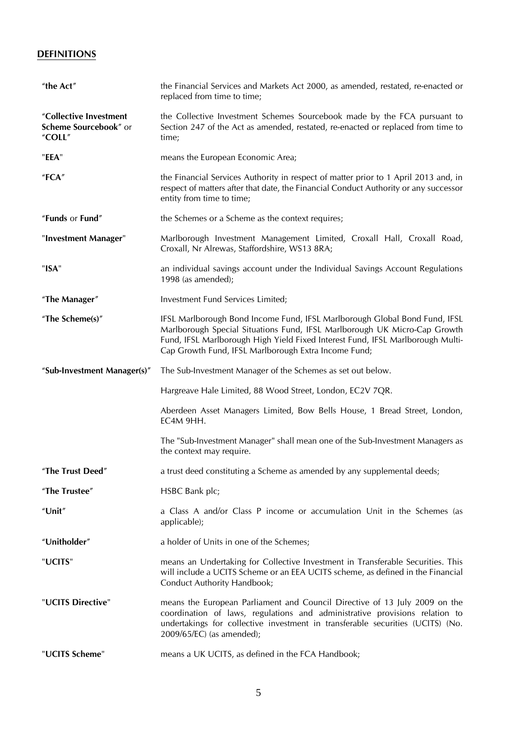## DEFINITIONS

| | |
|---|---|
| **"the Act"** | the Financial Services and Markets Act 2000, as amended, restated, re-enacted or replaced from time to time; |
| **"Collective Investment Scheme Sourcebook"** or **"COLL"** | the Collective Investment Schemes Sourcebook made by the FCA pursuant to Section 247 of the Act as amended, restated, re-enacted or replaced from time to time; |
| **"EEA"** | means the European Economic Area; |
| **"FCA"** | the Financial Services Authority in respect of matter prior to 1 April 2013 and, in respect of matters after that date, the Financial Conduct Authority or any successor entity from time to time; |
| **"Funds** or **Fund"** | the Schemes or a Scheme as the context requires; |
| **"Investment Manager"** | Marlborough Investment Management Limited, Croxall Hall, Croxall Road, Croxall, Nr Alrewas, Staffordshire, WS13 8RA; |
| **"ISA"** | an individual savings account under the Individual Savings Account Regulations 1998 (as amended); |
| **"The Manager"** | Investment Fund Services Limited; |
| **"The Scheme(s)"** | IFSL Marlborough Bond Income Fund, IFSL Marlborough Global Bond Fund, IFSL Marlborough Special Situations Fund, IFSL Marlborough UK Micro-Cap Growth Fund, IFSL Marlborough High Yield Fixed Interest Fund, IFSL Marlborough Multi-Cap Growth Fund, IFSL Marlborough Extra Income Fund; |
| **"Sub-Investment Manager(s)"** | The Sub-Investment Manager of the Schemes as set out below.<br><br>Hargreave Hale Limited, 88 Wood Street, London, EC2V 7QR.<br><br>Aberdeen Asset Managers Limited, Bow Bells House, 1 Bread Street, London, EC4M 9HH.<br><br>The "Sub-Investment Manager" shall mean one of the Sub-Investment Managers as the context may require. |
| **"The Trust Deed"** | a trust deed constituting a Scheme as amended by any supplemental deeds; |
| **"The Trustee"** | HSBC Bank plc; |
| **"Unit"** | a Class A and/or Class P income or accumulation Unit in the Schemes (as applicable); |
| **"Unitholder"** | a holder of Units in one of the Schemes; |
| **"UCITS"** | means an Undertaking for Collective Investment in Transferable Securities. This will include a UCITS Scheme or an EEA UCITS scheme, as defined in the Financial Conduct Authority Handbook; |
| **"UCITS Directive"** | means the European Parliament and Council Directive of 13 July 2009 on the coordination of laws, regulations and administrative provisions relation to undertakings for collective investment in transferable securities (UCITS) (No. 2009/65/EC) (as amended); |
| **"UCITS Scheme"** | means a UK UCITS, as defined in the FCA Handbook; |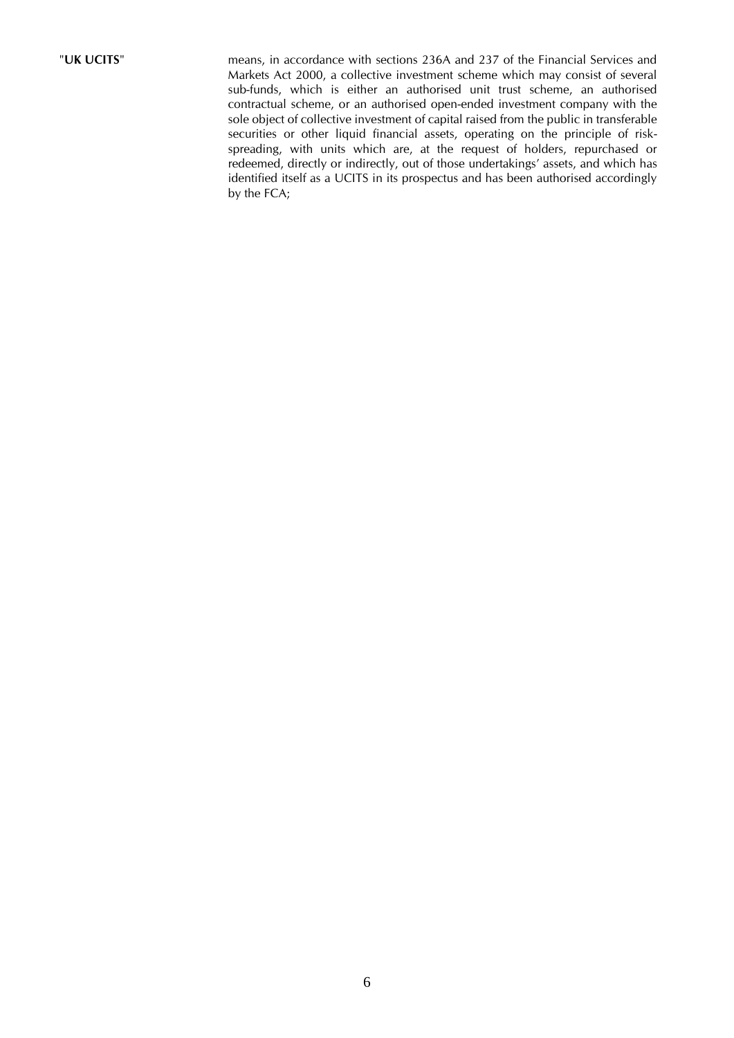"**UK UCITS**" means, in accordance with sections 236A and 237 of the Financial Services and Markets Act 2000, a collective investment scheme which may consist of several sub-funds, which is either an authorised unit trust scheme, an authorised contractual scheme, or an authorised open-ended investment company with the sole object of collective investment of capital raised from the public in transferable securities or other liquid financial assets, operating on the principle of risk-spreading, with units which are, at the request of holders, repurchased or redeemed, directly or indirectly, out of those undertakings' assets, and which has identified itself as a UCITS in its prospectus and has been authorised accordingly by the FCA;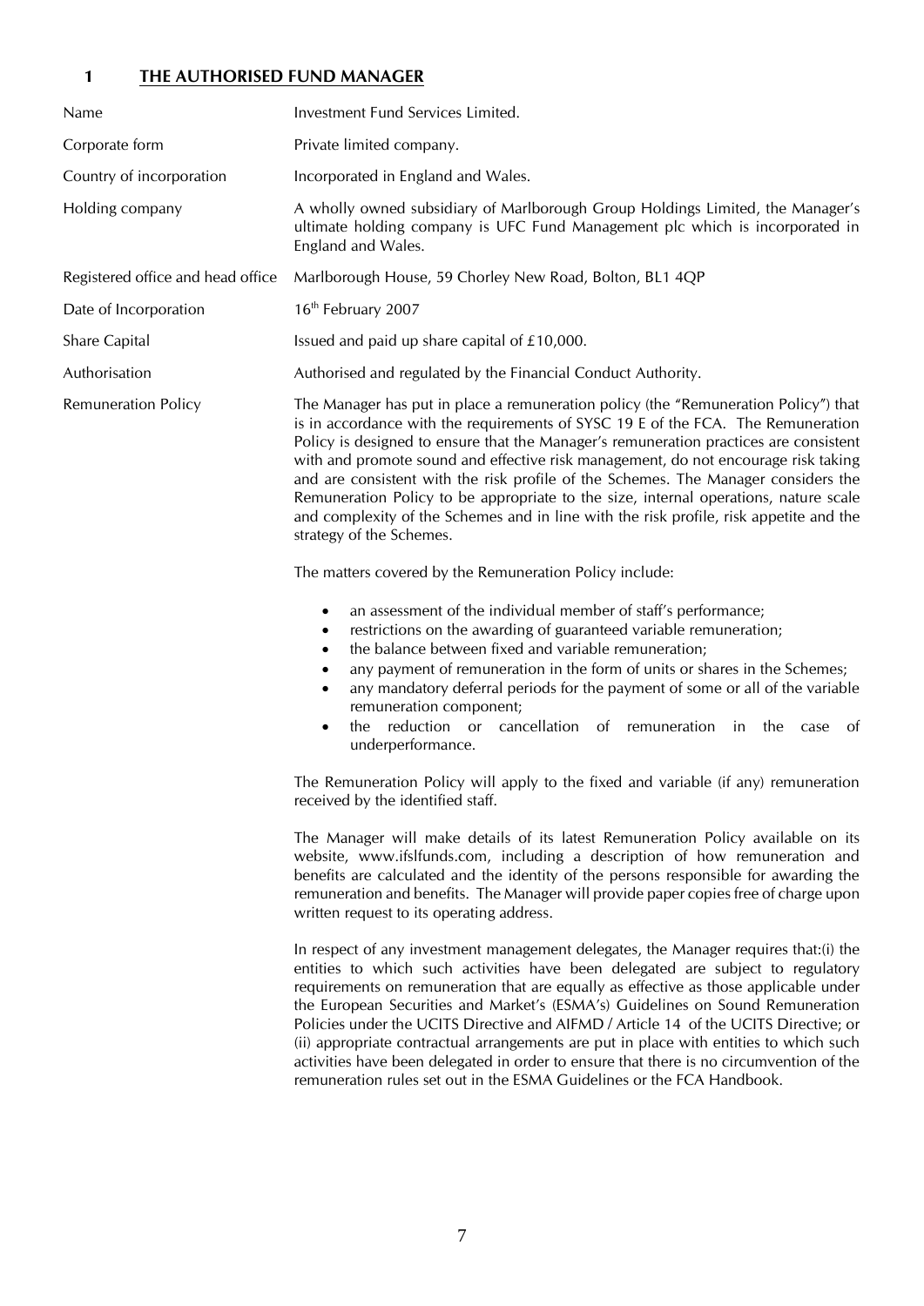## 1 THE AUTHORISED FUND MANAGER

| | |
|---|---|
| Name | Investment Fund Services Limited. |
| Corporate form | Private limited company. |
| Country of incorporation | Incorporated in England and Wales. |
| Holding company | A wholly owned subsidiary of Marlborough Group Holdings Limited, the Manager's ultimate holding company is UFC Fund Management plc which is incorporated in England and Wales. |
| Registered office and head office | Marlborough House, 59 Chorley New Road, Bolton, BL1 4QP |
| Date of Incorporation | 16th February 2007 |
| Share Capital | Issued and paid up share capital of £10,000. |
| Authorisation | Authorised and regulated by the Financial Conduct Authority. |

**Remuneration Policy**

The Manager has put in place a remuneration policy (the "Remuneration Policy") that is in accordance with the requirements of SYSC 19 E of the FCA. The Remuneration Policy is designed to ensure that the Manager's remuneration practices are consistent with and promote sound and effective risk management, do not encourage risk taking and are consistent with the risk profile of the Schemes. The Manager considers the Remuneration Policy to be appropriate to the size, internal operations, nature scale and complexity of the Schemes and in line with the risk profile, risk appetite and the strategy of the Schemes.

The matters covered by the Remuneration Policy include:

- an assessment of the individual member of staff's performance;
- restrictions on the awarding of guaranteed variable remuneration;
- the balance between fixed and variable remuneration;
- any payment of remuneration in the form of units or shares in the Schemes;
- any mandatory deferral periods for the payment of some or all of the variable remuneration component;
- the reduction or cancellation of remuneration in the case of underperformance.

The Remuneration Policy will apply to the fixed and variable (if any) remuneration received by the identified staff.

The Manager will make details of its latest Remuneration Policy available on its website, www.ifslfunds.com, including a description of how remuneration and benefits are calculated and the identity of the persons responsible for awarding the remuneration and benefits. The Manager will provide paper copies free of charge upon written request to its operating address.

In respect of any investment management delegates, the Manager requires that:(i) the entities to which such activities have been delegated are subject to regulatory requirements on remuneration that are equally as effective as those applicable under the European Securities and Market's (ESMA's) Guidelines on Sound Remuneration Policies under the UCITS Directive and AIFMD / Article 14 of the UCITS Directive; or (ii) appropriate contractual arrangements are put in place with entities to which such activities have been delegated in order to ensure that there is no circumvention of the remuneration rules set out in the ESMA Guidelines or the FCA Handbook.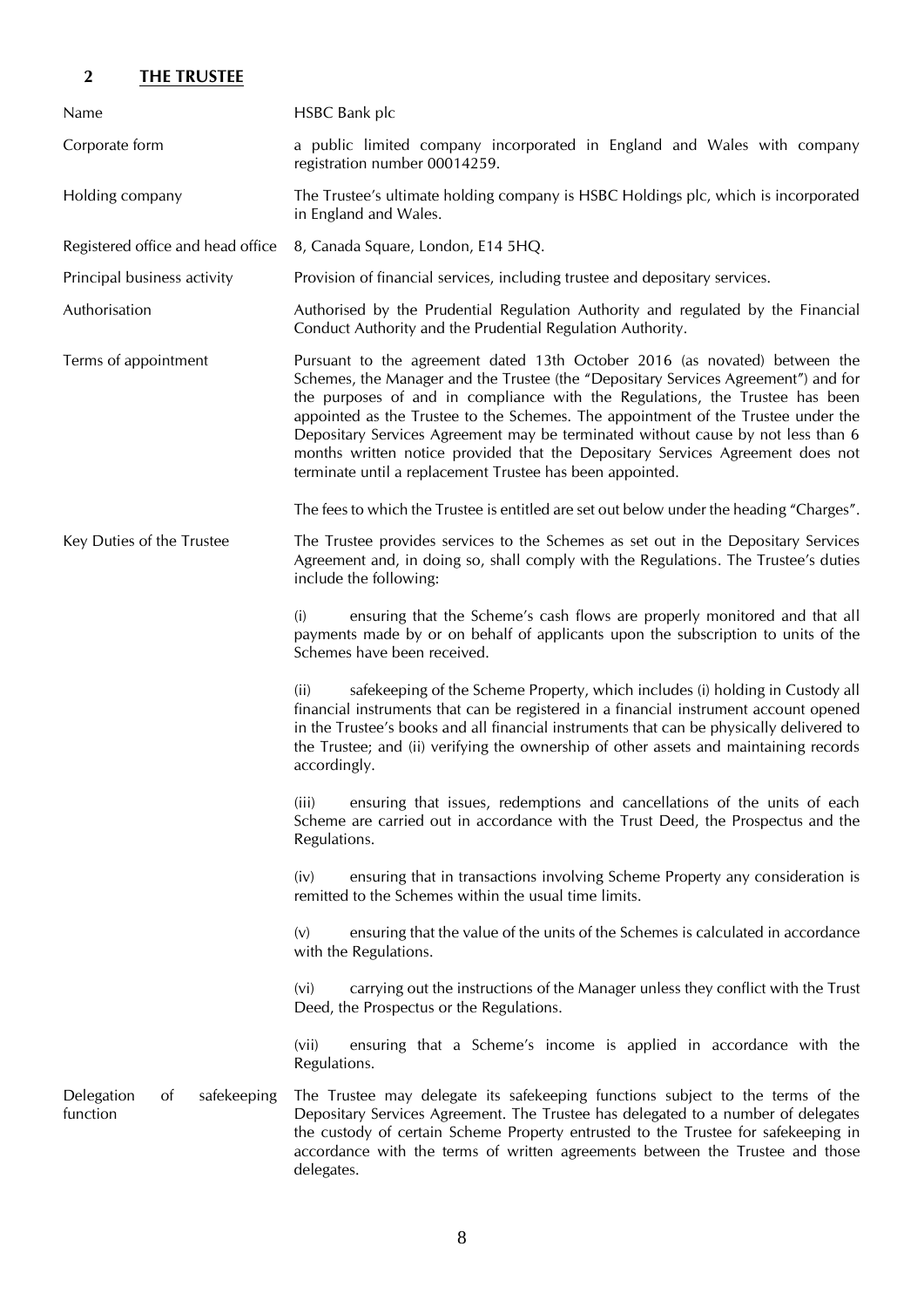## 2 THE TRUSTEE

| | |
|---|---|
| Name | HSBC Bank plc |
| Corporate form | a public limited company incorporated in England and Wales with company registration number 00014259. |
| Holding company | The Trustee's ultimate holding company is HSBC Holdings plc, which is incorporated in England and Wales. |
| Registered office and head office | 8, Canada Square, London, E14 5HQ. |
| Principal business activity | Provision of financial services, including trustee and depositary services. |
| Authorisation | Authorised by the Prudential Regulation Authority and regulated by the Financial Conduct Authority and the Prudential Regulation Authority. |
| Terms of appointment | Pursuant to the agreement dated 13th October 2016 (as novated) between the Schemes, the Manager and the Trustee (the "Depositary Services Agreement") and for the purposes of and in compliance with the Regulations, the Trustee has been appointed as the Trustee to the Schemes. The appointment of the Trustee under the Depositary Services Agreement may be terminated without cause by not less than 6 months written notice provided that the Depositary Services Agreement does not terminate until a replacement Trustee has been appointed.<br><br>The fees to which the Trustee is entitled are set out below under the heading "Charges". |
| Key Duties of the Trustee | The Trustee provides services to the Schemes as set out in the Depositary Services Agreement and, in doing so, shall comply with the Regulations. The Trustee's duties include the following:<br><br>(i) ensuring that the Scheme's cash flows are properly monitored and that all payments made by or on behalf of applicants upon the subscription to units of the Schemes have been received.<br><br>(ii) safekeeping of the Scheme Property, which includes (i) holding in Custody all financial instruments that can be registered in a financial instrument account opened in the Trustee's books and all financial instruments that can be physically delivered to the Trustee; and (ii) verifying the ownership of other assets and maintaining records accordingly.<br><br>(iii) ensuring that issues, redemptions and cancellations of the units of each Scheme are carried out in accordance with the Trust Deed, the Prospectus and the Regulations.<br><br>(iv) ensuring that in transactions involving Scheme Property any consideration is remitted to the Schemes within the usual time limits.<br><br>(v) ensuring that the value of the units of the Schemes is calculated in accordance with the Regulations.<br><br>(vi) carrying out the instructions of the Manager unless they conflict with the Trust Deed, the Prospectus or the Regulations.<br><br>(vii) ensuring that a Scheme's income is applied in accordance with the Regulations. |
| Delegation of safekeeping function | The Trustee may delegate its safekeeping functions subject to the terms of the Depositary Services Agreement. The Trustee has delegated to a number of delegates the custody of certain Scheme Property entrusted to the Trustee for safekeeping in accordance with the terms of written agreements between the Trustee and those delegates. |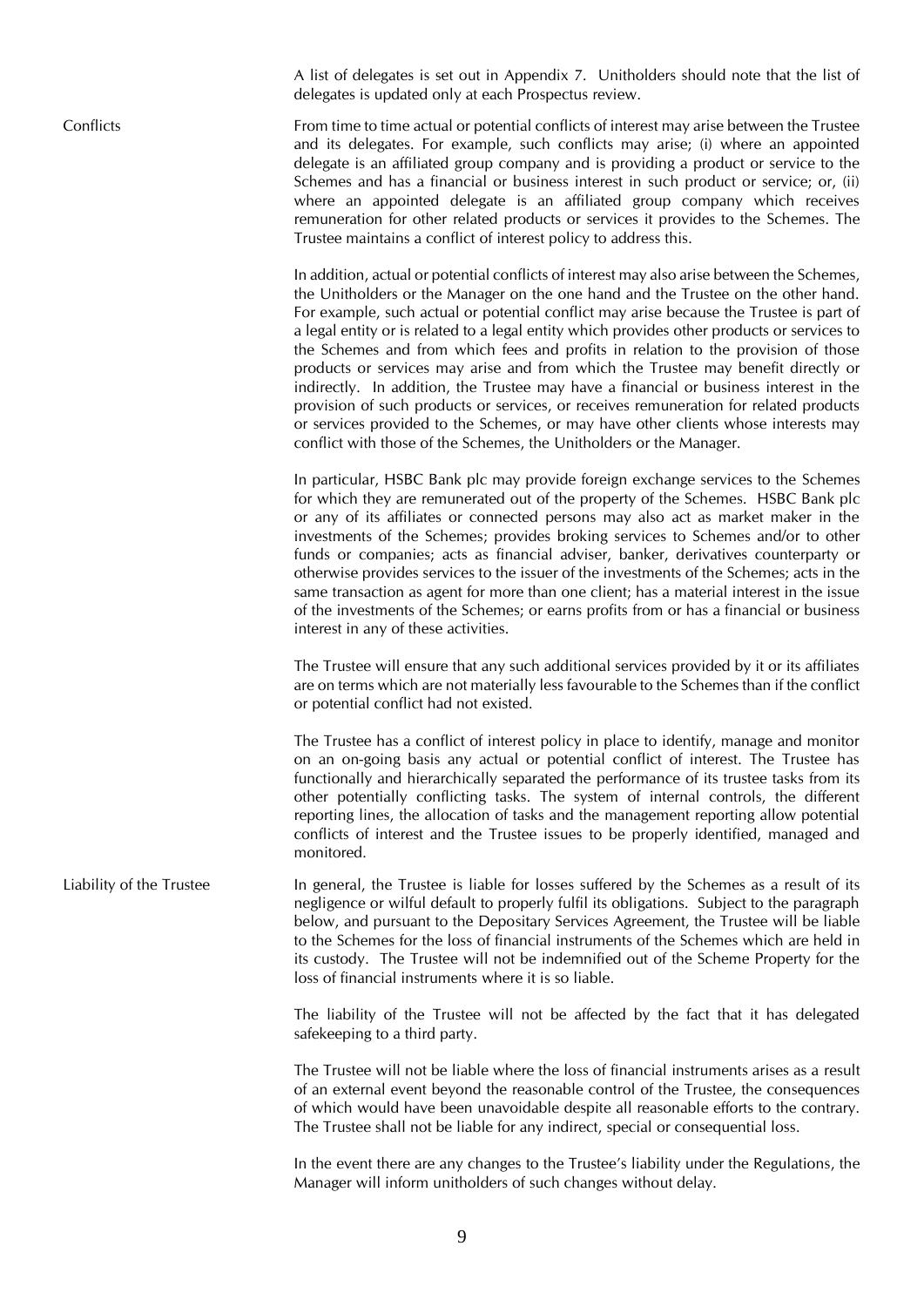A list of delegates is set out in Appendix 7. Unitholders should note that the list of delegates is updated only at each Prospectus review.

**Conflicts**

From time to time actual or potential conflicts of interest may arise between the Trustee and its delegates. For example, such conflicts may arise; (i) where an appointed delegate is an affiliated group company and is providing a product or service to the Schemes and has a financial or business interest in such product or service; or, (ii) where an appointed delegate is an affiliated group company which receives remuneration for other related products or services it provides to the Schemes. The Trustee maintains a conflict of interest policy to address this.

In addition, actual or potential conflicts of interest may also arise between the Schemes, the Unitholders or the Manager on the one hand and the Trustee on the other hand. For example, such actual or potential conflict may arise because the Trustee is part of a legal entity or is related to a legal entity which provides other products or services to the Schemes and from which fees and profits in relation to the provision of those products or services may arise and from which the Trustee may benefit directly or indirectly. In addition, the Trustee may have a financial or business interest in the provision of such products or services, or receives remuneration for related products or services provided to the Schemes, or may have other clients whose interests may conflict with those of the Schemes, the Unitholders or the Manager.

In particular, HSBC Bank plc may provide foreign exchange services to the Schemes for which they are remunerated out of the property of the Schemes. HSBC Bank plc or any of its affiliates or connected persons may also act as market maker in the investments of the Schemes; provides broking services to Schemes and/or to other funds or companies; acts as financial adviser, banker, derivatives counterparty or otherwise provides services to the issuer of the investments of the Schemes; acts in the same transaction as agent for more than one client; has a material interest in the issue of the investments of the Schemes; or earns profits from or has a financial or business interest in any of these activities.

The Trustee will ensure that any such additional services provided by it or its affiliates are on terms which are not materially less favourable to the Schemes than if the conflict or potential conflict had not existed.

The Trustee has a conflict of interest policy in place to identify, manage and monitor on an on-going basis any actual or potential conflict of interest. The Trustee has functionally and hierarchically separated the performance of its trustee tasks from its other potentially conflicting tasks. The system of internal controls, the different reporting lines, the allocation of tasks and the management reporting allow potential conflicts of interest and the Trustee issues to be properly identified, managed and monitored.

**Liability of the Trustee**

In general, the Trustee is liable for losses suffered by the Schemes as a result of its negligence or wilful default to properly fulfil its obligations. Subject to the paragraph below, and pursuant to the Depositary Services Agreement, the Trustee will be liable to the Schemes for the loss of financial instruments of the Schemes which are held in its custody. The Trustee will not be indemnified out of the Scheme Property for the loss of financial instruments where it is so liable.

The liability of the Trustee will not be affected by the fact that it has delegated safekeeping to a third party.

The Trustee will not be liable where the loss of financial instruments arises as a result of an external event beyond the reasonable control of the Trustee, the consequences of which would have been unavoidable despite all reasonable efforts to the contrary. The Trustee shall not be liable for any indirect, special or consequential loss.

In the event there are any changes to the Trustee's liability under the Regulations, the Manager will inform unitholders of such changes without delay.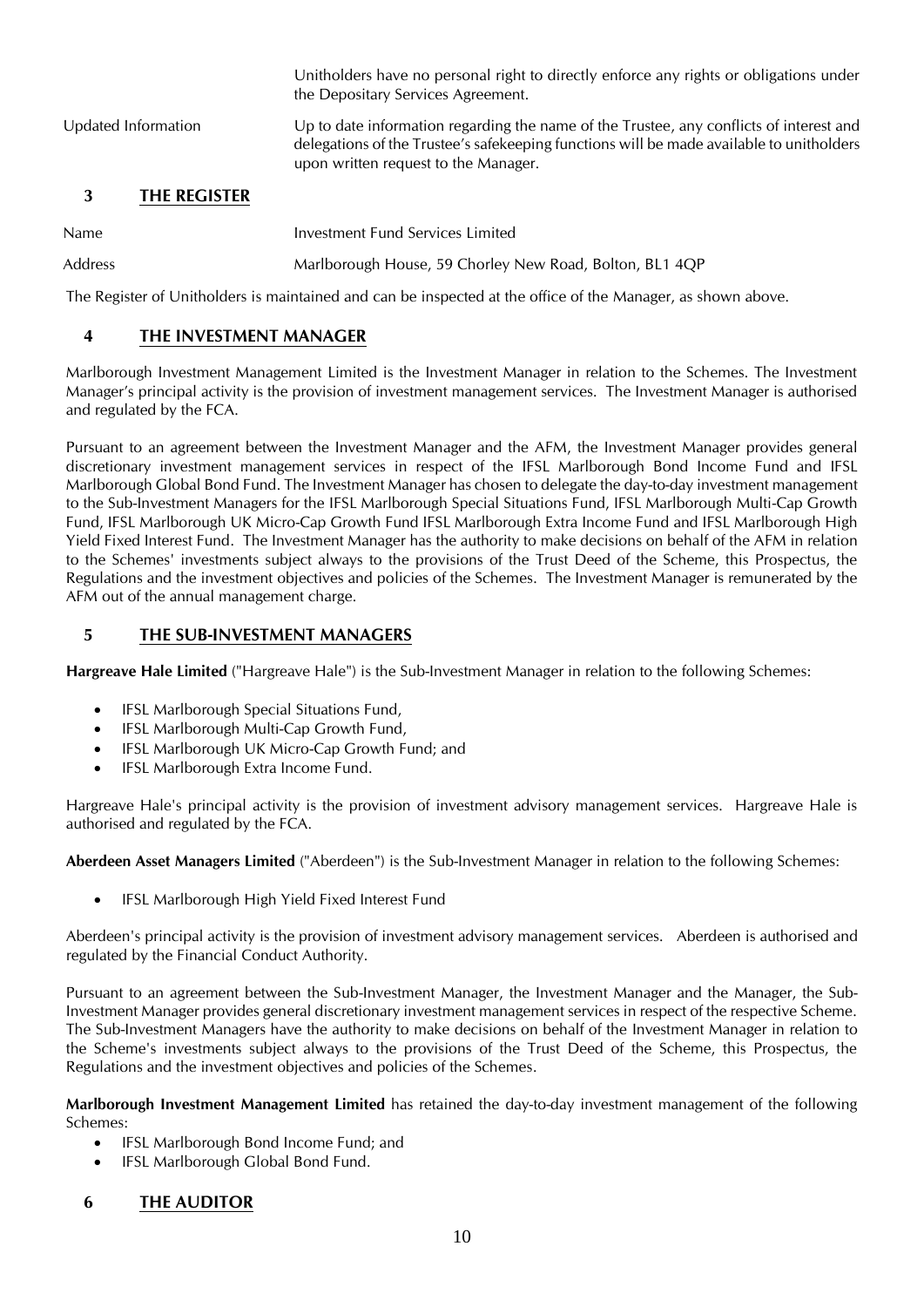| | |
|---|---|
| | Unitholders have no personal right to directly enforce any rights or obligations under the Depositary Services Agreement. |
| Updated Information | Up to date information regarding the name of the Trustee, any conflicts of interest and delegations of the Trustee's safekeeping functions will be made available to unitholders upon written request to the Manager. |

## 3 THE REGISTER

| | |
|---|---|
| Name | Investment Fund Services Limited |
| Address | Marlborough House, 59 Chorley New Road, Bolton, BL1 4QP |

The Register of Unitholders is maintained and can be inspected at the office of the Manager, as shown above.

## 4 THE INVESTMENT MANAGER

Marlborough Investment Management Limited is the Investment Manager in relation to the Schemes. The Investment Manager's principal activity is the provision of investment management services. The Investment Manager is authorised and regulated by the FCA.

Pursuant to an agreement between the Investment Manager and the AFM, the Investment Manager provides general discretionary investment management services in respect of the IFSL Marlborough Bond Income Fund and IFSL Marlborough Global Bond Fund. The Investment Manager has chosen to delegate the day-to-day investment management to the Sub-Investment Managers for the IFSL Marlborough Special Situations Fund, IFSL Marlborough Multi-Cap Growth Fund, IFSL Marlborough UK Micro-Cap Growth Fund IFSL Marlborough Extra Income Fund and IFSL Marlborough High Yield Fixed Interest Fund. The Investment Manager has the authority to make decisions on behalf of the AFM in relation to the Schemes' investments subject always to the provisions of the Trust Deed of the Scheme, this Prospectus, the Regulations and the investment objectives and policies of the Schemes. The Investment Manager is remunerated by the AFM out of the annual management charge.

## 5 THE SUB-INVESTMENT MANAGERS

**Hargreave Hale Limited** ("Hargreave Hale") is the Sub-Investment Manager in relation to the following Schemes:

- IFSL Marlborough Special Situations Fund,
- IFSL Marlborough Multi-Cap Growth Fund,
- IFSL Marlborough UK Micro-Cap Growth Fund; and
- IFSL Marlborough Extra Income Fund.

Hargreave Hale's principal activity is the provision of investment advisory management services. Hargreave Hale is authorised and regulated by the FCA.

**Aberdeen Asset Managers Limited** ("Aberdeen") is the Sub-Investment Manager in relation to the following Schemes:

- IFSL Marlborough High Yield Fixed Interest Fund

Aberdeen's principal activity is the provision of investment advisory management services. Aberdeen is authorised and regulated by the Financial Conduct Authority.

Pursuant to an agreement between the Sub-Investment Manager, the Investment Manager and the Manager, the Sub-Investment Manager provides general discretionary investment management services in respect of the respective Scheme. The Sub-Investment Managers have the authority to make decisions on behalf of the Investment Manager in relation to the Scheme's investments subject always to the provisions of the Trust Deed of the Scheme, this Prospectus, the Regulations and the investment objectives and policies of the Schemes.

**Marlborough Investment Management Limited** has retained the day-to-day investment management of the following Schemes:

- IFSL Marlborough Bond Income Fund; and
- IFSL Marlborough Global Bond Fund.

## 6 THE AUDITOR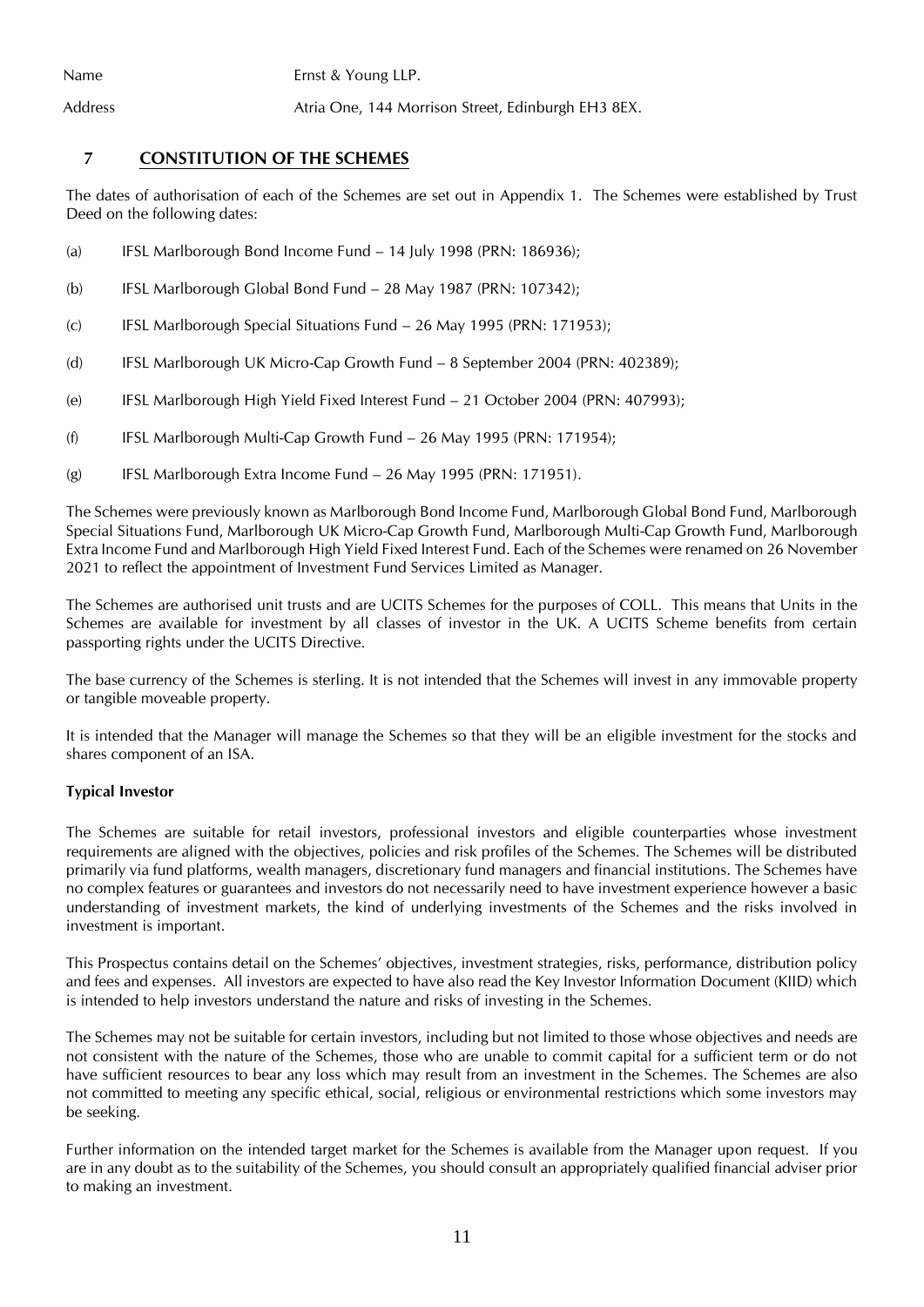| | |
|---|---|
| Name | Ernst & Young LLP. |
| Address | Atria One, 144 Morrison Street, Edinburgh EH3 8EX. |

## 7 CONSTITUTION OF THE SCHEMES

The dates of authorisation of each of the Schemes are set out in Appendix 1. The Schemes were established by Trust Deed on the following dates:

(a) IFSL Marlborough Bond Income Fund – 14 July 1998 (PRN: 186936);

(b) IFSL Marlborough Global Bond Fund – 28 May 1987 (PRN: 107342);

(c) IFSL Marlborough Special Situations Fund – 26 May 1995 (PRN: 171953);

(d) IFSL Marlborough UK Micro-Cap Growth Fund – 8 September 2004 (PRN: 402389);

(e) IFSL Marlborough High Yield Fixed Interest Fund – 21 October 2004 (PRN: 407993);

(f) IFSL Marlborough Multi-Cap Growth Fund – 26 May 1995 (PRN: 171954);

(g) IFSL Marlborough Extra Income Fund – 26 May 1995 (PRN: 171951).

The Schemes were previously known as Marlborough Bond Income Fund, Marlborough Global Bond Fund, Marlborough Special Situations Fund, Marlborough UK Micro-Cap Growth Fund, Marlborough Multi-Cap Growth Fund, Marlborough Extra Income Fund and Marlborough High Yield Fixed Interest Fund. Each of the Schemes were renamed on 26 November 2021 to reflect the appointment of Investment Fund Services Limited as Manager.

The Schemes are authorised unit trusts and are UCITS Schemes for the purposes of COLL. This means that Units in the Schemes are available for investment by all classes of investor in the UK. A UCITS Scheme benefits from certain passporting rights under the UCITS Directive.

The base currency of the Schemes is sterling. It is not intended that the Schemes will invest in any immovable property or tangible moveable property.

It is intended that the Manager will manage the Schemes so that they will be an eligible investment for the stocks and shares component of an ISA.

**Typical Investor**

The Schemes are suitable for retail investors, professional investors and eligible counterparties whose investment requirements are aligned with the objectives, policies and risk profiles of the Schemes. The Schemes will be distributed primarily via fund platforms, wealth managers, discretionary fund managers and financial institutions. The Schemes have no complex features or guarantees and investors do not necessarily need to have investment experience however a basic understanding of investment markets, the kind of underlying investments of the Schemes and the risks involved in investment is important.

This Prospectus contains detail on the Schemes' objectives, investment strategies, risks, performance, distribution policy and fees and expenses. All investors are expected to have also read the Key Investor Information Document (KIID) which is intended to help investors understand the nature and risks of investing in the Schemes.

The Schemes may not be suitable for certain investors, including but not limited to those whose objectives and needs are not consistent with the nature of the Schemes, those who are unable to commit capital for a sufficient term or do not have sufficient resources to bear any loss which may result from an investment in the Schemes. The Schemes are also not committed to meeting any specific ethical, social, religious or environmental restrictions which some investors may be seeking.

Further information on the intended target market for the Schemes is available from the Manager upon request. If you are in any doubt as to the suitability of the Schemes, you should consult an appropriately qualified financial adviser prior to making an investment.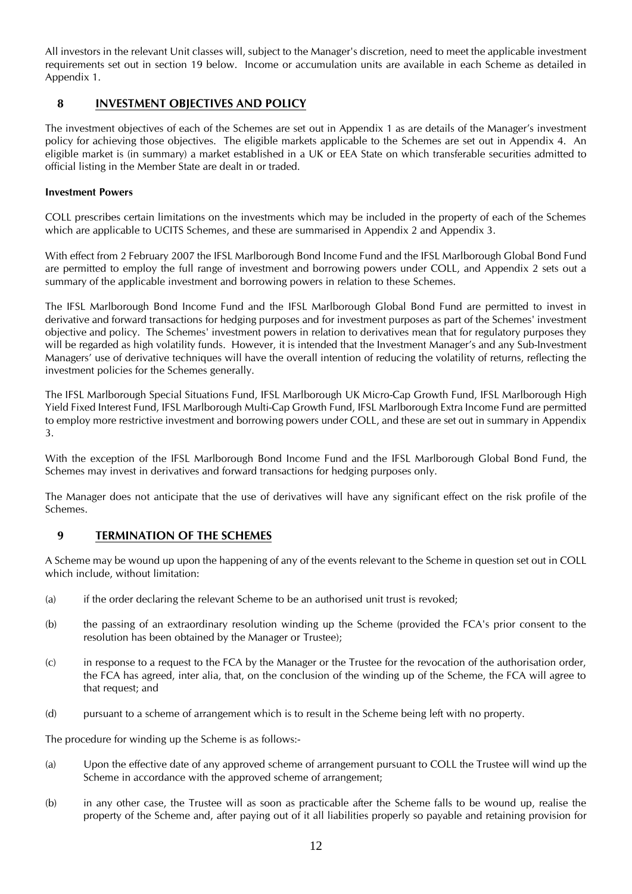All investors in the relevant Unit classes will, subject to the Manager's discretion, need to meet the applicable investment requirements set out in section 19 below. Income or accumulation units are available in each Scheme as detailed in Appendix 1.

## 8 INVESTMENT OBJECTIVES AND POLICY

The investment objectives of each of the Schemes are set out in Appendix 1 as are details of the Manager's investment policy for achieving those objectives. The eligible markets applicable to the Schemes are set out in Appendix 4. An eligible market is (in summary) a market established in a UK or EEA State on which transferable securities admitted to official listing in the Member State are dealt in or traded.

**Investment Powers**

COLL prescribes certain limitations on the investments which may be included in the property of each of the Schemes which are applicable to UCITS Schemes, and these are summarised in Appendix 2 and Appendix 3.

With effect from 2 February 2007 the IFSL Marlborough Bond Income Fund and the IFSL Marlborough Global Bond Fund are permitted to employ the full range of investment and borrowing powers under COLL, and Appendix 2 sets out a summary of the applicable investment and borrowing powers in relation to these Schemes.

The IFSL Marlborough Bond Income Fund and the IFSL Marlborough Global Bond Fund are permitted to invest in derivative and forward transactions for hedging purposes and for investment purposes as part of the Schemes' investment objective and policy. The Schemes' investment powers in relation to derivatives mean that for regulatory purposes they will be regarded as high volatility funds. However, it is intended that the Investment Manager's and any Sub-Investment Managers' use of derivative techniques will have the overall intention of reducing the volatility of returns, reflecting the investment policies for the Schemes generally.

The IFSL Marlborough Special Situations Fund, IFSL Marlborough UK Micro-Cap Growth Fund, IFSL Marlborough High Yield Fixed Interest Fund, IFSL Marlborough Multi-Cap Growth Fund, IFSL Marlborough Extra Income Fund are permitted to employ more restrictive investment and borrowing powers under COLL, and these are set out in summary in Appendix 3.

With the exception of the IFSL Marlborough Bond Income Fund and the IFSL Marlborough Global Bond Fund, the Schemes may invest in derivatives and forward transactions for hedging purposes only.

The Manager does not anticipate that the use of derivatives will have any significant effect on the risk profile of the Schemes.

## 9 TERMINATION OF THE SCHEMES

A Scheme may be wound up upon the happening of any of the events relevant to the Scheme in question set out in COLL which include, without limitation:

(a) if the order declaring the relevant Scheme to be an authorised unit trust is revoked;

(b) the passing of an extraordinary resolution winding up the Scheme (provided the FCA's prior consent to the resolution has been obtained by the Manager or Trustee);

(c) in response to a request to the FCA by the Manager or the Trustee for the revocation of the authorisation order, the FCA has agreed, inter alia, that, on the conclusion of the winding up of the Scheme, the FCA will agree to that request; and

(d) pursuant to a scheme of arrangement which is to result in the Scheme being left with no property.

The procedure for winding up the Scheme is as follows:-

(a) Upon the effective date of any approved scheme of arrangement pursuant to COLL the Trustee will wind up the Scheme in accordance with the approved scheme of arrangement;

(b) in any other case, the Trustee will as soon as practicable after the Scheme falls to be wound up, realise the property of the Scheme and, after paying out of it all liabilities properly so payable and retaining provision for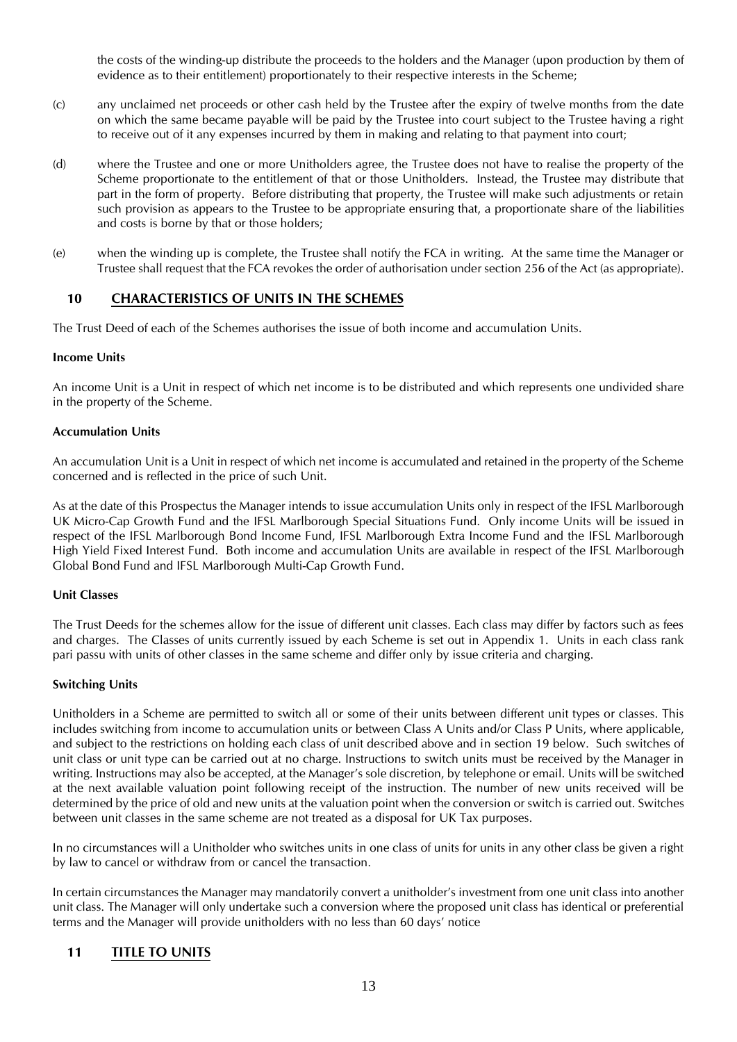the costs of the winding-up distribute the proceeds to the holders and the Manager (upon production by them of evidence as to their entitlement) proportionately to their respective interests in the Scheme;

(c) any unclaimed net proceeds or other cash held by the Trustee after the expiry of twelve months from the date on which the same became payable will be paid by the Trustee into court subject to the Trustee having a right to receive out of it any expenses incurred by them in making and relating to that payment into court;

(d) where the Trustee and one or more Unitholders agree, the Trustee does not have to realise the property of the Scheme proportionate to the entitlement of that or those Unitholders. Instead, the Trustee may distribute that part in the form of property. Before distributing that property, the Trustee will make such adjustments or retain such provision as appears to the Trustee to be appropriate ensuring that, a proportionate share of the liabilities and costs is borne by that or those holders;

(e) when the winding up is complete, the Trustee shall notify the FCA in writing. At the same time the Manager or Trustee shall request that the FCA revokes the order of authorisation under section 256 of the Act (as appropriate).

## 10 CHARACTERISTICS OF UNITS IN THE SCHEMES

The Trust Deed of each of the Schemes authorises the issue of both income and accumulation Units.

**Income Units**

An income Unit is a Unit in respect of which net income is to be distributed and which represents one undivided share in the property of the Scheme.

**Accumulation Units**

An accumulation Unit is a Unit in respect of which net income is accumulated and retained in the property of the Scheme concerned and is reflected in the price of such Unit.

As at the date of this Prospectus the Manager intends to issue accumulation Units only in respect of the IFSL Marlborough UK Micro-Cap Growth Fund and the IFSL Marlborough Special Situations Fund. Only income Units will be issued in respect of the IFSL Marlborough Bond Income Fund, IFSL Marlborough Extra Income Fund and the IFSL Marlborough High Yield Fixed Interest Fund. Both income and accumulation Units are available in respect of the IFSL Marlborough Global Bond Fund and IFSL Marlborough Multi-Cap Growth Fund.

**Unit Classes**

The Trust Deeds for the schemes allow for the issue of different unit classes. Each class may differ by factors such as fees and charges. The Classes of units currently issued by each Scheme is set out in Appendix 1. Units in each class rank pari passu with units of other classes in the same scheme and differ only by issue criteria and charging.

**Switching Units**

Unitholders in a Scheme are permitted to switch all or some of their units between different unit types or classes. This includes switching from income to accumulation units or between Class A Units and/or Class P Units, where applicable, and subject to the restrictions on holding each class of unit described above and in section 19 below. Such switches of unit class or unit type can be carried out at no charge. Instructions to switch units must be received by the Manager in writing. Instructions may also be accepted, at the Manager's sole discretion, by telephone or email. Units will be switched at the next available valuation point following receipt of the instruction. The number of new units received will be determined by the price of old and new units at the valuation point when the conversion or switch is carried out. Switches between unit classes in the same scheme are not treated as a disposal for UK Tax purposes.

In no circumstances will a Unitholder who switches units in one class of units for units in any other class be given a right by law to cancel or withdraw from or cancel the transaction.

In certain circumstances the Manager may mandatorily convert a unitholder's investment from one unit class into another unit class. The Manager will only undertake such a conversion where the proposed unit class has identical or preferential terms and the Manager will provide unitholders with no less than 60 days' notice

## 11 TITLE TO UNITS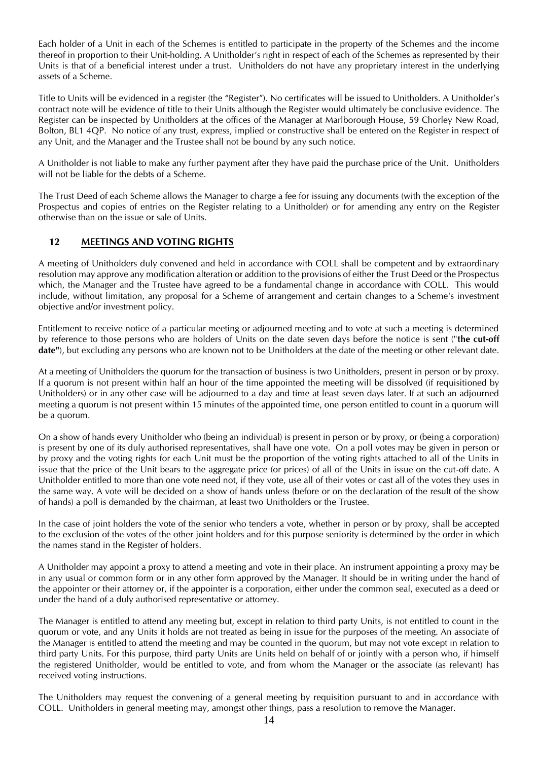Each holder of a Unit in each of the Schemes is entitled to participate in the property of the Schemes and the income thereof in proportion to their Unit-holding. A Unitholder's right in respect of each of the Schemes as represented by their Units is that of a beneficial interest under a trust. Unitholders do not have any proprietary interest in the underlying assets of a Scheme.

Title to Units will be evidenced in a register (the "Register"). No certificates will be issued to Unitholders. A Unitholder's contract note will be evidence of title to their Units although the Register would ultimately be conclusive evidence. The Register can be inspected by Unitholders at the offices of the Manager at Marlborough House, 59 Chorley New Road, Bolton, BL1 4QP. No notice of any trust, express, implied or constructive shall be entered on the Register in respect of any Unit, and the Manager and the Trustee shall not be bound by any such notice.

A Unitholder is not liable to make any further payment after they have paid the purchase price of the Unit. Unitholders will not be liable for the debts of a Scheme.

The Trust Deed of each Scheme allows the Manager to charge a fee for issuing any documents (with the exception of the Prospectus and copies of entries on the Register relating to a Unitholder) or for amending any entry on the Register otherwise than on the issue or sale of Units.

## 12 MEETINGS AND VOTING RIGHTS

A meeting of Unitholders duly convened and held in accordance with COLL shall be competent and by extraordinary resolution may approve any modification alteration or addition to the provisions of either the Trust Deed or the Prospectus which, the Manager and the Trustee have agreed to be a fundamental change in accordance with COLL. This would include, without limitation, any proposal for a Scheme of arrangement and certain changes to a Scheme's investment objective and/or investment policy.

Entitlement to receive notice of a particular meeting or adjourned meeting and to vote at such a meeting is determined by reference to those persons who are holders of Units on the date seven days before the notice is sent ("**the cut-off date**"), but excluding any persons who are known not to be Unitholders at the date of the meeting or other relevant date.

At a meeting of Unitholders the quorum for the transaction of business is two Unitholders, present in person or by proxy. If a quorum is not present within half an hour of the time appointed the meeting will be dissolved (if requisitioned by Unitholders) or in any other case will be adjourned to a day and time at least seven days later. If at such an adjourned meeting a quorum is not present within 15 minutes of the appointed time, one person entitled to count in a quorum will be a quorum.

On a show of hands every Unitholder who (being an individual) is present in person or by proxy, or (being a corporation) is present by one of its duly authorised representatives, shall have one vote. On a poll votes may be given in person or by proxy and the voting rights for each Unit must be the proportion of the voting rights attached to all of the Units in issue that the price of the Unit bears to the aggregate price (or prices) of all of the Units in issue on the cut-off date. A Unitholder entitled to more than one vote need not, if they vote, use all of their votes or cast all of the votes they uses in the same way. A vote will be decided on a show of hands unless (before or on the declaration of the result of the show of hands) a poll is demanded by the chairman, at least two Unitholders or the Trustee.

In the case of joint holders the vote of the senior who tenders a vote, whether in person or by proxy, shall be accepted to the exclusion of the votes of the other joint holders and for this purpose seniority is determined by the order in which the names stand in the Register of holders.

A Unitholder may appoint a proxy to attend a meeting and vote in their place. An instrument appointing a proxy may be in any usual or common form or in any other form approved by the Manager. It should be in writing under the hand of the appointer or their attorney or, if the appointer is a corporation, either under the common seal, executed as a deed or under the hand of a duly authorised representative or attorney.

The Manager is entitled to attend any meeting but, except in relation to third party Units, is not entitled to count in the quorum or vote, and any Units it holds are not treated as being in issue for the purposes of the meeting. An associate of the Manager is entitled to attend the meeting and may be counted in the quorum, but may not vote except in relation to third party Units. For this purpose, third party Units are Units held on behalf of or jointly with a person who, if himself the registered Unitholder, would be entitled to vote, and from whom the Manager or the associate (as relevant) has received voting instructions.

The Unitholders may request the convening of a general meeting by requisition pursuant to and in accordance with COLL. Unitholders in general meeting may, amongst other things, pass a resolution to remove the Manager.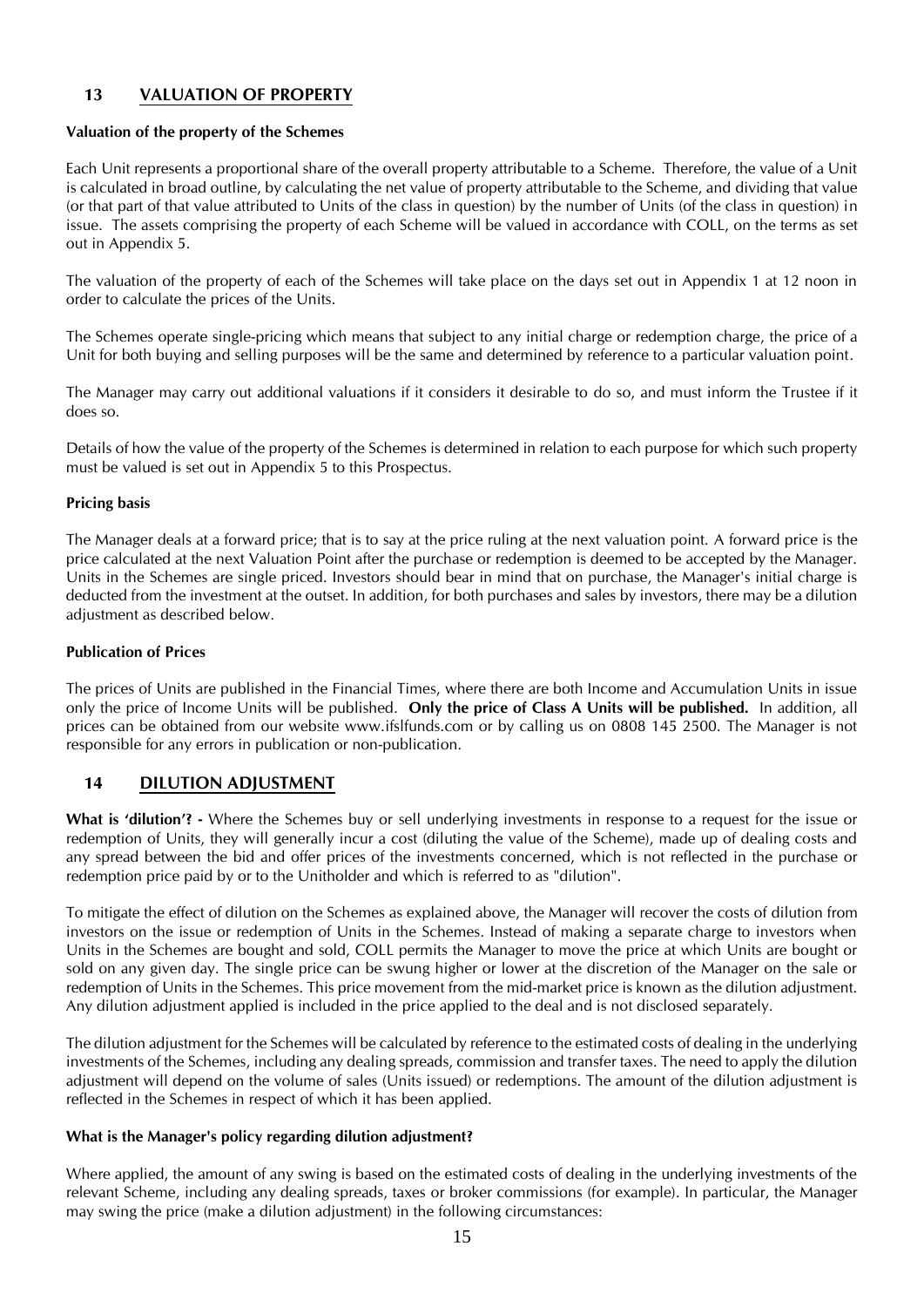## 13 VALUATION OF PROPERTY

**Valuation of the property of the Schemes**

Each Unit represents a proportional share of the overall property attributable to a Scheme. Therefore, the value of a Unit is calculated in broad outline, by calculating the net value of property attributable to the Scheme, and dividing that value (or that part of that value attributed to Units of the class in question) by the number of Units (of the class in question) in issue. The assets comprising the property of each Scheme will be valued in accordance with COLL, on the terms as set out in Appendix 5.

The valuation of the property of each of the Schemes will take place on the days set out in Appendix 1 at 12 noon in order to calculate the prices of the Units.

The Schemes operate single-pricing which means that subject to any initial charge or redemption charge, the price of a Unit for both buying and selling purposes will be the same and determined by reference to a particular valuation point.

The Manager may carry out additional valuations if it considers it desirable to do so, and must inform the Trustee if it does so.

Details of how the value of the property of the Schemes is determined in relation to each purpose for which such property must be valued is set out in Appendix 5 to this Prospectus.

**Pricing basis**

The Manager deals at a forward price; that is to say at the price ruling at the next valuation point. A forward price is the price calculated at the next Valuation Point after the purchase or redemption is deemed to be accepted by the Manager. Units in the Schemes are single priced. Investors should bear in mind that on purchase, the Manager's initial charge is deducted from the investment at the outset. In addition, for both purchases and sales by investors, there may be a dilution adjustment as described below.

**Publication of Prices**

The prices of Units are published in the Financial Times, where there are both Income and Accumulation Units in issue only the price of Income Units will be published. **Only the price of Class A Units will be published.** In addition, all prices can be obtained from our website www.ifslfunds.com or by calling us on 0808 145 2500. The Manager is not responsible for any errors in publication or non-publication.

## 14 DILUTION ADJUSTMENT

**What is 'dilution'? -** Where the Schemes buy or sell underlying investments in response to a request for the issue or redemption of Units, they will generally incur a cost (diluting the value of the Scheme), made up of dealing costs and any spread between the bid and offer prices of the investments concerned, which is not reflected in the purchase or redemption price paid by or to the Unitholder and which is referred to as "dilution".

To mitigate the effect of dilution on the Schemes as explained above, the Manager will recover the costs of dilution from investors on the issue or redemption of Units in the Schemes. Instead of making a separate charge to investors when Units in the Schemes are bought and sold, COLL permits the Manager to move the price at which Units are bought or sold on any given day. The single price can be swung higher or lower at the discretion of the Manager on the sale or redemption of Units in the Schemes. This price movement from the mid-market price is known as the dilution adjustment. Any dilution adjustment applied is included in the price applied to the deal and is not disclosed separately.

The dilution adjustment for the Schemes will be calculated by reference to the estimated costs of dealing in the underlying investments of the Schemes, including any dealing spreads, commission and transfer taxes. The need to apply the dilution adjustment will depend on the volume of sales (Units issued) or redemptions. The amount of the dilution adjustment is reflected in the Schemes in respect of which it has been applied.

**What is the Manager's policy regarding dilution adjustment?**

Where applied, the amount of any swing is based on the estimated costs of dealing in the underlying investments of the relevant Scheme, including any dealing spreads, taxes or broker commissions (for example). In particular, the Manager may swing the price (make a dilution adjustment) in the following circumstances: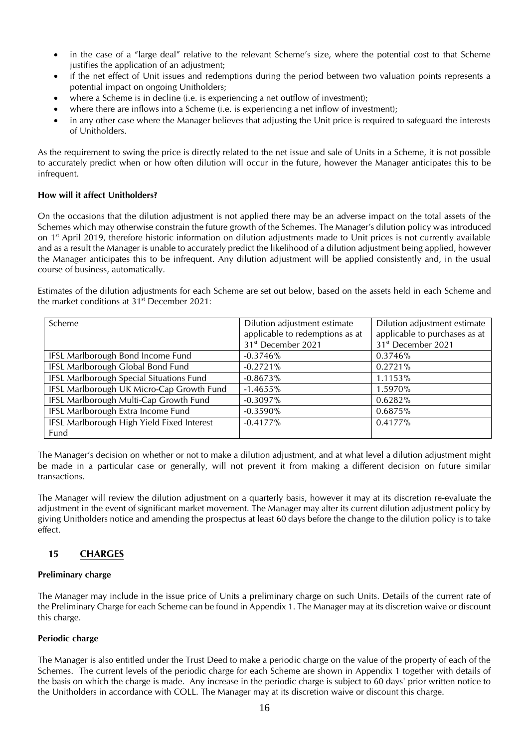- in the case of a "large deal" relative to the relevant Scheme's size, where the potential cost to that Scheme justifies the application of an adjustment;
- if the net effect of Unit issues and redemptions during the period between two valuation points represents a potential impact on ongoing Unitholders;
- where a Scheme is in decline (i.e. is experiencing a net outflow of investment);
- where there are inflows into a Scheme (i.e. is experiencing a net inflow of investment);
- in any other case where the Manager believes that adjusting the Unit price is required to safeguard the interests of Unitholders.

As the requirement to swing the price is directly related to the net issue and sale of Units in a Scheme, it is not possible to accurately predict when or how often dilution will occur in the future, however the Manager anticipates this to be infrequent.

**How will it affect Unitholders?**

On the occasions that the dilution adjustment is not applied there may be an adverse impact on the total assets of the Schemes which may otherwise constrain the future growth of the Schemes. The Manager's dilution policy was introduced on 1st April 2019, therefore historic information on dilution adjustments made to Unit prices is not currently available and as a result the Manager is unable to accurately predict the likelihood of a dilution adjustment being applied, however the Manager anticipates this to be infrequent. Any dilution adjustment will be applied consistently and, in the usual course of business, automatically.

Estimates of the dilution adjustments for each Scheme are set out below, based on the assets held in each Scheme and the market conditions at 31st December 2021:

| Scheme | Dilution adjustment estimate applicable to redemptions as at 31st December 2021 | Dilution adjustment estimate applicable to purchases as at 31st December 2021 |
|---|---|---|
| IFSL Marlborough Bond Income Fund | -0.3746% | 0.3746% |
| IFSL Marlborough Global Bond Fund | -0.2721% | 0.2721% |
| IFSL Marlborough Special Situations Fund | -0.8673% | 1.1153% |
| IFSL Marlborough UK Micro-Cap Growth Fund | -1.4655% | 1.5970% |
| IFSL Marlborough Multi-Cap Growth Fund | -0.3097% | 0.6282% |
| IFSL Marlborough Extra Income Fund | -0.3590% | 0.6875% |
| IFSL Marlborough High Yield Fixed Interest Fund | -0.4177% | 0.4177% |

The Manager's decision on whether or not to make a dilution adjustment, and at what level a dilution adjustment might be made in a particular case or generally, will not prevent it from making a different decision on future similar transactions.

The Manager will review the dilution adjustment on a quarterly basis, however it may at its discretion re-evaluate the adjustment in the event of significant market movement. The Manager may alter its current dilution adjustment policy by giving Unitholders notice and amending the prospectus at least 60 days before the change to the dilution policy is to take effect.

## 15 CHARGES

**Preliminary charge**

The Manager may include in the issue price of Units a preliminary charge on such Units. Details of the current rate of the Preliminary Charge for each Scheme can be found in Appendix 1. The Manager may at its discretion waive or discount this charge.

**Periodic charge**

The Manager is also entitled under the Trust Deed to make a periodic charge on the value of the property of each of the Schemes. The current levels of the periodic charge for each Scheme are shown in Appendix 1 together with details of the basis on which the charge is made. Any increase in the periodic charge is subject to 60 days' prior written notice to the Unitholders in accordance with COLL. The Manager may at its discretion waive or discount this charge.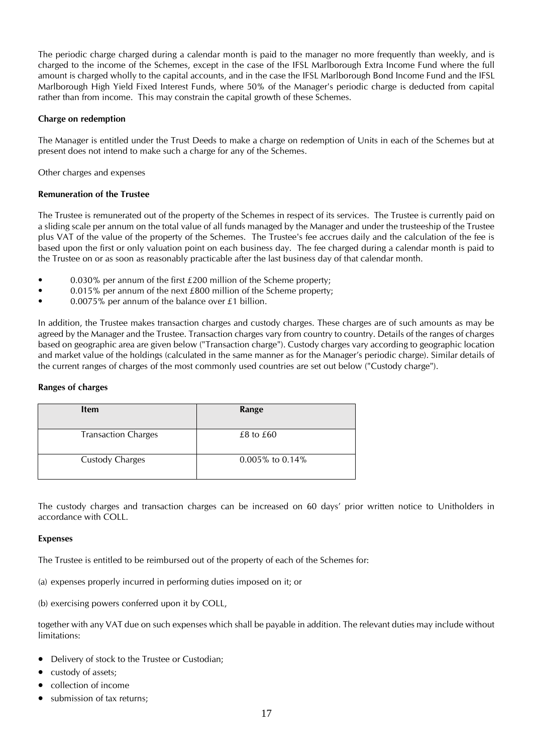The periodic charge charged during a calendar month is paid to the manager no more frequently than weekly, and is charged to the income of the Schemes, except in the case of the IFSL Marlborough Extra Income Fund where the full amount is charged wholly to the capital accounts, and in the case the IFSL Marlborough Bond Income Fund and the IFSL Marlborough High Yield Fixed Interest Funds, where 50% of the Manager's periodic charge is deducted from capital rather than from income. This may constrain the capital growth of these Schemes.

**Charge on redemption**

The Manager is entitled under the Trust Deeds to make a charge on redemption of Units in each of the Schemes but at present does not intend to make such a charge for any of the Schemes.

Other charges and expenses

**Remuneration of the Trustee**

The Trustee is remunerated out of the property of the Schemes in respect of its services. The Trustee is currently paid on a sliding scale per annum on the total value of all funds managed by the Manager and under the trusteeship of the Trustee plus VAT of the value of the property of the Schemes. The Trustee's fee accrues daily and the calculation of the fee is based upon the first or only valuation point on each business day. The fee charged during a calendar month is paid to the Trustee on or as soon as reasonably practicable after the last business day of that calendar month.

- 0.030% per annum of the first £200 million of the Scheme property;
- 0.015% per annum of the next £800 million of the Scheme property;
- 0.0075% per annum of the balance over £1 billion.

In addition, the Trustee makes transaction charges and custody charges. These charges are of such amounts as may be agreed by the Manager and the Trustee. Transaction charges vary from country to country. Details of the ranges of charges based on geographic area are given below ("Transaction charge"). Custody charges vary according to geographic location and market value of the holdings (calculated in the same manner as for the Manager's periodic charge). Similar details of the current ranges of charges of the most commonly used countries are set out below ("Custody charge").

**Ranges of charges**

| Item | Range |
|---|---|
| Transaction Charges | £8 to £60 |
| Custody Charges | 0.005% to 0.14% |

The custody charges and transaction charges can be increased on 60 days' prior written notice to Unitholders in accordance with COLL.

**Expenses**

The Trustee is entitled to be reimbursed out of the property of each of the Schemes for:

(a) expenses properly incurred in performing duties imposed on it; or

(b) exercising powers conferred upon it by COLL,

together with any VAT due on such expenses which shall be payable in addition. The relevant duties may include without limitations:

- Delivery of stock to the Trustee or Custodian;
- custody of assets;
- collection of income
- submission of tax returns;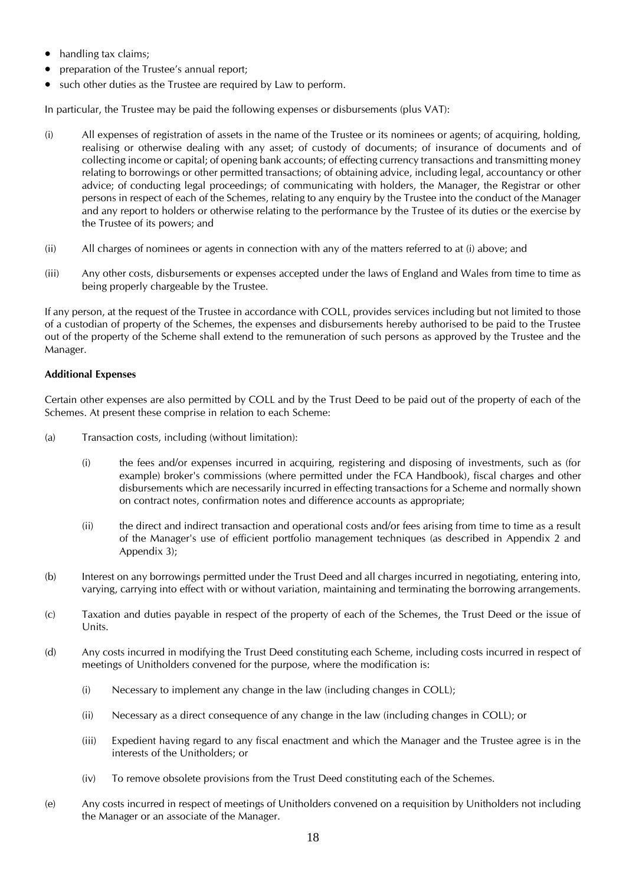- handling tax claims;
- preparation of the Trustee's annual report;
- such other duties as the Trustee are required by Law to perform.

In particular, the Trustee may be paid the following expenses or disbursements (plus VAT):

(i) All expenses of registration of assets in the name of the Trustee or its nominees or agents; of acquiring, holding, realising or otherwise dealing with any asset; of custody of documents; of insurance of documents and of collecting income or capital; of opening bank accounts; of effecting currency transactions and transmitting money relating to borrowings or other permitted transactions; of obtaining advice, including legal, accountancy or other advice; of conducting legal proceedings; of communicating with holders, the Manager, the Registrar or other persons in respect of each of the Schemes, relating to any enquiry by the Trustee into the conduct of the Manager and any report to holders or otherwise relating to the performance by the Trustee of its duties or the exercise by the Trustee of its powers; and

(ii) All charges of nominees or agents in connection with any of the matters referred to at (i) above; and

(iii) Any other costs, disbursements or expenses accepted under the laws of England and Wales from time to time as being properly chargeable by the Trustee.

If any person, at the request of the Trustee in accordance with COLL, provides services including but not limited to those of a custodian of property of the Schemes, the expenses and disbursements hereby authorised to be paid to the Trustee out of the property of the Scheme shall extend to the remuneration of such persons as approved by the Trustee and the Manager.

**Additional Expenses**

Certain other expenses are also permitted by COLL and by the Trust Deed to be paid out of the property of each of the Schemes. At present these comprise in relation to each Scheme:

(a) Transaction costs, including (without limitation):

  (i) the fees and/or expenses incurred in acquiring, registering and disposing of investments, such as (for example) broker's commissions (where permitted under the FCA Handbook), fiscal charges and other disbursements which are necessarily incurred in effecting transactions for a Scheme and normally shown on contract notes, confirmation notes and difference accounts as appropriate;

  (ii) the direct and indirect transaction and operational costs and/or fees arising from time to time as a result of the Manager's use of efficient portfolio management techniques (as described in Appendix 2 and Appendix 3);

(b) Interest on any borrowings permitted under the Trust Deed and all charges incurred in negotiating, entering into, varying, carrying into effect with or without variation, maintaining and terminating the borrowing arrangements.

(c) Taxation and duties payable in respect of the property of each of the Schemes, the Trust Deed or the issue of Units.

(d) Any costs incurred in modifying the Trust Deed constituting each Scheme, including costs incurred in respect of meetings of Unitholders convened for the purpose, where the modification is:

  (i) Necessary to implement any change in the law (including changes in COLL);

  (ii) Necessary as a direct consequence of any change in the law (including changes in COLL); or

  (iii) Expedient having regard to any fiscal enactment and which the Manager and the Trustee agree is in the interests of the Unitholders; or

  (iv) To remove obsolete provisions from the Trust Deed constituting each of the Schemes.

(e) Any costs incurred in respect of meetings of Unitholders convened on a requisition by Unitholders not including the Manager or an associate of the Manager.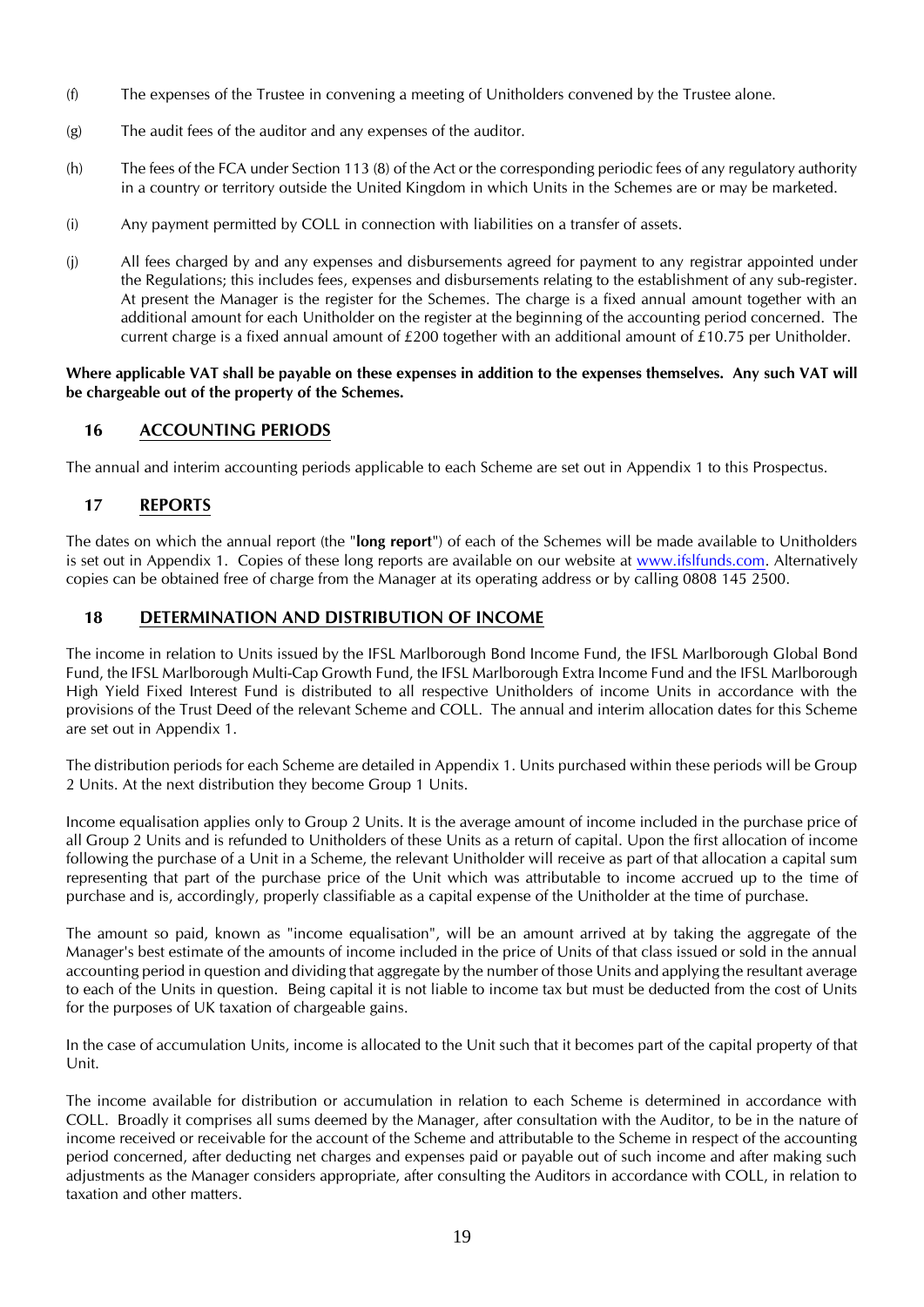(f) The expenses of the Trustee in convening a meeting of Unitholders convened by the Trustee alone.

(g) The audit fees of the auditor and any expenses of the auditor.

(h) The fees of the FCA under Section 113 (8) of the Act or the corresponding periodic fees of any regulatory authority in a country or territory outside the United Kingdom in which Units in the Schemes are or may be marketed.

(i) Any payment permitted by COLL in connection with liabilities on a transfer of assets.

(j) All fees charged by and any expenses and disbursements agreed for payment to any registrar appointed under the Regulations; this includes fees, expenses and disbursements relating to the establishment of any sub-register. At present the Manager is the register for the Schemes. The charge is a fixed annual amount together with an additional amount for each Unitholder on the register at the beginning of the accounting period concerned. The current charge is a fixed annual amount of £200 together with an additional amount of £10.75 per Unitholder.

**Where applicable VAT shall be payable on these expenses in addition to the expenses themselves. Any such VAT will be chargeable out of the property of the Schemes.**

## 16 ACCOUNTING PERIODS

The annual and interim accounting periods applicable to each Scheme are set out in Appendix 1 to this Prospectus.

## 17 REPORTS

The dates on which the annual report (the "**long report**") of each of the Schemes will be made available to Unitholders is set out in Appendix 1. Copies of these long reports are available on our website at www.ifslfunds.com. Alternatively copies can be obtained free of charge from the Manager at its operating address or by calling 0808 145 2500.

## 18 DETERMINATION AND DISTRIBUTION OF INCOME

The income in relation to Units issued by the IFSL Marlborough Bond Income Fund, the IFSL Marlborough Global Bond Fund, the IFSL Marlborough Multi-Cap Growth Fund, the IFSL Marlborough Extra Income Fund and the IFSL Marlborough High Yield Fixed Interest Fund is distributed to all respective Unitholders of income Units in accordance with the provisions of the Trust Deed of the relevant Scheme and COLL. The annual and interim allocation dates for this Scheme are set out in Appendix 1.

The distribution periods for each Scheme are detailed in Appendix 1. Units purchased within these periods will be Group 2 Units. At the next distribution they become Group 1 Units.

Income equalisation applies only to Group 2 Units. It is the average amount of income included in the purchase price of all Group 2 Units and is refunded to Unitholders of these Units as a return of capital. Upon the first allocation of income following the purchase of a Unit in a Scheme, the relevant Unitholder will receive as part of that allocation a capital sum representing that part of the purchase price of the Unit which was attributable to income accrued up to the time of purchase and is, accordingly, properly classifiable as a capital expense of the Unitholder at the time of purchase.

The amount so paid, known as "income equalisation", will be an amount arrived at by taking the aggregate of the Manager's best estimate of the amounts of income included in the price of Units of that class issued or sold in the annual accounting period in question and dividing that aggregate by the number of those Units and applying the resultant average to each of the Units in question. Being capital it is not liable to income tax but must be deducted from the cost of Units for the purposes of UK taxation of chargeable gains.

In the case of accumulation Units, income is allocated to the Unit such that it becomes part of the capital property of that Unit.

The income available for distribution or accumulation in relation to each Scheme is determined in accordance with COLL. Broadly it comprises all sums deemed by the Manager, after consultation with the Auditor, to be in the nature of income received or receivable for the account of the Scheme and attributable to the Scheme in respect of the accounting period concerned, after deducting net charges and expenses paid or payable out of such income and after making such adjustments as the Manager considers appropriate, after consulting the Auditors in accordance with COLL, in relation to taxation and other matters.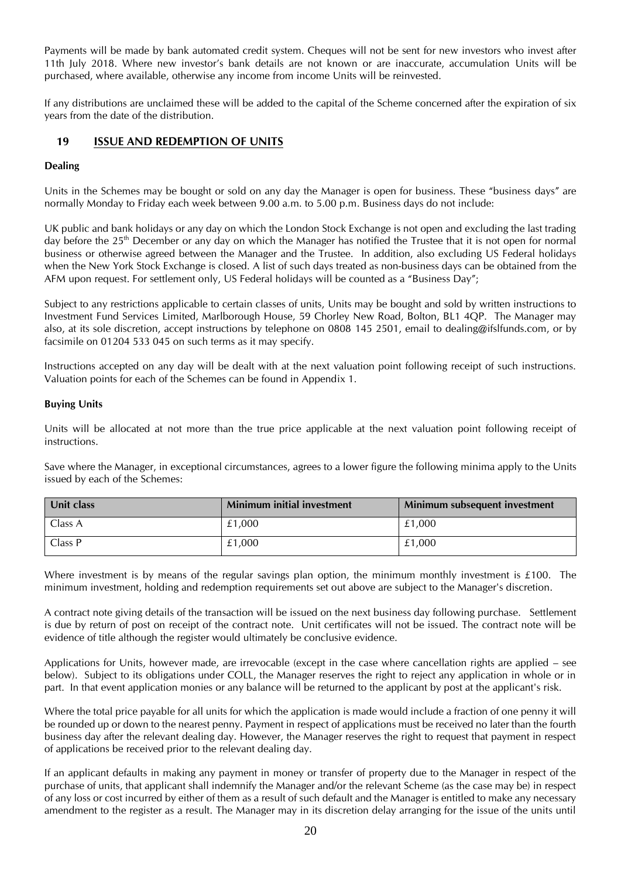Payments will be made by bank automated credit system. Cheques will not be sent for new investors who invest after 11th July 2018. Where new investor's bank details are not known or are inaccurate, accumulation Units will be purchased, where available, otherwise any income from income Units will be reinvested.

If any distributions are unclaimed these will be added to the capital of the Scheme concerned after the expiration of six years from the date of the distribution.

## 19 ISSUE AND REDEMPTION OF UNITS

**Dealing**

Units in the Schemes may be bought or sold on any day the Manager is open for business. These "business days" are normally Monday to Friday each week between 9.00 a.m. to 5.00 p.m. Business days do not include:

UK public and bank holidays or any day on which the London Stock Exchange is not open and excluding the last trading day before the 25th December or any day on which the Manager has notified the Trustee that it is not open for normal business or otherwise agreed between the Manager and the Trustee. In addition, also excluding US Federal holidays when the New York Stock Exchange is closed. A list of such days treated as non-business days can be obtained from the AFM upon request. For settlement only, US Federal holidays will be counted as a "Business Day";

Subject to any restrictions applicable to certain classes of units, Units may be bought and sold by written instructions to Investment Fund Services Limited, Marlborough House, 59 Chorley New Road, Bolton, BL1 4QP. The Manager may also, at its sole discretion, accept instructions by telephone on 0808 145 2501, email to dealing@ifslfunds.com, or by facsimile on 01204 533 045 on such terms as it may specify.

Instructions accepted on any day will be dealt with at the next valuation point following receipt of such instructions. Valuation points for each of the Schemes can be found in Appendix 1.

**Buying Units**

Units will be allocated at not more than the true price applicable at the next valuation point following receipt of instructions.

Save where the Manager, in exceptional circumstances, agrees to a lower figure the following minima apply to the Units issued by each of the Schemes:

| Unit class | Minimum initial investment | Minimum subsequent investment |
|---|---|---|
| Class A | £1,000 | £1,000 |
| Class P | £1,000 | £1,000 |

Where investment is by means of the regular savings plan option, the minimum monthly investment is £100. The minimum investment, holding and redemption requirements set out above are subject to the Manager's discretion.

A contract note giving details of the transaction will be issued on the next business day following purchase. Settlement is due by return of post on receipt of the contract note. Unit certificates will not be issued. The contract note will be evidence of title although the register would ultimately be conclusive evidence.

Applications for Units, however made, are irrevocable (except in the case where cancellation rights are applied – see below). Subject to its obligations under COLL, the Manager reserves the right to reject any application in whole or in part. In that event application monies or any balance will be returned to the applicant by post at the applicant's risk.

Where the total price payable for all units for which the application is made would include a fraction of one penny it will be rounded up or down to the nearest penny. Payment in respect of applications must be received no later than the fourth business day after the relevant dealing day. However, the Manager reserves the right to request that payment in respect of applications be received prior to the relevant dealing day.

If an applicant defaults in making any payment in money or transfer of property due to the Manager in respect of the purchase of units, that applicant shall indemnify the Manager and/or the relevant Scheme (as the case may be) in respect of any loss or cost incurred by either of them as a result of such default and the Manager is entitled to make any necessary amendment to the register as a result. The Manager may in its discretion delay arranging for the issue of the units until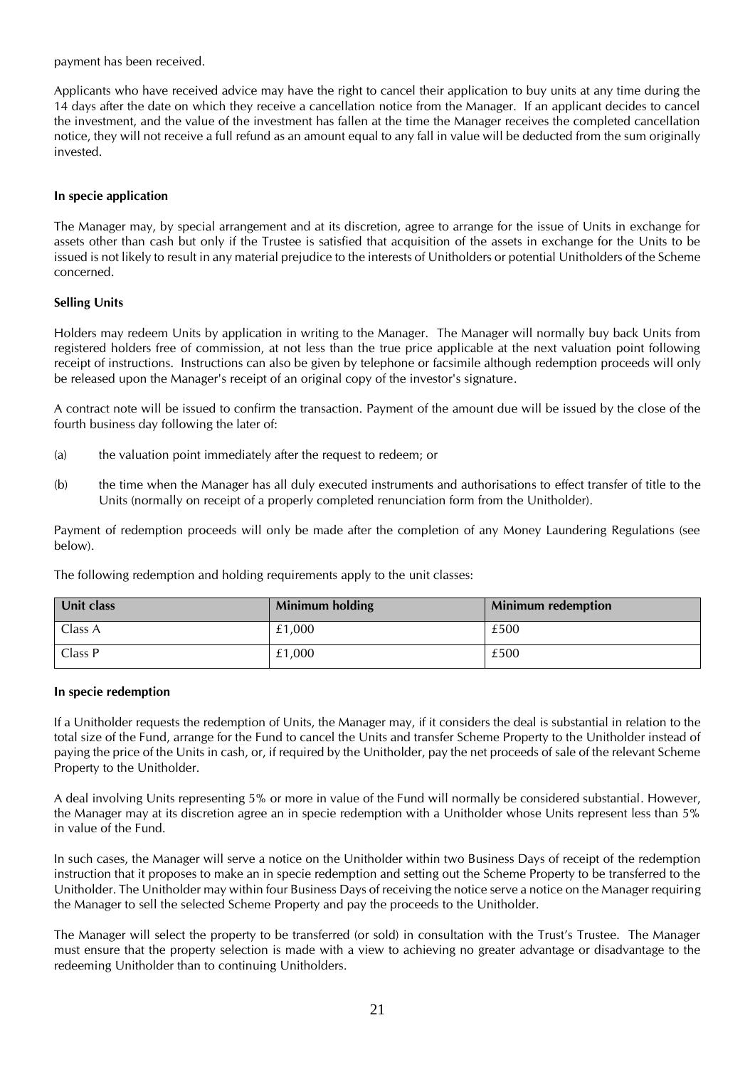payment has been received.

Applicants who have received advice may have the right to cancel their application to buy units at any time during the 14 days after the date on which they receive a cancellation notice from the Manager. If an applicant decides to cancel the investment, and the value of the investment has fallen at the time the Manager receives the completed cancellation notice, they will not receive a full refund as an amount equal to any fall in value will be deducted from the sum originally invested.

**In specie application**

The Manager may, by special arrangement and at its discretion, agree to arrange for the issue of Units in exchange for assets other than cash but only if the Trustee is satisfied that acquisition of the assets in exchange for the Units to be issued is not likely to result in any material prejudice to the interests of Unitholders or potential Unitholders of the Scheme concerned.

**Selling Units**

Holders may redeem Units by application in writing to the Manager. The Manager will normally buy back Units from registered holders free of commission, at not less than the true price applicable at the next valuation point following receipt of instructions. Instructions can also be given by telephone or facsimile although redemption proceeds will only be released upon the Manager's receipt of an original copy of the investor's signature.

A contract note will be issued to confirm the transaction. Payment of the amount due will be issued by the close of the fourth business day following the later of:

(a) the valuation point immediately after the request to redeem; or

(b) the time when the Manager has all duly executed instruments and authorisations to effect transfer of title to the Units (normally on receipt of a properly completed renunciation form from the Unitholder).

Payment of redemption proceeds will only be made after the completion of any Money Laundering Regulations (see below).

The following redemption and holding requirements apply to the unit classes:

| Unit class | Minimum holding | Minimum redemption |
|---|---|---|
| Class A | £1,000 | £500 |
| Class P | £1,000 | £500 |

**In specie redemption**

If a Unitholder requests the redemption of Units, the Manager may, if it considers the deal is substantial in relation to the total size of the Fund, arrange for the Fund to cancel the Units and transfer Scheme Property to the Unitholder instead of paying the price of the Units in cash, or, if required by the Unitholder, pay the net proceeds of sale of the relevant Scheme Property to the Unitholder.

A deal involving Units representing 5% or more in value of the Fund will normally be considered substantial. However, the Manager may at its discretion agree an in specie redemption with a Unitholder whose Units represent less than 5% in value of the Fund.

In such cases, the Manager will serve a notice on the Unitholder within two Business Days of receipt of the redemption instruction that it proposes to make an in specie redemption and setting out the Scheme Property to be transferred to the Unitholder. The Unitholder may within four Business Days of receiving the notice serve a notice on the Manager requiring the Manager to sell the selected Scheme Property and pay the proceeds to the Unitholder.

The Manager will select the property to be transferred (or sold) in consultation with the Trust's Trustee. The Manager must ensure that the property selection is made with a view to achieving no greater advantage or disadvantage to the redeeming Unitholder than to continuing Unitholders.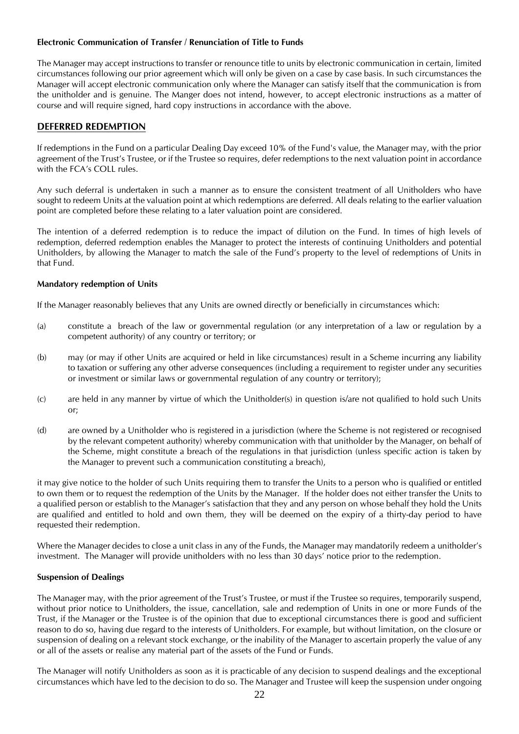**Electronic Communication of Transfer / Renunciation of Title to Funds**

The Manager may accept instructions to transfer or renounce title to units by electronic communication in certain, limited circumstances following our prior agreement which will only be given on a case by case basis. In such circumstances the Manager will accept electronic communication only where the Manager can satisfy itself that the communication is from the unitholder and is genuine. The Manger does not intend, however, to accept electronic instructions as a matter of course and will require signed, hard copy instructions in accordance with the above.

## DEFERRED REDEMPTION

If redemptions in the Fund on a particular Dealing Day exceed 10% of the Fund's value, the Manager may, with the prior agreement of the Trust's Trustee, or if the Trustee so requires, defer redemptions to the next valuation point in accordance with the FCA's COLL rules.

Any such deferral is undertaken in such a manner as to ensure the consistent treatment of all Unitholders who have sought to redeem Units at the valuation point at which redemptions are deferred. All deals relating to the earlier valuation point are completed before these relating to a later valuation point are considered.

The intention of a deferred redemption is to reduce the impact of dilution on the Fund. In times of high levels of redemption, deferred redemption enables the Manager to protect the interests of continuing Unitholders and potential Unitholders, by allowing the Manager to match the sale of the Fund's property to the level of redemptions of Units in that Fund.

**Mandatory redemption of Units**

If the Manager reasonably believes that any Units are owned directly or beneficially in circumstances which:

(a) constitute a breach of the law or governmental regulation (or any interpretation of a law or regulation by a competent authority) of any country or territory; or

(b) may (or may if other Units are acquired or held in like circumstances) result in a Scheme incurring any liability to taxation or suffering any other adverse consequences (including a requirement to register under any securities or investment or similar laws or governmental regulation of any country or territory);

(c) are held in any manner by virtue of which the Unitholder(s) in question is/are not qualified to hold such Units or;

(d) are owned by a Unitholder who is registered in a jurisdiction (where the Scheme is not registered or recognised by the relevant competent authority) whereby communication with that unitholder by the Manager, on behalf of the Scheme, might constitute a breach of the regulations in that jurisdiction (unless specific action is taken by the Manager to prevent such a communication constituting a breach),

it may give notice to the holder of such Units requiring them to transfer the Units to a person who is qualified or entitled to own them or to request the redemption of the Units by the Manager. If the holder does not either transfer the Units to a qualified person or establish to the Manager's satisfaction that they and any person on whose behalf they hold the Units are qualified and entitled to hold and own them, they will be deemed on the expiry of a thirty-day period to have requested their redemption.

Where the Manager decides to close a unit class in any of the Funds, the Manager may mandatorily redeem a unitholder's investment. The Manager will provide unitholders with no less than 30 days' notice prior to the redemption.

**Suspension of Dealings**

The Manager may, with the prior agreement of the Trust's Trustee, or must if the Trustee so requires, temporarily suspend, without prior notice to Unitholders, the issue, cancellation, sale and redemption of Units in one or more Funds of the Trust, if the Manager or the Trustee is of the opinion that due to exceptional circumstances there is good and sufficient reason to do so, having due regard to the interests of Unitholders. For example, but without limitation, on the closure or suspension of dealing on a relevant stock exchange, or the inability of the Manager to ascertain properly the value of any or all of the assets or realise any material part of the assets of the Fund or Funds.

The Manager will notify Unitholders as soon as it is practicable of any decision to suspend dealings and the exceptional circumstances which have led to the decision to do so. The Manager and Trustee will keep the suspension under ongoing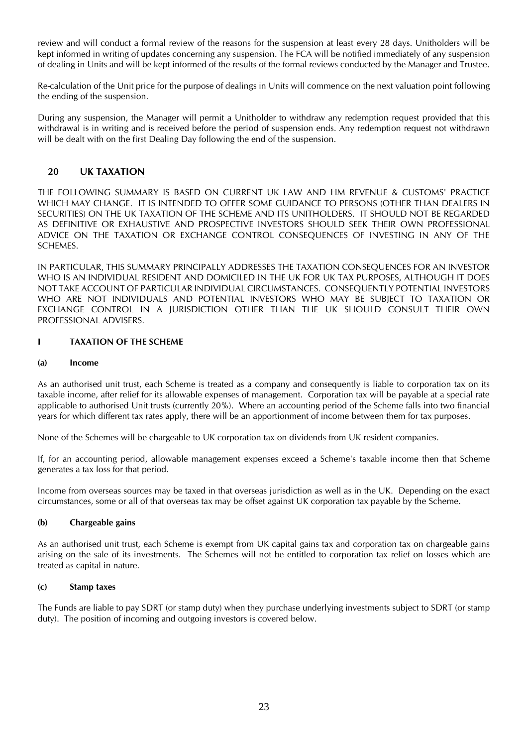review and will conduct a formal review of the reasons for the suspension at least every 28 days. Unitholders will be kept informed in writing of updates concerning any suspension. The FCA will be notified immediately of any suspension of dealing in Units and will be kept informed of the results of the formal reviews conducted by the Manager and Trustee.

Re-calculation of the Unit price for the purpose of dealings in Units will commence on the next valuation point following the ending of the suspension.

During any suspension, the Manager will permit a Unitholder to withdraw any redemption request provided that this withdrawal is in writing and is received before the period of suspension ends. Any redemption request not withdrawn will be dealt with on the first Dealing Day following the end of the suspension.

## 20 UK TAXATION

THE FOLLOWING SUMMARY IS BASED ON CURRENT UK LAW AND HM REVENUE & CUSTOMS' PRACTICE WHICH MAY CHANGE. IT IS INTENDED TO OFFER SOME GUIDANCE TO PERSONS (OTHER THAN DEALERS IN SECURITIES) ON THE UK TAXATION OF THE SCHEME AND ITS UNITHOLDERS. IT SHOULD NOT BE REGARDED AS DEFINITIVE OR EXHAUSTIVE AND PROSPECTIVE INVESTORS SHOULD SEEK THEIR OWN PROFESSIONAL ADVICE ON THE TAXATION OR EXCHANGE CONTROL CONSEQUENCES OF INVESTING IN ANY OF THE SCHEMES.

IN PARTICULAR, THIS SUMMARY PRINCIPALLY ADDRESSES THE TAXATION CONSEQUENCES FOR AN INVESTOR WHO IS AN INDIVIDUAL RESIDENT AND DOMICILED IN THE UK FOR UK TAX PURPOSES, ALTHOUGH IT DOES NOT TAKE ACCOUNT OF PARTICULAR INDIVIDUAL CIRCUMSTANCES. CONSEQUENTLY POTENTIAL INVESTORS WHO ARE NOT INDIVIDUALS AND POTENTIAL INVESTORS WHO MAY BE SUBJECT TO TAXATION OR EXCHANGE CONTROL IN A JURISDICTION OTHER THAN THE UK SHOULD CONSULT THEIR OWN PROFESSIONAL ADVISERS.

### I TAXATION OF THE SCHEME

#### (a) Income

As an authorised unit trust, each Scheme is treated as a company and consequently is liable to corporation tax on its taxable income, after relief for its allowable expenses of management. Corporation tax will be payable at a special rate applicable to authorised Unit trusts (currently 20%). Where an accounting period of the Scheme falls into two financial years for which different tax rates apply, there will be an apportionment of income between them for tax purposes.

None of the Schemes will be chargeable to UK corporation tax on dividends from UK resident companies.

If, for an accounting period, allowable management expenses exceed a Scheme's taxable income then that Scheme generates a tax loss for that period.

Income from overseas sources may be taxed in that overseas jurisdiction as well as in the UK. Depending on the exact circumstances, some or all of that overseas tax may be offset against UK corporation tax payable by the Scheme.

#### (b) Chargeable gains

As an authorised unit trust, each Scheme is exempt from UK capital gains tax and corporation tax on chargeable gains arising on the sale of its investments. The Schemes will not be entitled to corporation tax relief on losses which are treated as capital in nature.

#### (c) Stamp taxes

The Funds are liable to pay SDRT (or stamp duty) when they purchase underlying investments subject to SDRT (or stamp duty). The position of incoming and outgoing investors is covered below.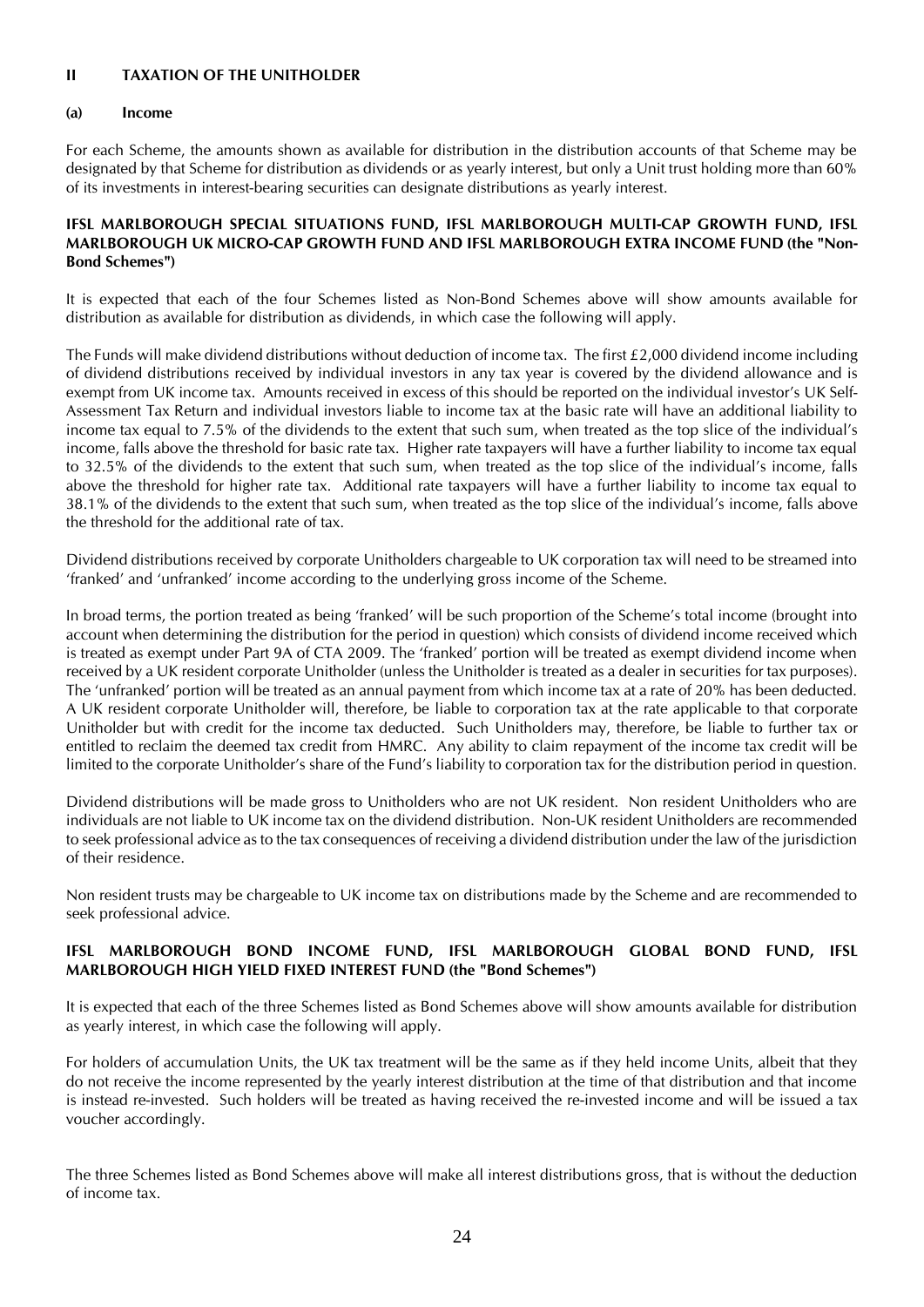## II TAXATION OF THE UNITHOLDER

### (a) Income

For each Scheme, the amounts shown as available for distribution in the distribution accounts of that Scheme may be designated by that Scheme for distribution as dividends or as yearly interest, but only a Unit trust holding more than 60% of its investments in interest-bearing securities can designate distributions as yearly interest.

**IFSL MARLBOROUGH SPECIAL SITUATIONS FUND, IFSL MARLBOROUGH MULTI-CAP GROWTH FUND, IFSL MARLBOROUGH UK MICRO-CAP GROWTH FUND AND IFSL MARLBOROUGH EXTRA INCOME FUND (the "Non-Bond Schemes")**

It is expected that each of the four Schemes listed as Non-Bond Schemes above will show amounts available for distribution as available for distribution as dividends, in which case the following will apply.

The Funds will make dividend distributions without deduction of income tax. The first £2,000 dividend income including of dividend distributions received by individual investors in any tax year is covered by the dividend allowance and is exempt from UK income tax. Amounts received in excess of this should be reported on the individual investor's UK Self-Assessment Tax Return and individual investors liable to income tax at the basic rate will have an additional liability to income tax equal to 7.5% of the dividends to the extent that such sum, when treated as the top slice of the individual's income, falls above the threshold for basic rate tax. Higher rate taxpayers will have a further liability to income tax equal to 32.5% of the dividends to the extent that such sum, when treated as the top slice of the individual's income, falls above the threshold for higher rate tax. Additional rate taxpayers will have a further liability to income tax equal to 38.1% of the dividends to the extent that such sum, when treated as the top slice of the individual's income, falls above the threshold for the additional rate of tax.

Dividend distributions received by corporate Unitholders chargeable to UK corporation tax will need to be streamed into 'franked' and 'unfranked' income according to the underlying gross income of the Scheme.

In broad terms, the portion treated as being 'franked' will be such proportion of the Scheme's total income (brought into account when determining the distribution for the period in question) which consists of dividend income received which is treated as exempt under Part 9A of CTA 2009. The 'franked' portion will be treated as exempt dividend income when received by a UK resident corporate Unitholder (unless the Unitholder is treated as a dealer in securities for tax purposes). The 'unfranked' portion will be treated as an annual payment from which income tax at a rate of 20% has been deducted. A UK resident corporate Unitholder will, therefore, be liable to corporation tax at the rate applicable to that corporate Unitholder but with credit for the income tax deducted. Such Unitholders may, therefore, be liable to further tax or entitled to reclaim the deemed tax credit from HMRC. Any ability to claim repayment of the income tax credit will be limited to the corporate Unitholder's share of the Fund's liability to corporation tax for the distribution period in question.

Dividend distributions will be made gross to Unitholders who are not UK resident. Non resident Unitholders who are individuals are not liable to UK income tax on the dividend distribution. Non-UK resident Unitholders are recommended to seek professional advice as to the tax consequences of receiving a dividend distribution under the law of the jurisdiction of their residence.

Non resident trusts may be chargeable to UK income tax on distributions made by the Scheme and are recommended to seek professional advice.

**IFSL MARLBOROUGH BOND INCOME FUND, IFSL MARLBOROUGH GLOBAL BOND FUND, IFSL MARLBOROUGH HIGH YIELD FIXED INTEREST FUND (the "Bond Schemes")**

It is expected that each of the three Schemes listed as Bond Schemes above will show amounts available for distribution as yearly interest, in which case the following will apply.

For holders of accumulation Units, the UK tax treatment will be the same as if they held income Units, albeit that they do not receive the income represented by the yearly interest distribution at the time of that distribution and that income is instead re-invested. Such holders will be treated as having received the re-invested income and will be issued a tax voucher accordingly.

The three Schemes listed as Bond Schemes above will make all interest distributions gross, that is without the deduction of income tax.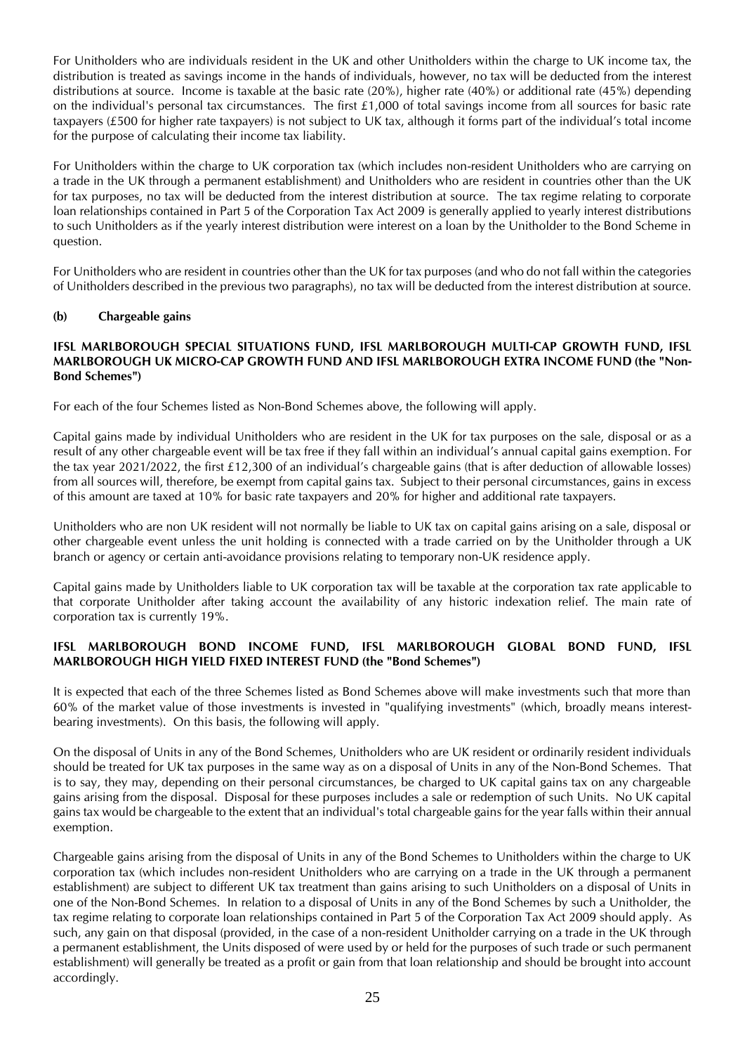For Unitholders who are individuals resident in the UK and other Unitholders within the charge to UK income tax, the distribution is treated as savings income in the hands of individuals, however, no tax will be deducted from the interest distributions at source. Income is taxable at the basic rate (20%), higher rate (40%) or additional rate (45%) depending on the individual's personal tax circumstances. The first £1,000 of total savings income from all sources for basic rate taxpayers (£500 for higher rate taxpayers) is not subject to UK tax, although it forms part of the individual's total income for the purpose of calculating their income tax liability.

For Unitholders within the charge to UK corporation tax (which includes non-resident Unitholders who are carrying on a trade in the UK through a permanent establishment) and Unitholders who are resident in countries other than the UK for tax purposes, no tax will be deducted from the interest distribution at source. The tax regime relating to corporate loan relationships contained in Part 5 of the Corporation Tax Act 2009 is generally applied to yearly interest distributions to such Unitholders as if the yearly interest distribution were interest on a loan by the Unitholder to the Bond Scheme in question.

For Unitholders who are resident in countries other than the UK for tax purposes (and who do not fall within the categories of Unitholders described in the previous two paragraphs), no tax will be deducted from the interest distribution at source.

**(b) Chargeable gains**

**IFSL MARLBOROUGH SPECIAL SITUATIONS FUND, IFSL MARLBOROUGH MULTI-CAP GROWTH FUND, IFSL MARLBOROUGH UK MICRO-CAP GROWTH FUND AND IFSL MARLBOROUGH EXTRA INCOME FUND (the "Non-Bond Schemes")**

For each of the four Schemes listed as Non-Bond Schemes above, the following will apply.

Capital gains made by individual Unitholders who are resident in the UK for tax purposes on the sale, disposal or as a result of any other chargeable event will be tax free if they fall within an individual's annual capital gains exemption. For the tax year 2021/2022, the first £12,300 of an individual's chargeable gains (that is after deduction of allowable losses) from all sources will, therefore, be exempt from capital gains tax. Subject to their personal circumstances, gains in excess of this amount are taxed at 10% for basic rate taxpayers and 20% for higher and additional rate taxpayers.

Unitholders who are non UK resident will not normally be liable to UK tax on capital gains arising on a sale, disposal or other chargeable event unless the unit holding is connected with a trade carried on by the Unitholder through a UK branch or agency or certain anti-avoidance provisions relating to temporary non-UK residence apply.

Capital gains made by Unitholders liable to UK corporation tax will be taxable at the corporation tax rate applicable to that corporate Unitholder after taking account the availability of any historic indexation relief. The main rate of corporation tax is currently 19%.

**IFSL MARLBOROUGH BOND INCOME FUND, IFSL MARLBOROUGH GLOBAL BOND FUND, IFSL MARLBOROUGH HIGH YIELD FIXED INTEREST FUND (the "Bond Schemes")**

It is expected that each of the three Schemes listed as Bond Schemes above will make investments such that more than 60% of the market value of those investments is invested in "qualifying investments" (which, broadly means interest-bearing investments). On this basis, the following will apply.

On the disposal of Units in any of the Bond Schemes, Unitholders who are UK resident or ordinarily resident individuals should be treated for UK tax purposes in the same way as on a disposal of Units in any of the Non-Bond Schemes. That is to say, they may, depending on their personal circumstances, be charged to UK capital gains tax on any chargeable gains arising from the disposal. Disposal for these purposes includes a sale or redemption of such Units. No UK capital gains tax would be chargeable to the extent that an individual's total chargeable gains for the year falls within their annual exemption.

Chargeable gains arising from the disposal of Units in any of the Bond Schemes to Unitholders within the charge to UK corporation tax (which includes non-resident Unitholders who are carrying on a trade in the UK through a permanent establishment) are subject to different UK tax treatment than gains arising to such Unitholders on a disposal of Units in one of the Non-Bond Schemes. In relation to a disposal of Units in any of the Bond Schemes by such a Unitholder, the tax regime relating to corporate loan relationships contained in Part 5 of the Corporation Tax Act 2009 should apply. As such, any gain on that disposal (provided, in the case of a non-resident Unitholder carrying on a trade in the UK through a permanent establishment, the Units disposed of were used by or held for the purposes of such trade or such permanent establishment) will generally be treated as a profit or gain from that loan relationship and should be brought into account accordingly.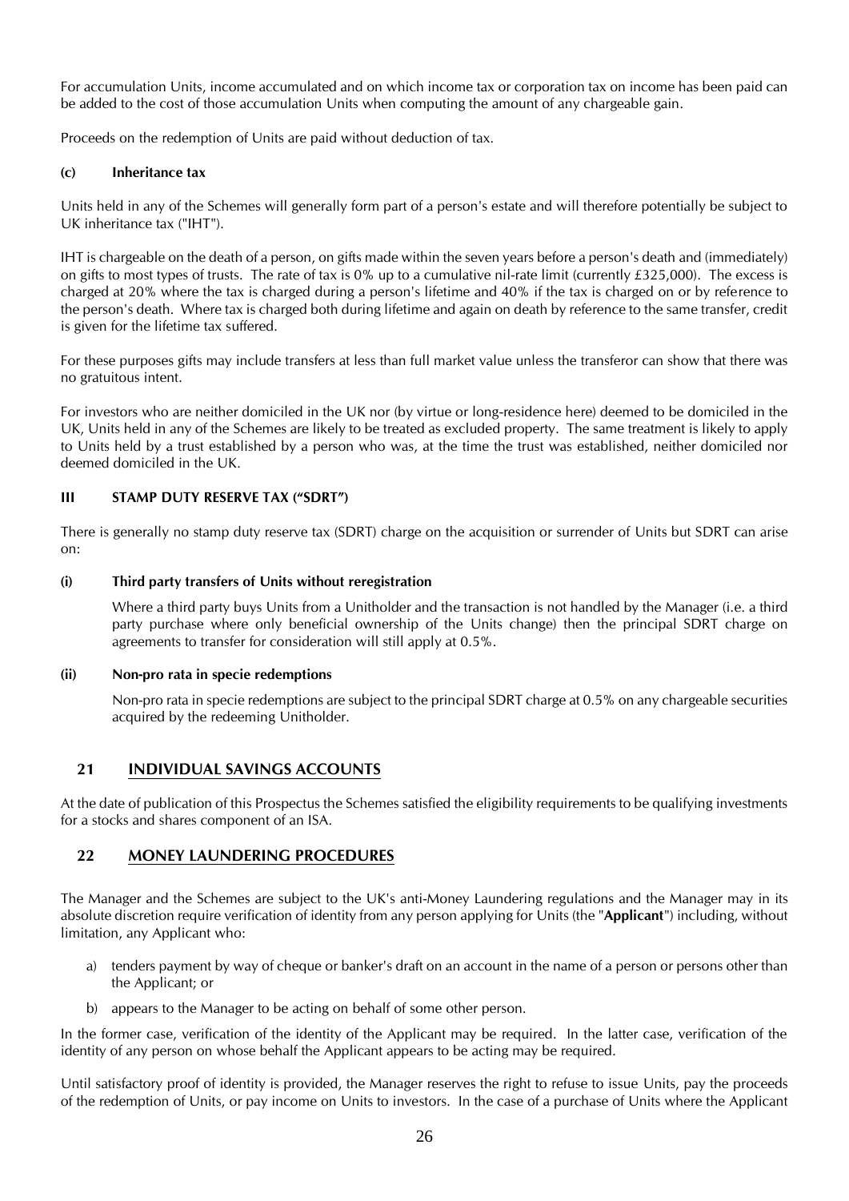For accumulation Units, income accumulated and on which income tax or corporation tax on income has been paid can be added to the cost of those accumulation Units when computing the amount of any chargeable gain.

Proceeds on the redemption of Units are paid without deduction of tax.

**(c) Inheritance tax**

Units held in any of the Schemes will generally form part of a person's estate and will therefore potentially be subject to UK inheritance tax ("IHT").

IHT is chargeable on the death of a person, on gifts made within the seven years before a person's death and (immediately) on gifts to most types of trusts. The rate of tax is 0% up to a cumulative nil-rate limit (currently £325,000). The excess is charged at 20% where the tax is charged during a person's lifetime and 40% if the tax is charged on or by reference to the person's death. Where tax is charged both during lifetime and again on death by reference to the same transfer, credit is given for the lifetime tax suffered.

For these purposes gifts may include transfers at less than full market value unless the transferor can show that there was no gratuitous intent.

For investors who are neither domiciled in the UK nor (by virtue or long-residence here) deemed to be domiciled in the UK, Units held in any of the Schemes are likely to be treated as excluded property. The same treatment is likely to apply to Units held by a trust established by a person who was, at the time the trust was established, neither domiciled nor deemed domiciled in the UK.

**III STAMP DUTY RESERVE TAX ("SDRT")**

There is generally no stamp duty reserve tax (SDRT) charge on the acquisition or surrender of Units but SDRT can arise on:

**(i) Third party transfers of Units without reregistration**

Where a third party buys Units from a Unitholder and the transaction is not handled by the Manager (i.e. a third party purchase where only beneficial ownership of the Units change) then the principal SDRT charge on agreements to transfer for consideration will still apply at 0.5%.

**(ii) Non-pro rata in specie redemptions**

Non-pro rata in specie redemptions are subject to the principal SDRT charge at 0.5% on any chargeable securities acquired by the redeeming Unitholder.

## 21 INDIVIDUAL SAVINGS ACCOUNTS

At the date of publication of this Prospectus the Schemes satisfied the eligibility requirements to be qualifying investments for a stocks and shares component of an ISA.

## 22 MONEY LAUNDERING PROCEDURES

The Manager and the Schemes are subject to the UK's anti-Money Laundering regulations and the Manager may in its absolute discretion require verification of identity from any person applying for Units (the "**Applicant**") including, without limitation, any Applicant who:

a) tenders payment by way of cheque or banker's draft on an account in the name of a person or persons other than the Applicant; or

b) appears to the Manager to be acting on behalf of some other person.

In the former case, verification of the identity of the Applicant may be required. In the latter case, verification of the identity of any person on whose behalf the Applicant appears to be acting may be required.

Until satisfactory proof of identity is provided, the Manager reserves the right to refuse to issue Units, pay the proceeds of the redemption of Units, or pay income on Units to investors. In the case of a purchase of Units where the Applicant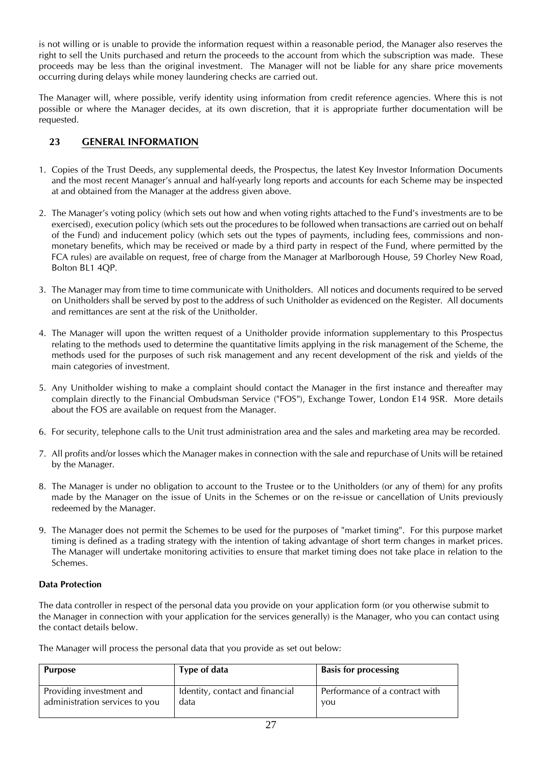is not willing or is unable to provide the information request within a reasonable period, the Manager also reserves the right to sell the Units purchased and return the proceeds to the account from which the subscription was made. These proceeds may be less than the original investment. The Manager will not be liable for any share price movements occurring during delays while money laundering checks are carried out.

The Manager will, where possible, verify identity using information from credit reference agencies. Where this is not possible or where the Manager decides, at its own discretion, that it is appropriate further documentation will be requested.

## 23 GENERAL INFORMATION

1. Copies of the Trust Deeds, any supplemental deeds, the Prospectus, the latest Key Investor Information Documents and the most recent Manager's annual and half-yearly long reports and accounts for each Scheme may be inspected at and obtained from the Manager at the address given above.

2. The Manager's voting policy (which sets out how and when voting rights attached to the Fund's investments are to be exercised), execution policy (which sets out the procedures to be followed when transactions are carried out on behalf of the Fund) and inducement policy (which sets out the types of payments, including fees, commissions and non-monetary benefits, which may be received or made by a third party in respect of the Fund, where permitted by the FCA rules) are available on request, free of charge from the Manager at Marlborough House, 59 Chorley New Road, Bolton BL1 4QP.

3. The Manager may from time to time communicate with Unitholders. All notices and documents required to be served on Unitholders shall be served by post to the address of such Unitholder as evidenced on the Register. All documents and remittances are sent at the risk of the Unitholder.

4. The Manager will upon the written request of a Unitholder provide information supplementary to this Prospectus relating to the methods used to determine the quantitative limits applying in the risk management of the Scheme, the methods used for the purposes of such risk management and any recent development of the risk and yields of the main categories of investment.

5. Any Unitholder wishing to make a complaint should contact the Manager in the first instance and thereafter may complain directly to the Financial Ombudsman Service ("FOS"), Exchange Tower, London E14 9SR. More details about the FOS are available on request from the Manager.

6. For security, telephone calls to the Unit trust administration area and the sales and marketing area may be recorded.

7. All profits and/or losses which the Manager makes in connection with the sale and repurchase of Units will be retained by the Manager.

8. The Manager is under no obligation to account to the Trustee or to the Unitholders (or any of them) for any profits made by the Manager on the issue of Units in the Schemes or on the re-issue or cancellation of Units previously redeemed by the Manager.

9. The Manager does not permit the Schemes to be used for the purposes of "market timing". For this purpose market timing is defined as a trading strategy with the intention of taking advantage of short term changes in market prices. The Manager will undertake monitoring activities to ensure that market timing does not take place in relation to the Schemes.

**Data Protection**

The data controller in respect of the personal data you provide on your application form (or you otherwise submit to the Manager in connection with your application for the services generally) is the Manager, who you can contact using the contact details below.

The Manager will process the personal data that you provide as set out below:

| Purpose | Type of data | Basis for processing |
|---|---|---|
| Providing investment and administration services to you | Identity, contact and financial data | Performance of a contract with you |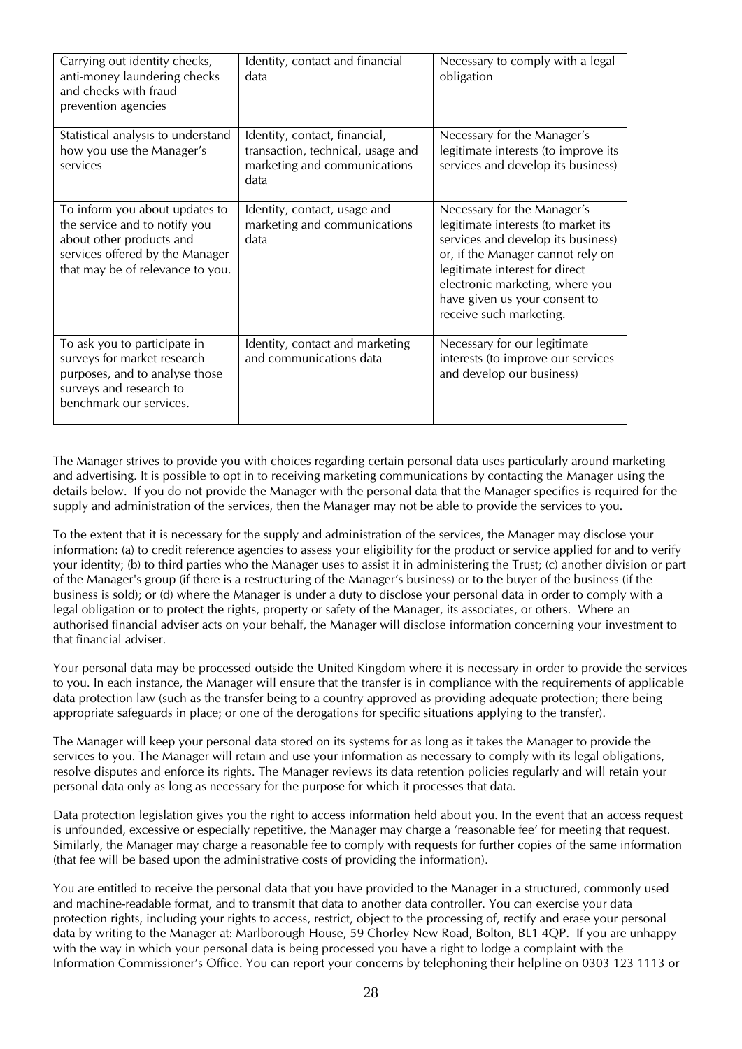| | | |
|---|---|---|
| Carrying out identity checks, anti-money laundering checks and checks with fraud prevention agencies | Identity, contact and financial data | Necessary to comply with a legal obligation |
| Statistical analysis to understand how you use the Manager's services | Identity, contact, financial, transaction, technical, usage and marketing and communications data | Necessary for the Manager's legitimate interests (to improve its services and develop its business) |
| To inform you about updates to the service and to notify you about other products and services offered by the Manager that may be of relevance to you. | Identity, contact, usage and marketing and communications data | Necessary for the Manager's legitimate interests (to market its services and develop its business) or, if the Manager cannot rely on legitimate interest for direct electronic marketing, where you have given us your consent to receive such marketing. |
| To ask you to participate in surveys for market research purposes, and to analyse those surveys and research to benchmark our services. | Identity, contact and marketing and communications data | Necessary for our legitimate interests (to improve our services and develop our business) |

The Manager strives to provide you with choices regarding certain personal data uses particularly around marketing and advertising. It is possible to opt in to receiving marketing communications by contacting the Manager using the details below. If you do not provide the Manager with the personal data that the Manager specifies is required for the supply and administration of the services, then the Manager may not be able to provide the services to you.

To the extent that it is necessary for the supply and administration of the services, the Manager may disclose your information: (a) to credit reference agencies to assess your eligibility for the product or service applied for and to verify your identity; (b) to third parties who the Manager uses to assist it in administering the Trust; (c) another division or part of the Manager's group (if there is a restructuring of the Manager's business) or to the buyer of the business (if the business is sold); or (d) where the Manager is under a duty to disclose your personal data in order to comply with a legal obligation or to protect the rights, property or safety of the Manager, its associates, or others. Where an authorised financial adviser acts on your behalf, the Manager will disclose information concerning your investment to that financial adviser.

Your personal data may be processed outside the United Kingdom where it is necessary in order to provide the services to you. In each instance, the Manager will ensure that the transfer is in compliance with the requirements of applicable data protection law (such as the transfer being to a country approved as providing adequate protection; there being appropriate safeguards in place; or one of the derogations for specific situations applying to the transfer).

The Manager will keep your personal data stored on its systems for as long as it takes the Manager to provide the services to you. The Manager will retain and use your information as necessary to comply with its legal obligations, resolve disputes and enforce its rights. The Manager reviews its data retention policies regularly and will retain your personal data only as long as necessary for the purpose for which it processes that data.

Data protection legislation gives you the right to access information held about you. In the event that an access request is unfounded, excessive or especially repetitive, the Manager may charge a 'reasonable fee' for meeting that request. Similarly, the Manager may charge a reasonable fee to comply with requests for further copies of the same information (that fee will be based upon the administrative costs of providing the information).

You are entitled to receive the personal data that you have provided to the Manager in a structured, commonly used and machine-readable format, and to transmit that data to another data controller. You can exercise your data protection rights, including your rights to access, restrict, object to the processing of, rectify and erase your personal data by writing to the Manager at: Marlborough House, 59 Chorley New Road, Bolton, BL1 4QP. If you are unhappy with the way in which your personal data is being processed you have a right to lodge a complaint with the Information Commissioner's Office. You can report your concerns by telephoning their helpline on 0303 123 1113 or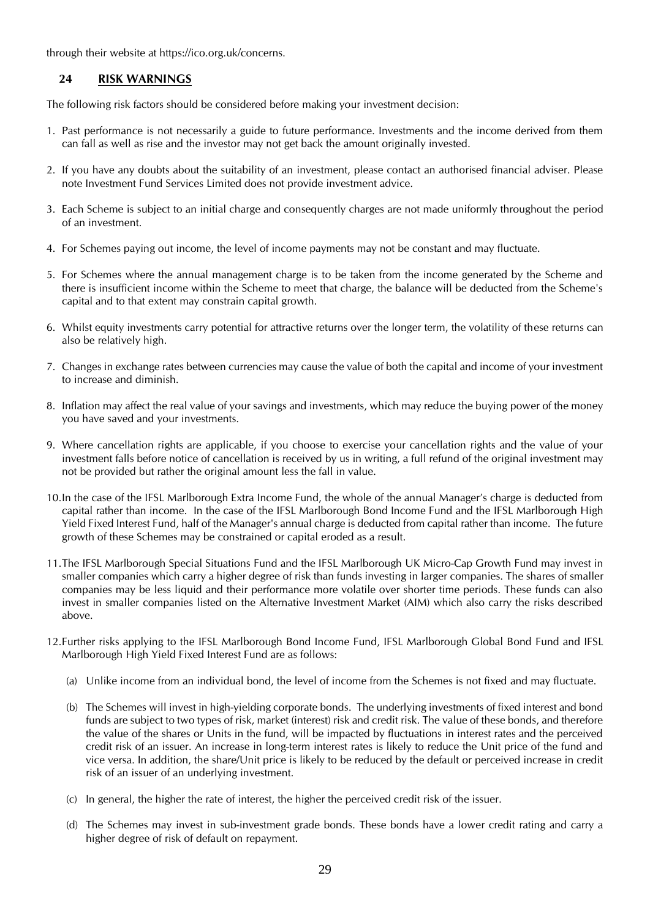through their website at https://ico.org.uk/concerns.

## 24 RISK WARNINGS

The following risk factors should be considered before making your investment decision:

1. Past performance is not necessarily a guide to future performance. Investments and the income derived from them can fall as well as rise and the investor may not get back the amount originally invested.

2. If you have any doubts about the suitability of an investment, please contact an authorised financial adviser. Please note Investment Fund Services Limited does not provide investment advice.

3. Each Scheme is subject to an initial charge and consequently charges are not made uniformly throughout the period of an investment.

4. For Schemes paying out income, the level of income payments may not be constant and may fluctuate.

5. For Schemes where the annual management charge is to be taken from the income generated by the Scheme and there is insufficient income within the Scheme to meet that charge, the balance will be deducted from the Scheme's capital and to that extent may constrain capital growth.

6. Whilst equity investments carry potential for attractive returns over the longer term, the volatility of these returns can also be relatively high.

7. Changes in exchange rates between currencies may cause the value of both the capital and income of your investment to increase and diminish.

8. Inflation may affect the real value of your savings and investments, which may reduce the buying power of the money you have saved and your investments.

9. Where cancellation rights are applicable, if you choose to exercise your cancellation rights and the value of your investment falls before notice of cancellation is received by us in writing, a full refund of the original investment may not be provided but rather the original amount less the fall in value.

10. In the case of the IFSL Marlborough Extra Income Fund, the whole of the annual Manager's charge is deducted from capital rather than income. In the case of the IFSL Marlborough Bond Income Fund and the IFSL Marlborough High Yield Fixed Interest Fund, half of the Manager's annual charge is deducted from capital rather than income. The future growth of these Schemes may be constrained or capital eroded as a result.

11. The IFSL Marlborough Special Situations Fund and the IFSL Marlborough UK Micro-Cap Growth Fund may invest in smaller companies which carry a higher degree of risk than funds investing in larger companies. The shares of smaller companies may be less liquid and their performance more volatile over shorter time periods. These funds can also invest in smaller companies listed on the Alternative Investment Market (AIM) which also carry the risks described above.

12. Further risks applying to the IFSL Marlborough Bond Income Fund, IFSL Marlborough Global Bond Fund and IFSL Marlborough High Yield Fixed Interest Fund are as follows:

    (a) Unlike income from an individual bond, the level of income from the Schemes is not fixed and may fluctuate.

    (b) The Schemes will invest in high-yielding corporate bonds. The underlying investments of fixed interest and bond funds are subject to two types of risk, market (interest) risk and credit risk. The value of these bonds, and therefore the value of the shares or Units in the fund, will be impacted by fluctuations in interest rates and the perceived credit risk of an issuer. An increase in long-term interest rates is likely to reduce the Unit price of the fund and vice versa. In addition, the share/Unit price is likely to be reduced by the default or perceived increase in credit risk of an issuer of an underlying investment.

    (c) In general, the higher the rate of interest, the higher the perceived credit risk of the issuer.

    (d) The Schemes may invest in sub-investment grade bonds. These bonds have a lower credit rating and carry a higher degree of risk of default on repayment.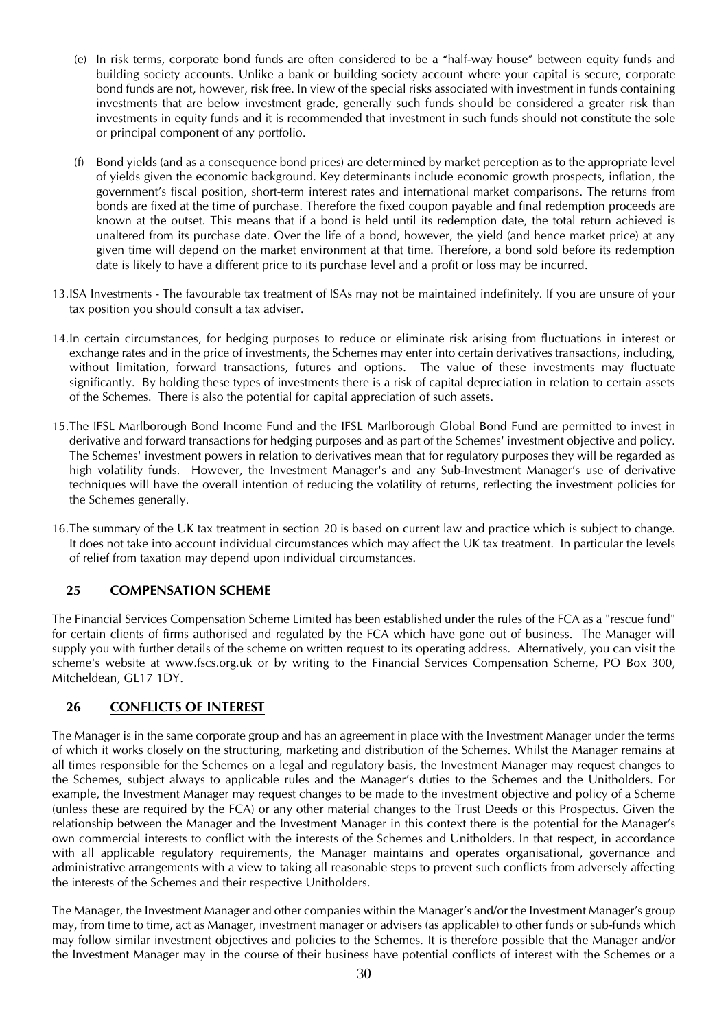(e) In risk terms, corporate bond funds are often considered to be a "half-way house" between equity funds and building society accounts. Unlike a bank or building society account where your capital is secure, corporate bond funds are not, however, risk free. In view of the special risks associated with investment in funds containing investments that are below investment grade, generally such funds should be considered a greater risk than investments in equity funds and it is recommended that investment in such funds should not constitute the sole or principal component of any portfolio.

(f) Bond yields (and as a consequence bond prices) are determined by market perception as to the appropriate level of yields given the economic background. Key determinants include economic growth prospects, inflation, the government's fiscal position, short-term interest rates and international market comparisons. The returns from bonds are fixed at the time of purchase. Therefore the fixed coupon payable and final redemption proceeds are known at the outset. This means that if a bond is held until its redemption date, the total return achieved is unaltered from its purchase date. Over the life of a bond, however, the yield (and hence market price) at any given time will depend on the market environment at that time. Therefore, a bond sold before its redemption date is likely to have a different price to its purchase level and a profit or loss may be incurred.

13. ISA Investments - The favourable tax treatment of ISAs may not be maintained indefinitely. If you are unsure of your tax position you should consult a tax adviser.

14. In certain circumstances, for hedging purposes to reduce or eliminate risk arising from fluctuations in interest or exchange rates and in the price of investments, the Schemes may enter into certain derivatives transactions, including, without limitation, forward transactions, futures and options. The value of these investments may fluctuate significantly. By holding these types of investments there is a risk of capital depreciation in relation to certain assets of the Schemes. There is also the potential for capital appreciation of such assets.

15. The IFSL Marlborough Bond Income Fund and the IFSL Marlborough Global Bond Fund are permitted to invest in derivative and forward transactions for hedging purposes and as part of the Schemes' investment objective and policy. The Schemes' investment powers in relation to derivatives mean that for regulatory purposes they will be regarded as high volatility funds. However, the Investment Manager's and any Sub-Investment Manager's use of derivative techniques will have the overall intention of reducing the volatility of returns, reflecting the investment policies for the Schemes generally.

16. The summary of the UK tax treatment in section 20 is based on current law and practice which is subject to change. It does not take into account individual circumstances which may affect the UK tax treatment. In particular the levels of relief from taxation may depend upon individual circumstances.

## 25 COMPENSATION SCHEME

The Financial Services Compensation Scheme Limited has been established under the rules of the FCA as a "rescue fund" for certain clients of firms authorised and regulated by the FCA which have gone out of business. The Manager will supply you with further details of the scheme on written request to its operating address. Alternatively, you can visit the scheme's website at www.fscs.org.uk or by writing to the Financial Services Compensation Scheme, PO Box 300, Mitcheldean, GL17 1DY.

## 26 CONFLICTS OF INTEREST

The Manager is in the same corporate group and has an agreement in place with the Investment Manager under the terms of which it works closely on the structuring, marketing and distribution of the Schemes. Whilst the Manager remains at all times responsible for the Schemes on a legal and regulatory basis, the Investment Manager may request changes to the Schemes, subject always to applicable rules and the Manager's duties to the Schemes and the Unitholders. For example, the Investment Manager may request changes to be made to the investment objective and policy of a Scheme (unless these are required by the FCA) or any other material changes to the Trust Deeds or this Prospectus. Given the relationship between the Manager and the Investment Manager in this context there is the potential for the Manager's own commercial interests to conflict with the interests of the Schemes and Unitholders. In that respect, in accordance with all applicable regulatory requirements, the Manager maintains and operates organisational, governance and administrative arrangements with a view to taking all reasonable steps to prevent such conflicts from adversely affecting the interests of the Schemes and their respective Unitholders.

The Manager, the Investment Manager and other companies within the Manager's and/or the Investment Manager's group may, from time to time, act as Manager, investment manager or advisers (as applicable) to other funds or sub-funds which may follow similar investment objectives and policies to the Schemes. It is therefore possible that the Manager and/or the Investment Manager may in the course of their business have potential conflicts of interest with the Schemes or a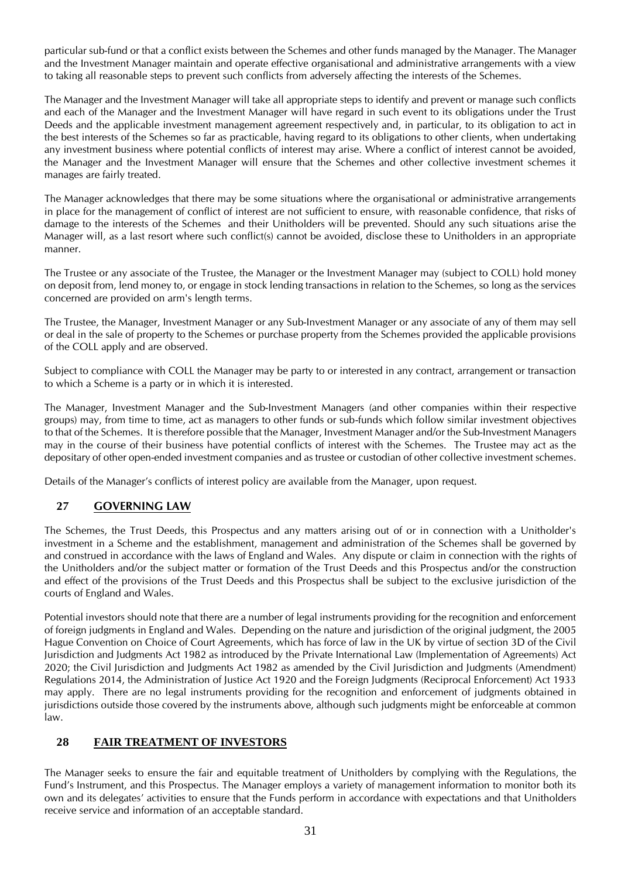particular sub-fund or that a conflict exists between the Schemes and other funds managed by the Manager. The Manager and the Investment Manager maintain and operate effective organisational and administrative arrangements with a view to taking all reasonable steps to prevent such conflicts from adversely affecting the interests of the Schemes.

The Manager and the Investment Manager will take all appropriate steps to identify and prevent or manage such conflicts and each of the Manager and the Investment Manager will have regard in such event to its obligations under the Trust Deeds and the applicable investment management agreement respectively and, in particular, to its obligation to act in the best interests of the Schemes so far as practicable, having regard to its obligations to other clients, when undertaking any investment business where potential conflicts of interest may arise. Where a conflict of interest cannot be avoided, the Manager and the Investment Manager will ensure that the Schemes and other collective investment schemes it manages are fairly treated.

The Manager acknowledges that there may be some situations where the organisational or administrative arrangements in place for the management of conflict of interest are not sufficient to ensure, with reasonable confidence, that risks of damage to the interests of the Schemes and their Unitholders will be prevented. Should any such situations arise the Manager will, as a last resort where such conflict(s) cannot be avoided, disclose these to Unitholders in an appropriate manner.

The Trustee or any associate of the Trustee, the Manager or the Investment Manager may (subject to COLL) hold money on deposit from, lend money to, or engage in stock lending transactions in relation to the Schemes, so long as the services concerned are provided on arm's length terms.

The Trustee, the Manager, Investment Manager or any Sub-Investment Manager or any associate of any of them may sell or deal in the sale of property to the Schemes or purchase property from the Schemes provided the applicable provisions of the COLL apply and are observed.

Subject to compliance with COLL the Manager may be party to or interested in any contract, arrangement or transaction to which a Scheme is a party or in which it is interested.

The Manager, Investment Manager and the Sub-Investment Managers (and other companies within their respective groups) may, from time to time, act as managers to other funds or sub-funds which follow similar investment objectives to that of the Schemes. It is therefore possible that the Manager, Investment Manager and/or the Sub-Investment Managers may in the course of their business have potential conflicts of interest with the Schemes. The Trustee may act as the depositary of other open-ended investment companies and as trustee or custodian of other collective investment schemes.

Details of the Manager's conflicts of interest policy are available from the Manager, upon request.

## 27 GOVERNING LAW

The Schemes, the Trust Deeds, this Prospectus and any matters arising out of or in connection with a Unitholder's investment in a Scheme and the establishment, management and administration of the Schemes shall be governed by and construed in accordance with the laws of England and Wales. Any dispute or claim in connection with the rights of the Unitholders and/or the subject matter or formation of the Trust Deeds and this Prospectus and/or the construction and effect of the provisions of the Trust Deeds and this Prospectus shall be subject to the exclusive jurisdiction of the courts of England and Wales.

Potential investors should note that there are a number of legal instruments providing for the recognition and enforcement of foreign judgments in England and Wales. Depending on the nature and jurisdiction of the original judgment, the 2005 Hague Convention on Choice of Court Agreements, which has force of law in the UK by virtue of section 3D of the Civil Jurisdiction and Judgments Act 1982 as introduced by the Private International Law (Implementation of Agreements) Act 2020; the Civil Jurisdiction and Judgments Act 1982 as amended by the Civil Jurisdiction and Judgments (Amendment) Regulations 2014, the Administration of Justice Act 1920 and the Foreign Judgments (Reciprocal Enforcement) Act 1933 may apply. There are no legal instruments providing for the recognition and enforcement of judgments obtained in jurisdictions outside those covered by the instruments above, although such judgments might be enforceable at common law.

## 28 FAIR TREATMENT OF INVESTORS

The Manager seeks to ensure the fair and equitable treatment of Unitholders by complying with the Regulations, the Fund's Instrument, and this Prospectus. The Manager employs a variety of management information to monitor both its own and its delegates' activities to ensure that the Funds perform in accordance with expectations and that Unitholders receive service and information of an acceptable standard.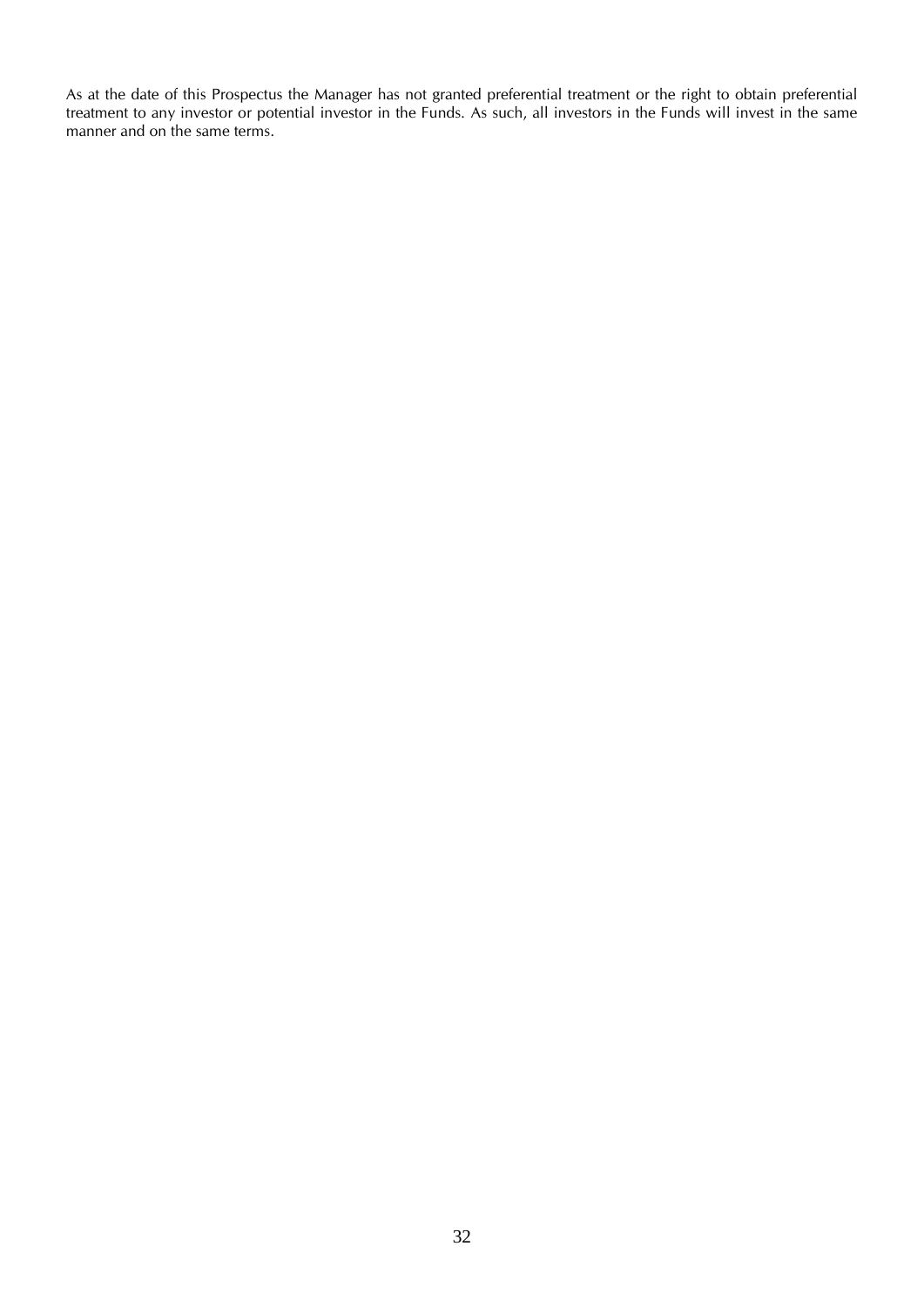As at the date of this Prospectus the Manager has not granted preferential treatment or the right to obtain preferential treatment to any investor or potential investor in the Funds. As such, all investors in the Funds will invest in the same manner and on the same terms.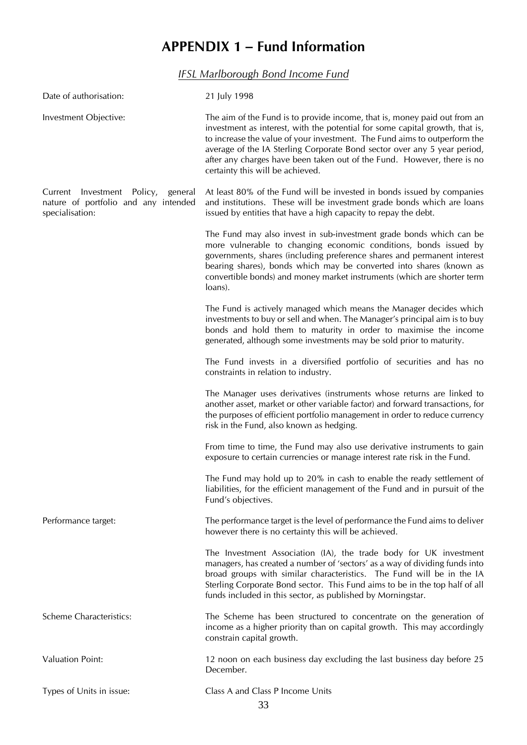# APPENDIX 1 – Fund Information

## *IFSL Marlborough Bond Income Fund*

| | |
|---|---|
| Date of authorisation: | 21 July 1998 |
| Investment Objective: | The aim of the Fund is to provide income, that is, money paid out from an investment as interest, with the potential for some capital growth, that is, to increase the value of your investment. The Fund aims to outperform the average of the IA Sterling Corporate Bond sector over any 5 year period, after any charges have been taken out of the Fund. However, there is no certainty this will be achieved. |
| Current Investment Policy, general nature of portfolio and any intended specialisation: | At least 80% of the Fund will be invested in bonds issued by companies and institutions. These will be investment grade bonds which are loans issued by entities that have a high capacity to repay the debt.<br><br>The Fund may also invest in sub-investment grade bonds which can be more vulnerable to changing economic conditions, bonds issued by governments, shares (including preference shares and permanent interest bearing shares), bonds which may be converted into shares (known as convertible bonds) and money market instruments (which are shorter term loans).<br><br>The Fund is actively managed which means the Manager decides which investments to buy or sell and when. The Manager's principal aim is to buy bonds and hold them to maturity in order to maximise the income generated, although some investments may be sold prior to maturity.<br><br>The Fund invests in a diversified portfolio of securities and has no constraints in relation to industry.<br><br>The Manager uses derivatives (instruments whose returns are linked to another asset, market or other variable factor) and forward transactions, for the purposes of efficient portfolio management in order to reduce currency risk in the Fund, also known as hedging.<br><br>From time to time, the Fund may also use derivative instruments to gain exposure to certain currencies or manage interest rate risk in the Fund.<br><br>The Fund may hold up to 20% in cash to enable the ready settlement of liabilities, for the efficient management of the Fund and in pursuit of the Fund's objectives. |
| Performance target: | The performance target is the level of performance the Fund aims to deliver however there is no certainty this will be achieved.<br><br>The Investment Association (IA), the trade body for UK investment managers, has created a number of 'sectors' as a way of dividing funds into broad groups with similar characteristics. The Fund will be in the IA Sterling Corporate Bond sector. This Fund aims to be in the top half of all funds included in this sector, as published by Morningstar. |
| Scheme Characteristics: | The Scheme has been structured to concentrate on the generation of income as a higher priority than on capital growth. This may accordingly constrain capital growth. |
| Valuation Point: | 12 noon on each business day excluding the last business day before 25 December. |
| Types of Units in issue: | Class A and Class P Income Units |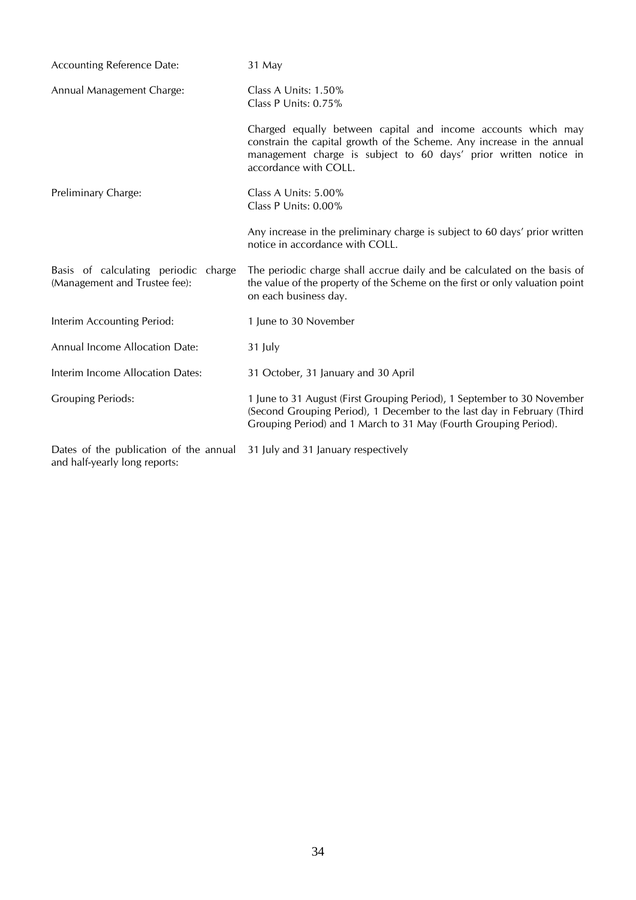| | |
|---|---|
| Accounting Reference Date: | 31 May |
| Annual Management Charge: | Class A Units: 1.50%<br>Class P Units: 0.75%<br><br>Charged equally between capital and income accounts which may constrain the capital growth of the Scheme. Any increase in the annual management charge is subject to 60 days' prior written notice in accordance with COLL. |
| Preliminary Charge: | Class A Units: 5.00%<br>Class P Units: 0.00%<br><br>Any increase in the preliminary charge is subject to 60 days' prior written notice in accordance with COLL. |
| Basis of calculating periodic charge (Management and Trustee fee): | The periodic charge shall accrue daily and be calculated on the basis of the value of the property of the Scheme on the first or only valuation point on each business day. |
| Interim Accounting Period: | 1 June to 30 November |
| Annual Income Allocation Date: | 31 July |
| Interim Income Allocation Dates: | 31 October, 31 January and 30 April |
| Grouping Periods: | 1 June to 31 August (First Grouping Period), 1 September to 30 November (Second Grouping Period), 1 December to the last day in February (Third Grouping Period) and 1 March to 31 May (Fourth Grouping Period). |
| Dates of the publication of the annual and half-yearly long reports: | 31 July and 31 January respectively |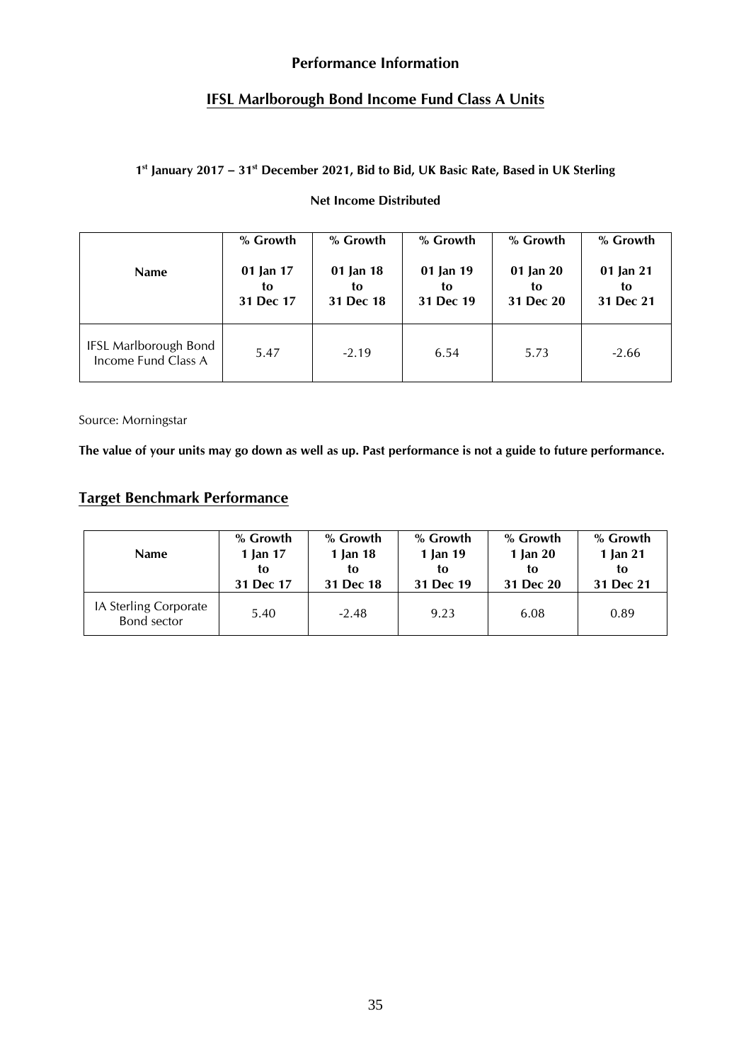## Performance Information

### IFSL Marlborough Bond Income Fund Class A Units

**1st January 2017 – 31st December 2021, Bid to Bid, UK Basic Rate, Based in UK Sterling**

**Net Income Distributed**

| Name | % Growth 01 Jan 17 to 31 Dec 17 | % Growth 01 Jan 18 to 31 Dec 18 | % Growth 01 Jan 19 to 31 Dec 19 | % Growth 01 Jan 20 to 31 Dec 20 | % Growth 01 Jan 21 to 31 Dec 21 |
|---|---|---|---|---|---|
| IFSL Marlborough Bond Income Fund Class A | 5.47 | -2.19 | 6.54 | 5.73 | -2.66 |

Source: Morningstar

**The value of your units may go down as well as up. Past performance is not a guide to future performance.**

### Target Benchmark Performance

| Name | % Growth 1 Jan 17 to 31 Dec 17 | % Growth 1 Jan 18 to 31 Dec 18 | % Growth 1 Jan 19 to 31 Dec 19 | % Growth 1 Jan 20 to 31 Dec 20 | % Growth 1 Jan 21 to 31 Dec 21 |
|---|---|---|---|---|---|
| IA Sterling Corporate Bond sector | 5.40 | -2.48 | 9.23 | 6.08 | 0.89 |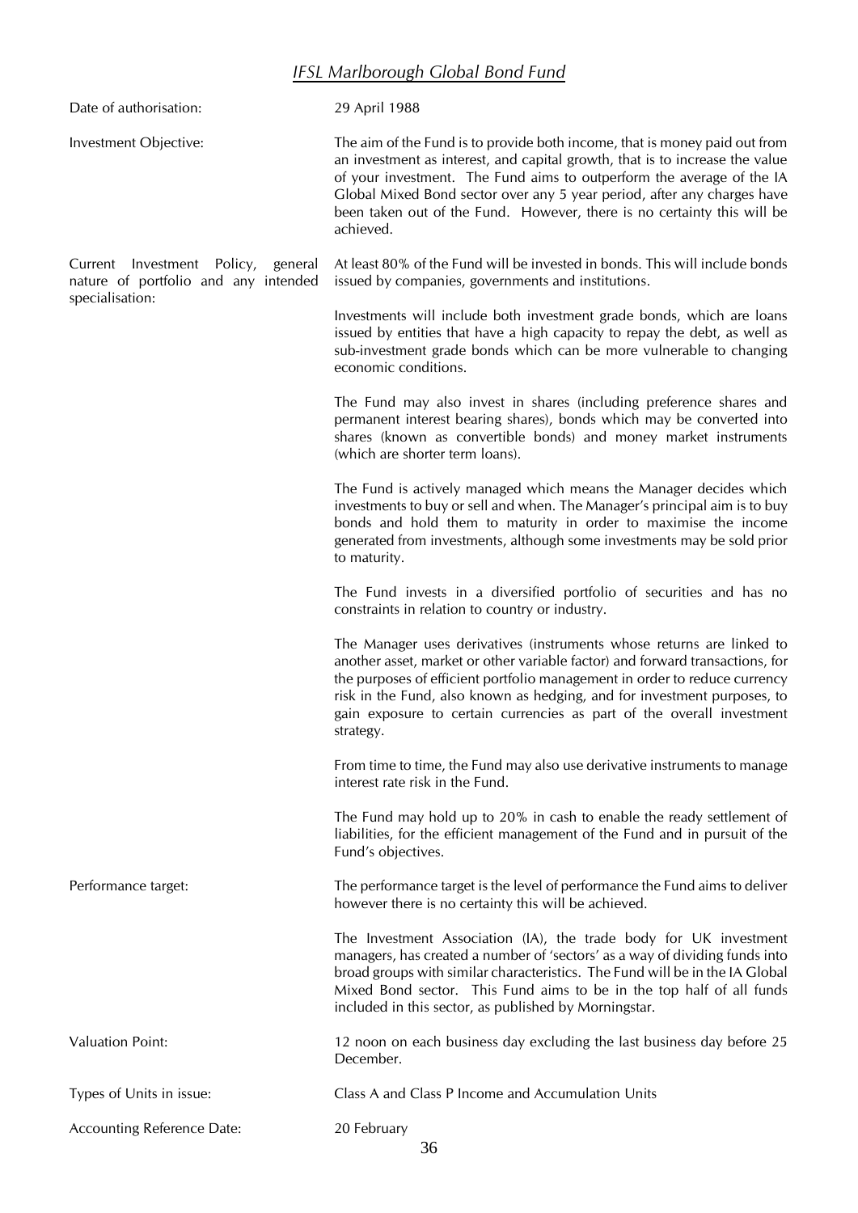## *IFSL Marlborough Global Bond Fund*

| | |
|---|---|
| Date of authorisation: | 29 April 1988 |
| Investment Objective: | The aim of the Fund is to provide both income, that is money paid out from an investment as interest, and capital growth, that is to increase the value of your investment. The Fund aims to outperform the average of the IA Global Mixed Bond sector over any 5 year period, after any charges have been taken out of the Fund. However, there is no certainty this will be achieved. |
| Current Investment Policy, general nature of portfolio and any intended specialisation: | At least 80% of the Fund will be invested in bonds. This will include bonds issued by companies, governments and institutions.<br><br>Investments will include both investment grade bonds, which are loans issued by entities that have a high capacity to repay the debt, as well as sub-investment grade bonds which can be more vulnerable to changing economic conditions.<br><br>The Fund may also invest in shares (including preference shares and permanent interest bearing shares), bonds which may be converted into shares (known as convertible bonds) and money market instruments (which are shorter term loans).<br><br>The Fund is actively managed which means the Manager decides which investments to buy or sell and when. The Manager's principal aim is to buy bonds and hold them to maturity in order to maximise the income generated from investments, although some investments may be sold prior to maturity.<br><br>The Fund invests in a diversified portfolio of securities and has no constraints in relation to country or industry.<br><br>The Manager uses derivatives (instruments whose returns are linked to another asset, market or other variable factor) and forward transactions, for the purposes of efficient portfolio management in order to reduce currency risk in the Fund, also known as hedging, and for investment purposes, to gain exposure to certain currencies as part of the overall investment strategy.<br><br>From time to time, the Fund may also use derivative instruments to manage interest rate risk in the Fund.<br><br>The Fund may hold up to 20% in cash to enable the ready settlement of liabilities, for the efficient management of the Fund and in pursuit of the Fund's objectives. |
| Performance target: | The performance target is the level of performance the Fund aims to deliver however there is no certainty this will be achieved.<br><br>The Investment Association (IA), the trade body for UK investment managers, has created a number of 'sectors' as a way of dividing funds into broad groups with similar characteristics. The Fund will be in the IA Global Mixed Bond sector. This Fund aims to be in the top half of all funds included in this sector, as published by Morningstar. |
| Valuation Point: | 12 noon on each business day excluding the last business day before 25 December. |
| Types of Units in issue: | Class A and Class P Income and Accumulation Units |
| Accounting Reference Date: | 20 February |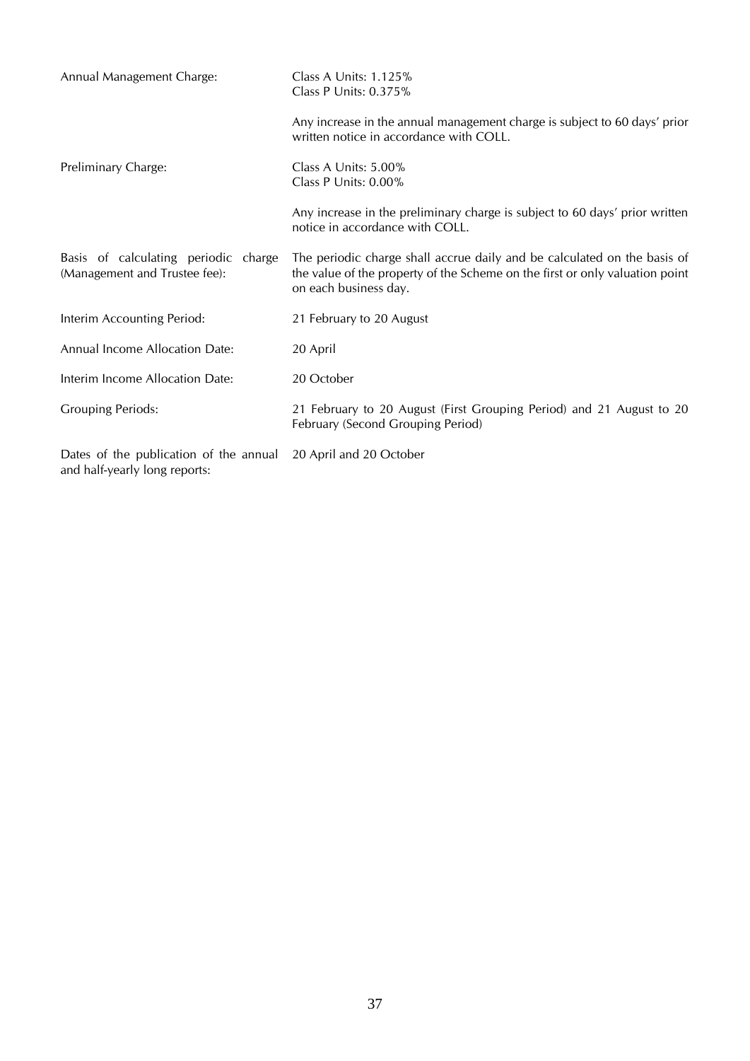| | |
|---|---|
| Annual Management Charge: | Class A Units: 1.125%<br>Class P Units: 0.375%<br><br>Any increase in the annual management charge is subject to 60 days' prior written notice in accordance with COLL. |
| Preliminary Charge: | Class A Units: 5.00%<br>Class P Units: 0.00%<br><br>Any increase in the preliminary charge is subject to 60 days' prior written notice in accordance with COLL. |
| Basis of calculating periodic charge (Management and Trustee fee): | The periodic charge shall accrue daily and be calculated on the basis of the value of the property of the Scheme on the first or only valuation point on each business day. |
| Interim Accounting Period: | 21 February to 20 August |
| Annual Income Allocation Date: | 20 April |
| Interim Income Allocation Date: | 20 October |
| Grouping Periods: | 21 February to 20 August (First Grouping Period) and 21 August to 20 February (Second Grouping Period) |
| Dates of the publication of the annual and half-yearly long reports: | 20 April and 20 October |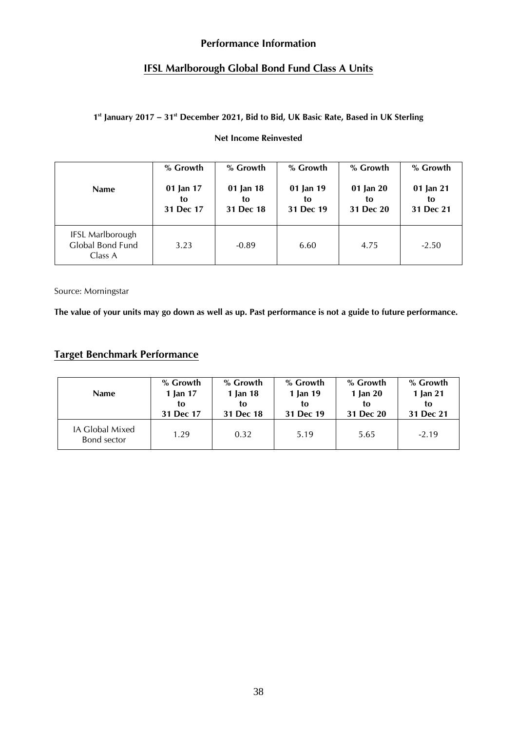## Performance Information

## IFSL Marlborough Global Bond Fund Class A Units

**1st January 2017 – 31st December 2021, Bid to Bid, UK Basic Rate, Based in UK Sterling**

**Net Income Reinvested**

| Name | % Growth 01 Jan 17 to 31 Dec 17 | % Growth 01 Jan 18 to 31 Dec 18 | % Growth 01 Jan 19 to 31 Dec 19 | % Growth 01 Jan 20 to 31 Dec 20 | % Growth 01 Jan 21 to 31 Dec 21 |
|---|---|---|---|---|---|
| IFSL Marlborough Global Bond Fund Class A | 3.23 | -0.89 | 6.60 | 4.75 | -2.50 |

Source: Morningstar

**The value of your units may go down as well as up. Past performance is not a guide to future performance.**

## Target Benchmark Performance

| Name | % Growth 1 Jan 17 to 31 Dec 17 | % Growth 1 Jan 18 to 31 Dec 18 | % Growth 1 Jan 19 to 31 Dec 19 | % Growth 1 Jan 20 to 31 Dec 20 | % Growth 1 Jan 21 to 31 Dec 21 |
|---|---|---|---|---|---|
| IA Global Mixed Bond sector | 1.29 | 0.32 | 5.19 | 5.65 | -2.19 |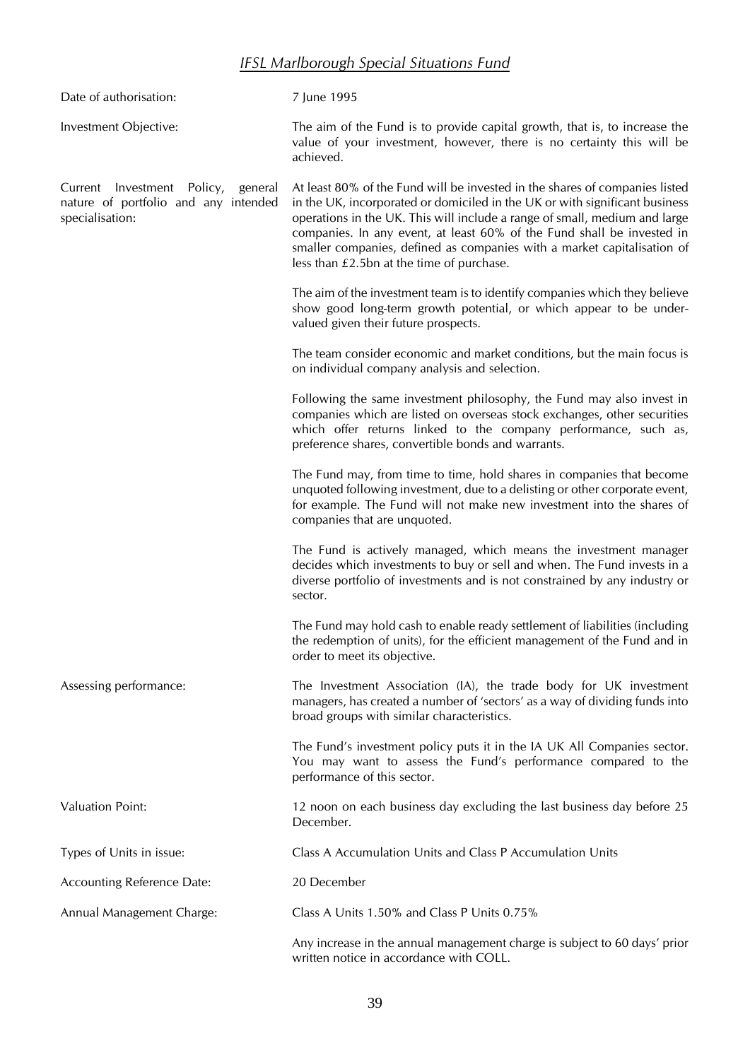## *IFSL Marlborough Special Situations Fund*

| | |
|---|---|
| Date of authorisation: | 7 June 1995 |
| Investment Objective: | The aim of the Fund is to provide capital growth, that is, to increase the value of your investment, however, there is no certainty this will be achieved. |
| Current Investment Policy, general nature of portfolio and any intended specialisation: | At least 80% of the Fund will be invested in the shares of companies listed in the UK, incorporated or domiciled in the UK or with significant business operations in the UK. This will include a range of small, medium and large companies. In any event, at least 60% of the Fund shall be invested in smaller companies, defined as companies with a market capitalisation of less than £2.5bn at the time of purchase.<br><br>The aim of the investment team is to identify companies which they believe show good long-term growth potential, or which appear to be under-valued given their future prospects.<br><br>The team consider economic and market conditions, but the main focus is on individual company analysis and selection.<br><br>Following the same investment philosophy, the Fund may also invest in companies which are listed on overseas stock exchanges, other securities which offer returns linked to the company performance, such as, preference shares, convertible bonds and warrants.<br><br>The Fund may, from time to time, hold shares in companies that become unquoted following investment, due to a delisting or other corporate event, for example. The Fund will not make new investment into the shares of companies that are unquoted.<br><br>The Fund is actively managed, which means the investment manager decides which investments to buy or sell and when. The Fund invests in a diverse portfolio of investments and is not constrained by any industry or sector.<br><br>The Fund may hold cash to enable ready settlement of liabilities (including the redemption of units), for the efficient management of the Fund and in order to meet its objective. |
| Assessing performance: | The Investment Association (IA), the trade body for UK investment managers, has created a number of 'sectors' as a way of dividing funds into broad groups with similar characteristics.<br><br>The Fund's investment policy puts it in the IA UK All Companies sector. You may want to assess the Fund's performance compared to the performance of this sector. |
| Valuation Point: | 12 noon on each business day excluding the last business day before 25 December. |
| Types of Units in issue: | Class A Accumulation Units and Class P Accumulation Units |
| Accounting Reference Date: | 20 December |
| Annual Management Charge: | Class A Units 1.50% and Class P Units 0.75%<br><br>Any increase in the annual management charge is subject to 60 days' prior written notice in accordance with COLL. |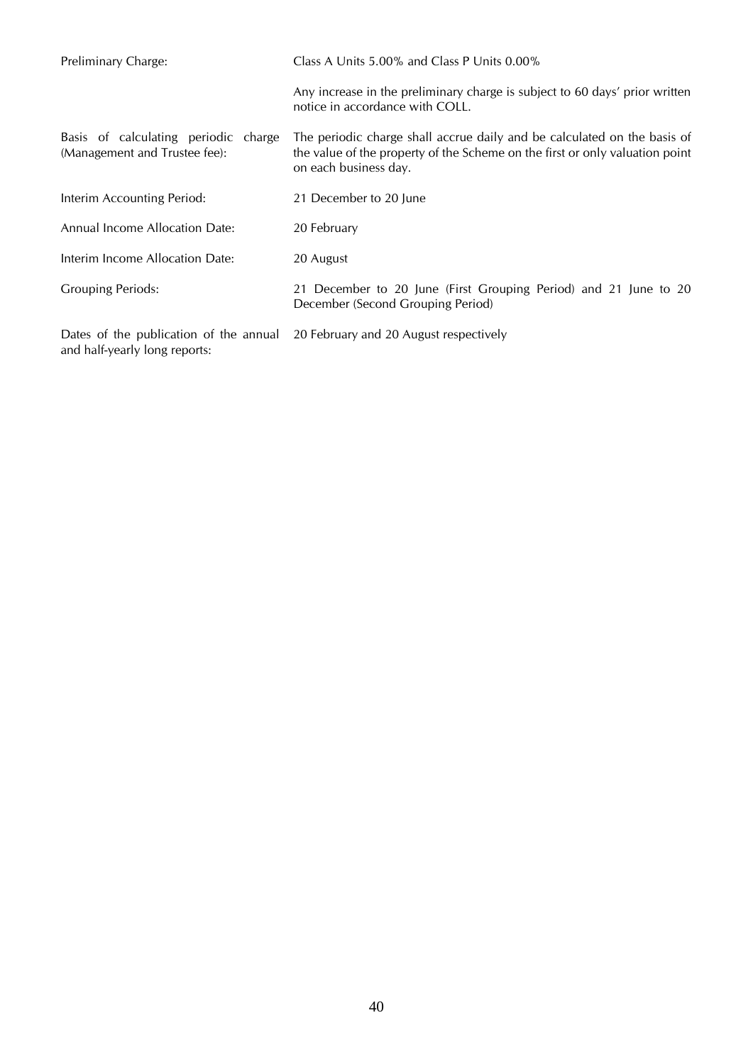| | |
|---|---|
| Preliminary Charge: | Class A Units 5.00% and Class P Units 0.00%<br><br>Any increase in the preliminary charge is subject to 60 days' prior written notice in accordance with COLL. |
| Basis of calculating periodic charge (Management and Trustee fee): | The periodic charge shall accrue daily and be calculated on the basis of the value of the property of the Scheme on the first or only valuation point on each business day. |
| Interim Accounting Period: | 21 December to 20 June |
| Annual Income Allocation Date: | 20 February |
| Interim Income Allocation Date: | 20 August |
| Grouping Periods: | 21 December to 20 June (First Grouping Period) and 21 June to 20 December (Second Grouping Period) |
| Dates of the publication of the annual and half-yearly long reports: | 20 February and 20 August respectively |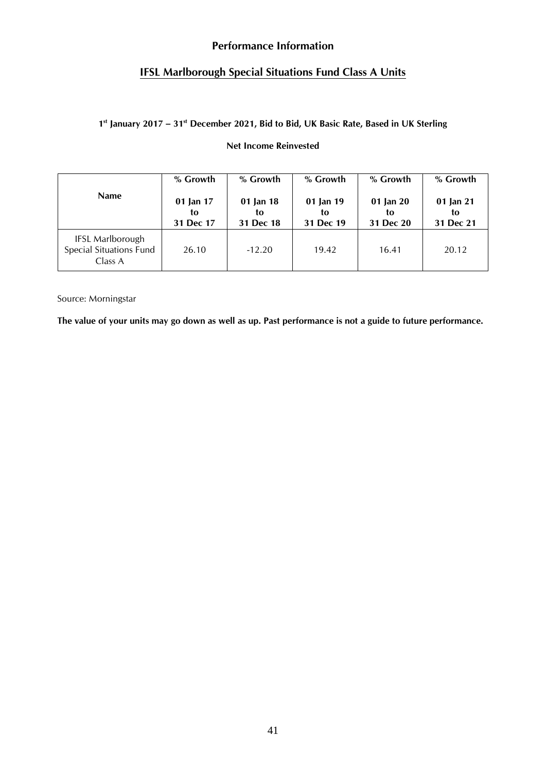## Performance Information

## IFSL Marlborough Special Situations Fund Class A Units

**1st January 2017 – 31st December 2021, Bid to Bid, UK Basic Rate, Based in UK Sterling**

**Net Income Reinvested**

| Name | % Growth<br>01 Jan 17 to 31 Dec 17 | % Growth<br>01 Jan 18 to 31 Dec 18 | % Growth<br>01 Jan 19 to 31 Dec 19 | % Growth<br>01 Jan 20 to 31 Dec 20 | % Growth<br>01 Jan 21 to 31 Dec 21 |
|---|---|---|---|---|---|
| IFSL Marlborough Special Situations Fund Class A | 26.10 | -12.20 | 19.42 | 16.41 | 20.12 |

Source: Morningstar

**The value of your units may go down as well as up. Past performance is not a guide to future performance.**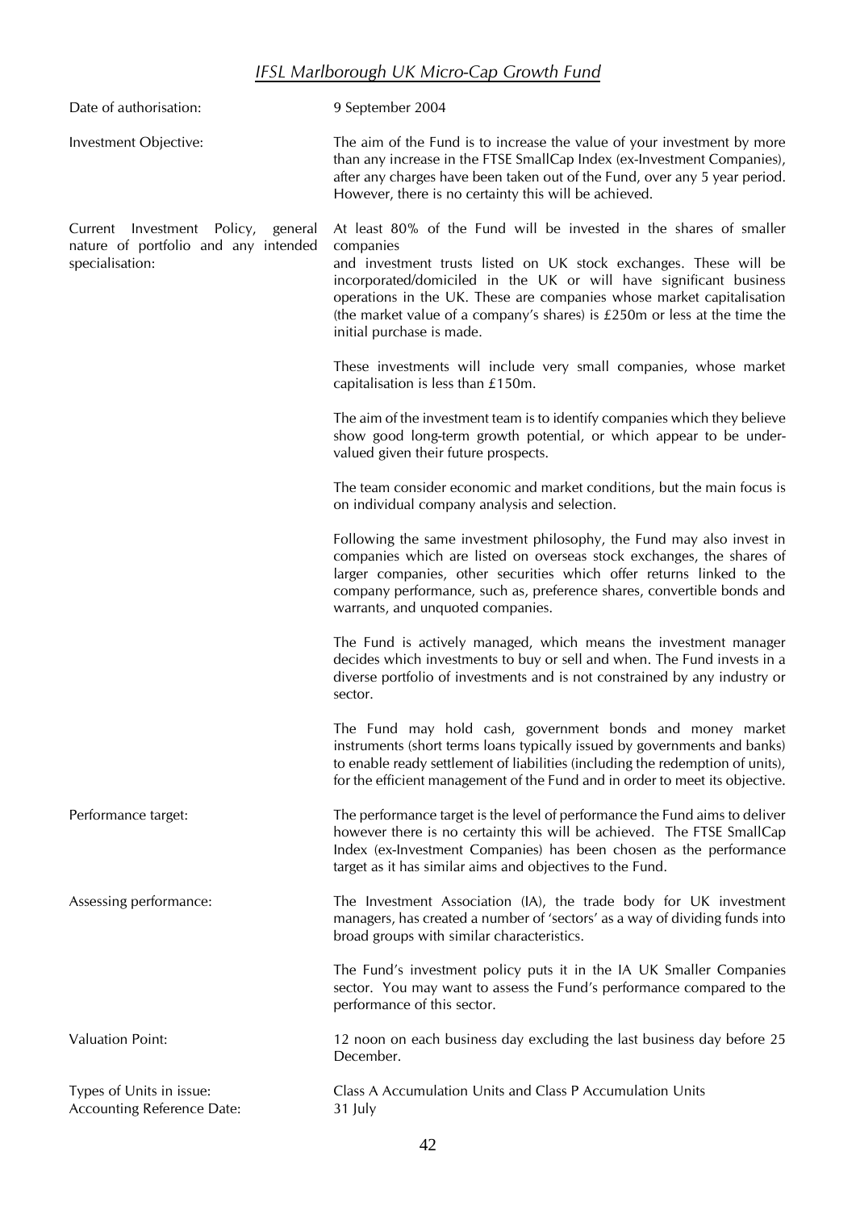## *IFSL Marlborough UK Micro-Cap Growth Fund*

| | |
|---|---|
| Date of authorisation: | 9 September 2004 |
| Investment Objective: | The aim of the Fund is to increase the value of your investment by more than any increase in the FTSE SmallCap Index (ex-Investment Companies), after any charges have been taken out of the Fund, over any 5 year period. However, there is no certainty this will be achieved. |
| Current Investment Policy, general nature of portfolio and any intended specialisation: | At least 80% of the Fund will be invested in the shares of smaller companies and investment trusts listed on UK stock exchanges. These will be incorporated/domiciled in the UK or will have significant business operations in the UK. These are companies whose market capitalisation (the market value of a company's shares) is £250m or less at the time the initial purchase is made.<br><br>These investments will include very small companies, whose market capitalisation is less than £150m.<br><br>The aim of the investment team is to identify companies which they believe show good long-term growth potential, or which appear to be under-valued given their future prospects.<br><br>The team consider economic and market conditions, but the main focus is on individual company analysis and selection.<br><br>Following the same investment philosophy, the Fund may also invest in companies which are listed on overseas stock exchanges, the shares of larger companies, other securities which offer returns linked to the company performance, such as, preference shares, convertible bonds and warrants, and unquoted companies.<br><br>The Fund is actively managed, which means the investment manager decides which investments to buy or sell and when. The Fund invests in a diverse portfolio of investments and is not constrained by any industry or sector.<br><br>The Fund may hold cash, government bonds and money market instruments (short terms loans typically issued by governments and banks) to enable ready settlement of liabilities (including the redemption of units), for the efficient management of the Fund and in order to meet its objective. |
| Performance target: | The performance target is the level of performance the Fund aims to deliver however there is no certainty this will be achieved. The FTSE SmallCap Index (ex-Investment Companies) has been chosen as the performance target as it has similar aims and objectives to the Fund. |
| Assessing performance: | The Investment Association (IA), the trade body for UK investment managers, has created a number of 'sectors' as a way of dividing funds into broad groups with similar characteristics.<br><br>The Fund's investment policy puts it in the IA UK Smaller Companies sector. You may want to assess the Fund's performance compared to the performance of this sector. |
| Valuation Point: | 12 noon on each business day excluding the last business day before 25 December. |
| Types of Units in issue: | Class A Accumulation Units and Class P Accumulation Units |
| Accounting Reference Date: | 31 July |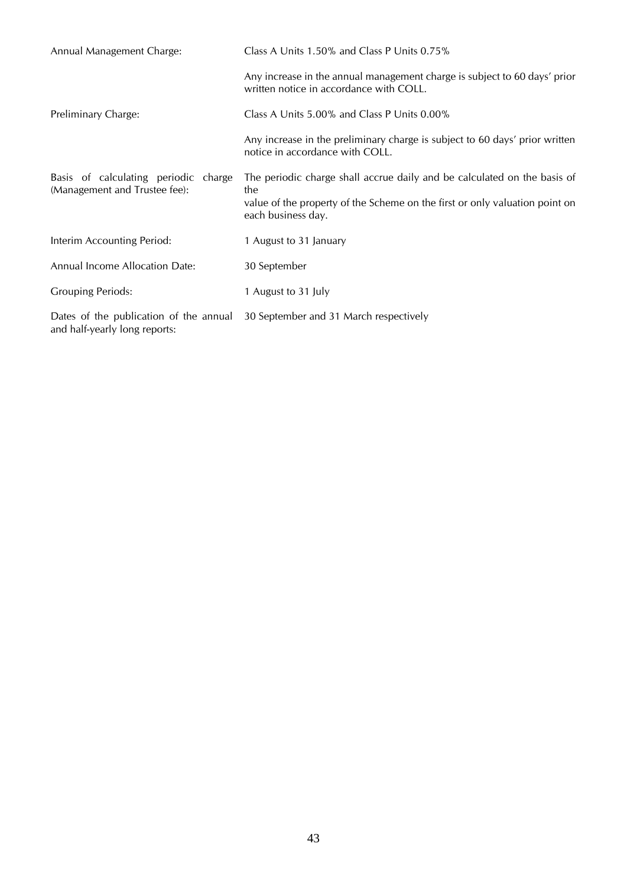| | |
|---|---|
| Annual Management Charge: | Class A Units 1.50% and Class P Units 0.75% |
| | Any increase in the annual management charge is subject to 60 days' prior written notice in accordance with COLL. |
| Preliminary Charge: | Class A Units 5.00% and Class P Units 0.00% |
| | Any increase in the preliminary charge is subject to 60 days' prior written notice in accordance with COLL. |
| Basis of calculating periodic charge (Management and Trustee fee): | The periodic charge shall accrue daily and be calculated on the basis of the value of the property of the Scheme on the first or only valuation point on each business day. |
| Interim Accounting Period: | 1 August to 31 January |
| Annual Income Allocation Date: | 30 September |
| Grouping Periods: | 1 August to 31 July |
| Dates of the publication of the annual and half-yearly long reports: | 30 September and 31 March respectively |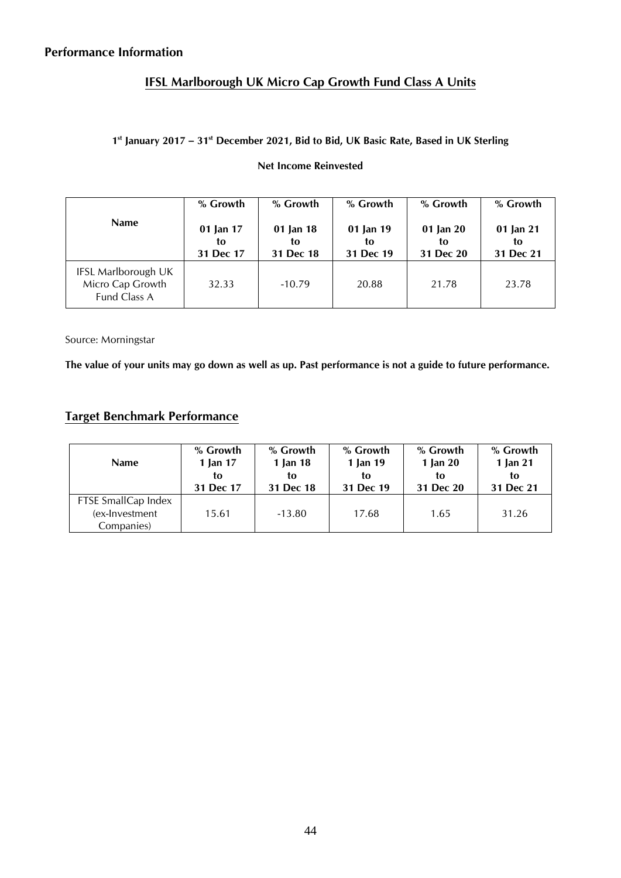## Performance Information

### IFSL Marlborough UK Micro Cap Growth Fund Class A Units

**1st January 2017 – 31st December 2021, Bid to Bid, UK Basic Rate, Based in UK Sterling**

**Net Income Reinvested**

| Name | % Growth 01 Jan 17 to 31 Dec 17 | % Growth 01 Jan 18 to 31 Dec 18 | % Growth 01 Jan 19 to 31 Dec 19 | % Growth 01 Jan 20 to 31 Dec 20 | % Growth 01 Jan 21 to 31 Dec 21 |
|---|---|---|---|---|---|
| IFSL Marlborough UK Micro Cap Growth Fund Class A | 32.33 | -10.79 | 20.88 | 21.78 | 23.78 |

Source: Morningstar

**The value of your units may go down as well as up. Past performance is not a guide to future performance.**

### Target Benchmark Performance

| Name | % Growth 1 Jan 17 to 31 Dec 17 | % Growth 1 Jan 18 to 31 Dec 18 | % Growth 1 Jan 19 to 31 Dec 19 | % Growth 1 Jan 20 to 31 Dec 20 | % Growth 1 Jan 21 to 31 Dec 21 |
|---|---|---|---|---|---|
| FTSE SmallCap Index (ex-Investment Companies) | 15.61 | -13.80 | 17.68 | 1.65 | 31.26 |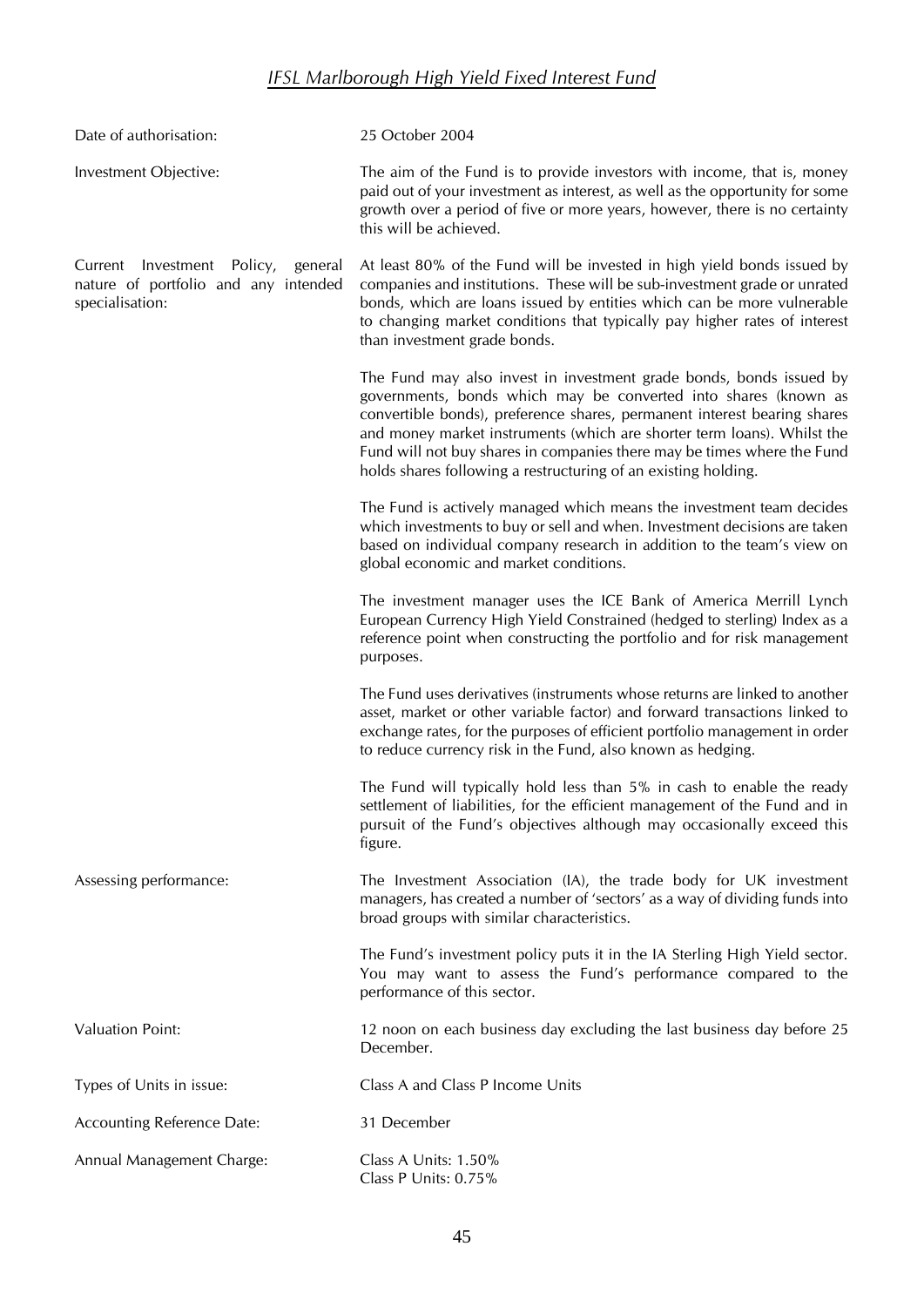## *IFSL Marlborough High Yield Fixed Interest Fund*

| | |
|---|---|
| Date of authorisation: | 25 October 2004 |
| Investment Objective: | The aim of the Fund is to provide investors with income, that is, money paid out of your investment as interest, as well as the opportunity for some growth over a period of five or more years, however, there is no certainty this will be achieved. |
| Current Investment Policy, general nature of portfolio and any intended specialisation: | At least 80% of the Fund will be invested in high yield bonds issued by companies and institutions. These will be sub-investment grade or unrated bonds, which are loans issued by entities which can be more vulnerable to changing market conditions that typically pay higher rates of interest than investment grade bonds.<br><br>The Fund may also invest in investment grade bonds, bonds issued by governments, bonds which may be converted into shares (known as convertible bonds), preference shares, permanent interest bearing shares and money market instruments (which are shorter term loans). Whilst the Fund will not buy shares in companies there may be times where the Fund holds shares following a restructuring of an existing holding.<br><br>The Fund is actively managed which means the investment team decides which investments to buy or sell and when. Investment decisions are taken based on individual company research in addition to the team's view on global economic and market conditions.<br><br>The investment manager uses the ICE Bank of America Merrill Lynch European Currency High Yield Constrained (hedged to sterling) Index as a reference point when constructing the portfolio and for risk management purposes.<br><br>The Fund uses derivatives (instruments whose returns are linked to another asset, market or other variable factor) and forward transactions linked to exchange rates, for the purposes of efficient portfolio management in order to reduce currency risk in the Fund, also known as hedging.<br><br>The Fund will typically hold less than 5% in cash to enable the ready settlement of liabilities, for the efficient management of the Fund and in pursuit of the Fund's objectives although may occasionally exceed this figure. |
| Assessing performance: | The Investment Association (IA), the trade body for UK investment managers, has created a number of 'sectors' as a way of dividing funds into broad groups with similar characteristics.<br><br>The Fund's investment policy puts it in the IA Sterling High Yield sector. You may want to assess the Fund's performance compared to the performance of this sector. |
| Valuation Point: | 12 noon on each business day excluding the last business day before 25 December. |
| Types of Units in issue: | Class A and Class P Income Units |
| Accounting Reference Date: | 31 December |
| Annual Management Charge: | Class A Units: 1.50%<br>Class P Units: 0.75% |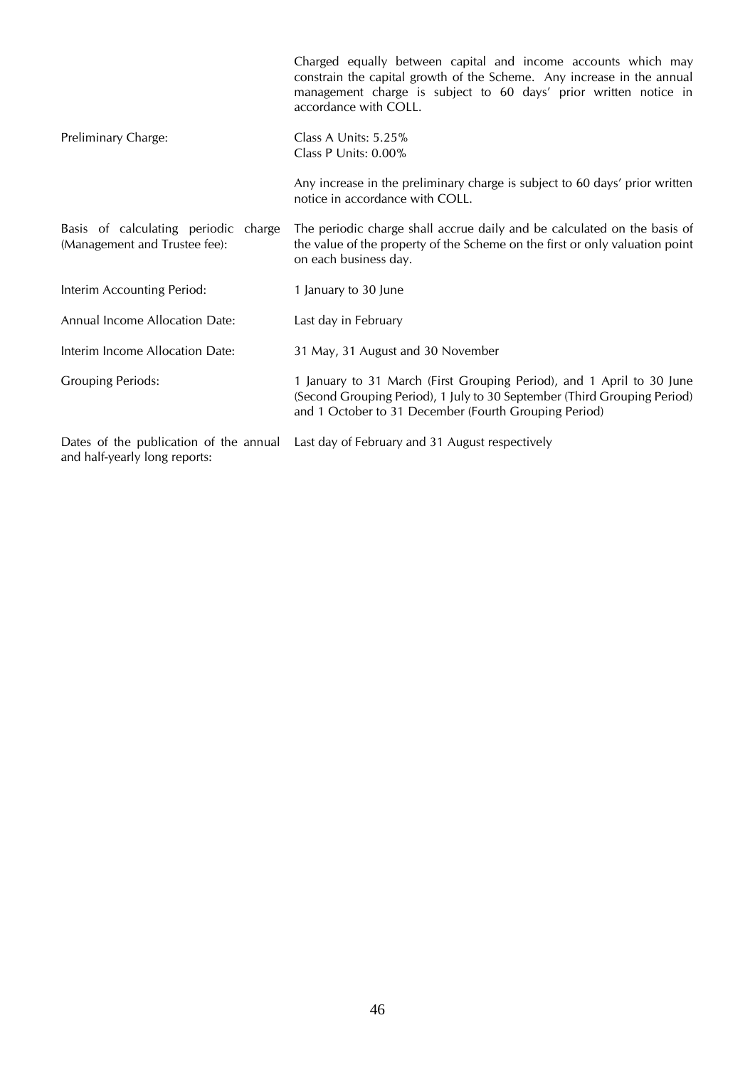| | |
|---|---|
| | Charged equally between capital and income accounts which may constrain the capital growth of the Scheme. Any increase in the annual management charge is subject to 60 days' prior written notice in accordance with COLL. |
| Preliminary Charge: | Class A Units: 5.25%<br>Class P Units: 0.00%<br><br>Any increase in the preliminary charge is subject to 60 days' prior written notice in accordance with COLL. |
| Basis of calculating periodic charge (Management and Trustee fee): | The periodic charge shall accrue daily and be calculated on the basis of the value of the property of the Scheme on the first or only valuation point on each business day. |
| Interim Accounting Period: | 1 January to 30 June |
| Annual Income Allocation Date: | Last day in February |
| Interim Income Allocation Date: | 31 May, 31 August and 30 November |
| Grouping Periods: | 1 January to 31 March (First Grouping Period), and 1 April to 30 June (Second Grouping Period), 1 July to 30 September (Third Grouping Period) and 1 October to 31 December (Fourth Grouping Period) |
| Dates of the publication of the annual and half-yearly long reports: | Last day of February and 31 August respectively |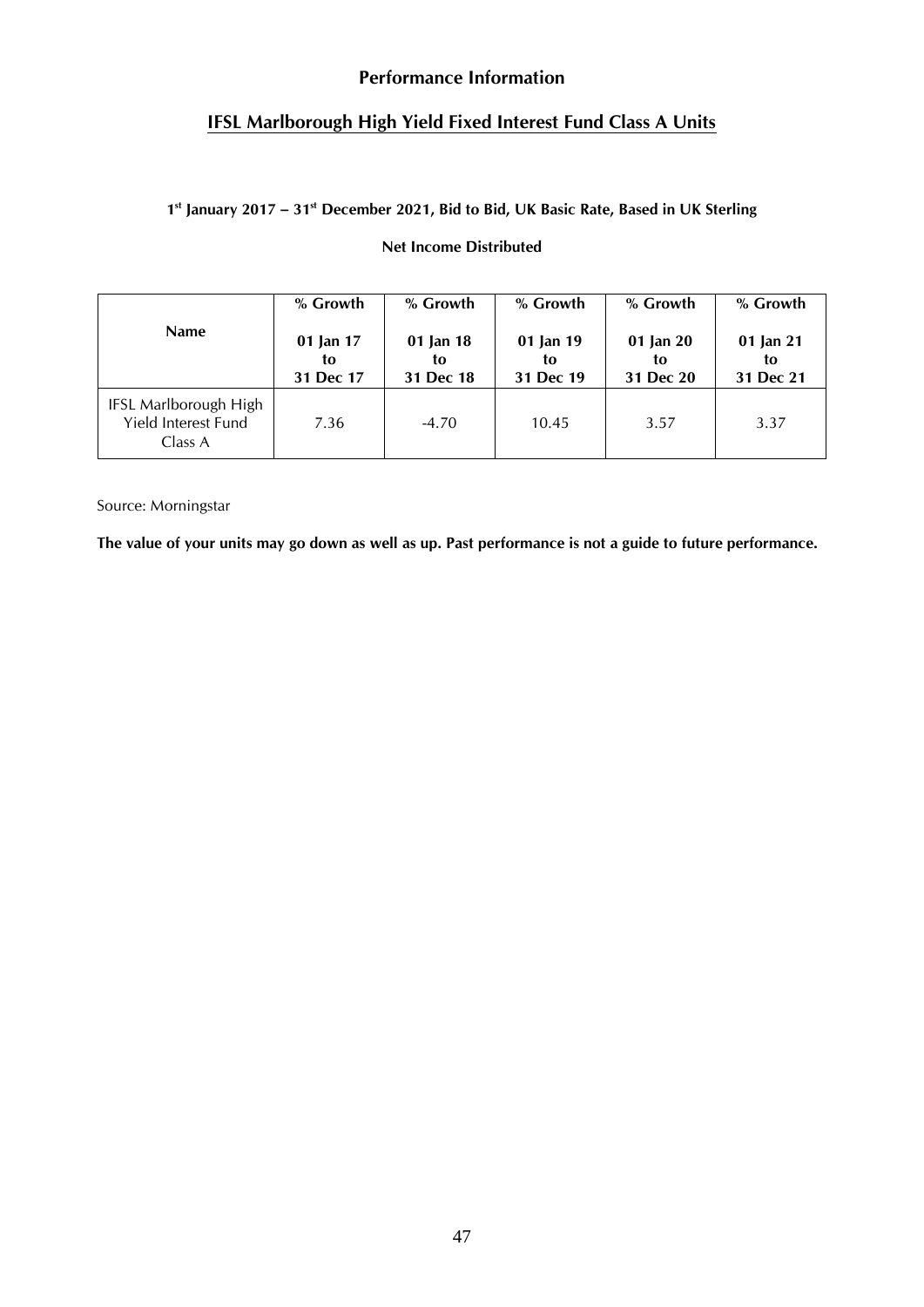## Performance Information

## IFSL Marlborough High Yield Fixed Interest Fund Class A Units

**1st January 2017 – 31st December 2021, Bid to Bid, UK Basic Rate, Based in UK Sterling**

**Net Income Distributed**

| Name | % Growth<br><br>01 Jan 17 to 31 Dec 17 | % Growth<br><br>01 Jan 18 to 31 Dec 18 | % Growth<br><br>01 Jan 19 to 31 Dec 19 | % Growth<br><br>01 Jan 20 to 31 Dec 20 | % Growth<br><br>01 Jan 21 to 31 Dec 21 |
|---|---|---|---|---|---|
| IFSL Marlborough High Yield Interest Fund Class A | 7.36 | -4.70 | 10.45 | 3.57 | 3.37 |

Source: Morningstar

**The value of your units may go down as well as up. Past performance is not a guide to future performance.**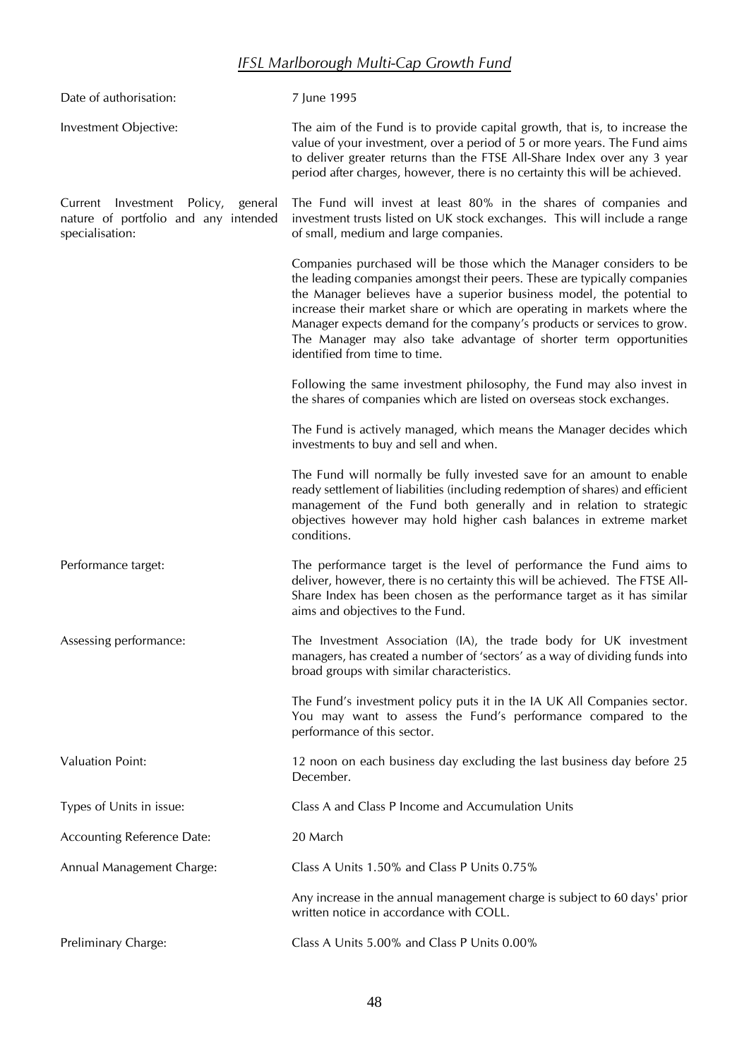## *IFSL Marlborough Multi-Cap Growth Fund*

| | |
|---|---|
| Date of authorisation: | 7 June 1995 |
| Investment Objective: | The aim of the Fund is to provide capital growth, that is, to increase the value of your investment, over a period of 5 or more years. The Fund aims to deliver greater returns than the FTSE All-Share Index over any 3 year period after charges, however, there is no certainty this will be achieved. |
| Current Investment Policy, general nature of portfolio and any intended specialisation: | The Fund will invest at least 80% in the shares of companies and investment trusts listed on UK stock exchanges. This will include a range of small, medium and large companies.<br><br>Companies purchased will be those which the Manager considers to be the leading companies amongst their peers. These are typically companies the Manager believes have a superior business model, the potential to increase their market share or which are operating in markets where the Manager expects demand for the company's products or services to grow. The Manager may also take advantage of shorter term opportunities identified from time to time.<br><br>Following the same investment philosophy, the Fund may also invest in the shares of companies which are listed on overseas stock exchanges.<br><br>The Fund is actively managed, which means the Manager decides which investments to buy and sell and when.<br><br>The Fund will normally be fully invested save for an amount to enable ready settlement of liabilities (including redemption of shares) and efficient management of the Fund both generally and in relation to strategic objectives however may hold higher cash balances in extreme market conditions. |
| Performance target: | The performance target is the level of performance the Fund aims to deliver, however, there is no certainty this will be achieved. The FTSE All-Share Index has been chosen as the performance target as it has similar aims and objectives to the Fund. |
| Assessing performance: | The Investment Association (IA), the trade body for UK investment managers, has created a number of 'sectors' as a way of dividing funds into broad groups with similar characteristics.<br><br>The Fund's investment policy puts it in the IA UK All Companies sector. You may want to assess the Fund's performance compared to the performance of this sector. |
| Valuation Point: | 12 noon on each business day excluding the last business day before 25 December. |
| Types of Units in issue: | Class A and Class P Income and Accumulation Units |
| Accounting Reference Date: | 20 March |
| Annual Management Charge: | Class A Units 1.50% and Class P Units 0.75%<br><br>Any increase in the annual management charge is subject to 60 days' prior written notice in accordance with COLL. |
| Preliminary Charge: | Class A Units 5.00% and Class P Units 0.00% |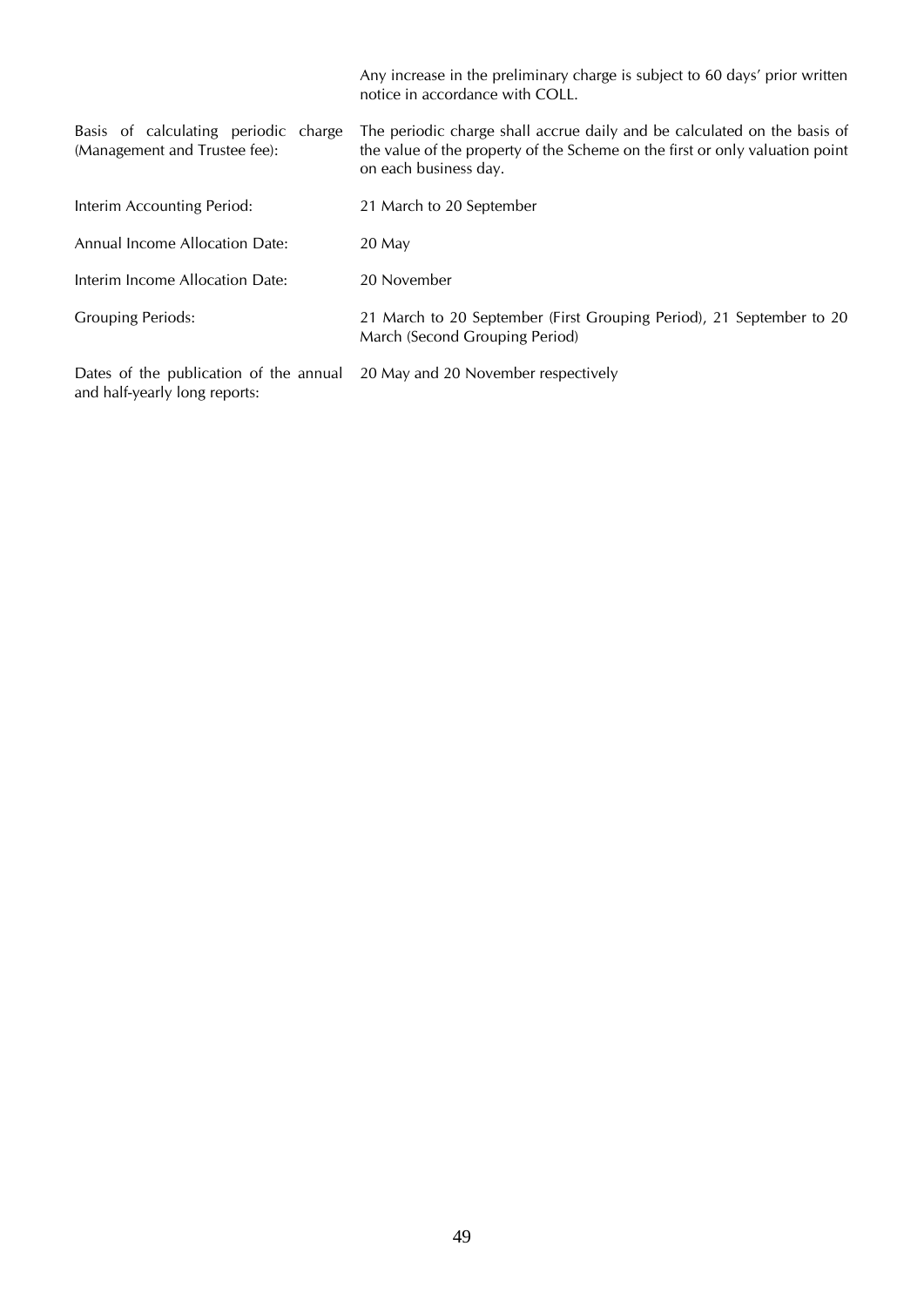| | |
|---|---|
| | Any increase in the preliminary charge is subject to 60 days' prior written notice in accordance with COLL. |
| Basis of calculating periodic charge (Management and Trustee fee): | The periodic charge shall accrue daily and be calculated on the basis of the value of the property of the Scheme on the first or only valuation point on each business day. |
| Interim Accounting Period: | 21 March to 20 September |
| Annual Income Allocation Date: | 20 May |
| Interim Income Allocation Date: | 20 November |
| Grouping Periods: | 21 March to 20 September (First Grouping Period), 21 September to 20 March (Second Grouping Period) |
| Dates of the publication of the annual and half-yearly long reports: | 20 May and 20 November respectively |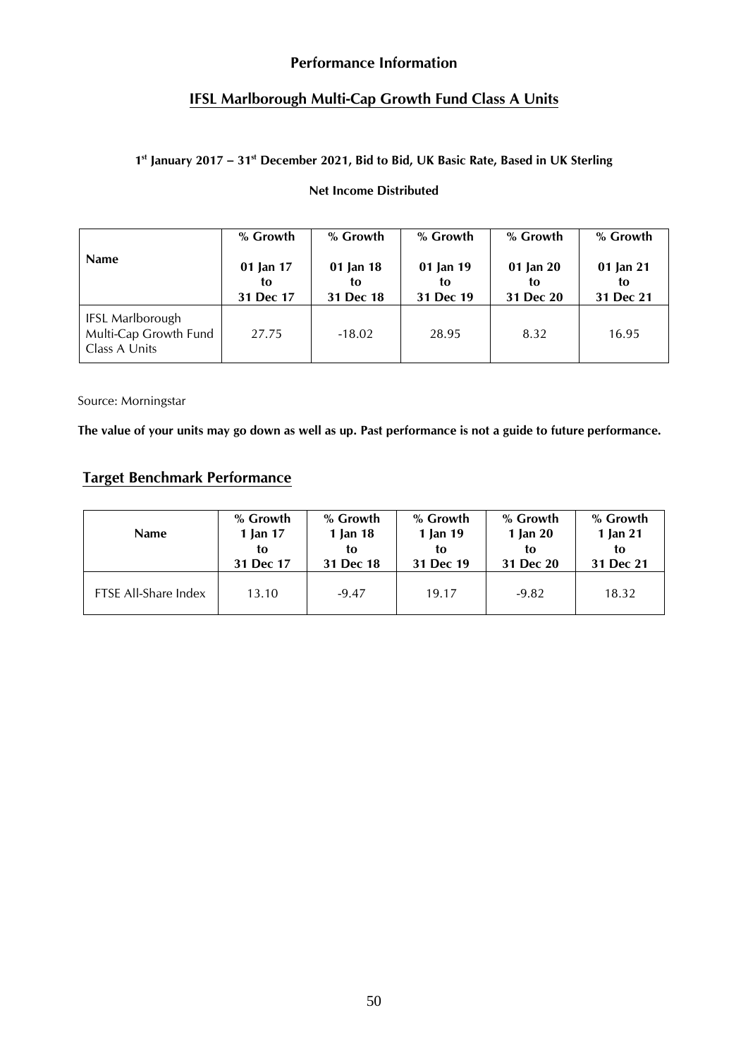## Performance Information

## IFSL Marlborough Multi-Cap Growth Fund Class A Units

**1st January 2017 – 31st December 2021, Bid to Bid, UK Basic Rate, Based in UK Sterling**

**Net Income Distributed**

| Name | % Growth 01 Jan 17 to 31 Dec 17 | % Growth 01 Jan 18 to 31 Dec 18 | % Growth 01 Jan 19 to 31 Dec 19 | % Growth 01 Jan 20 to 31 Dec 20 | % Growth 01 Jan 21 to 31 Dec 21 |
|---|---|---|---|---|---|
| IFSL Marlborough Multi-Cap Growth Fund Class A Units | 27.75 | -18.02 | 28.95 | 8.32 | 16.95 |

Source: Morningstar

**The value of your units may go down as well as up. Past performance is not a guide to future performance.**

## Target Benchmark Performance

| Name | % Growth 1 Jan 17 to 31 Dec 17 | % Growth 1 Jan 18 to 31 Dec 18 | % Growth 1 Jan 19 to 31 Dec 19 | % Growth 1 Jan 20 to 31 Dec 20 | % Growth 1 Jan 21 to 31 Dec 21 |
|---|---|---|---|---|---|
| FTSE All-Share Index | 13.10 | -9.47 | 19.17 | -9.82 | 18.32 |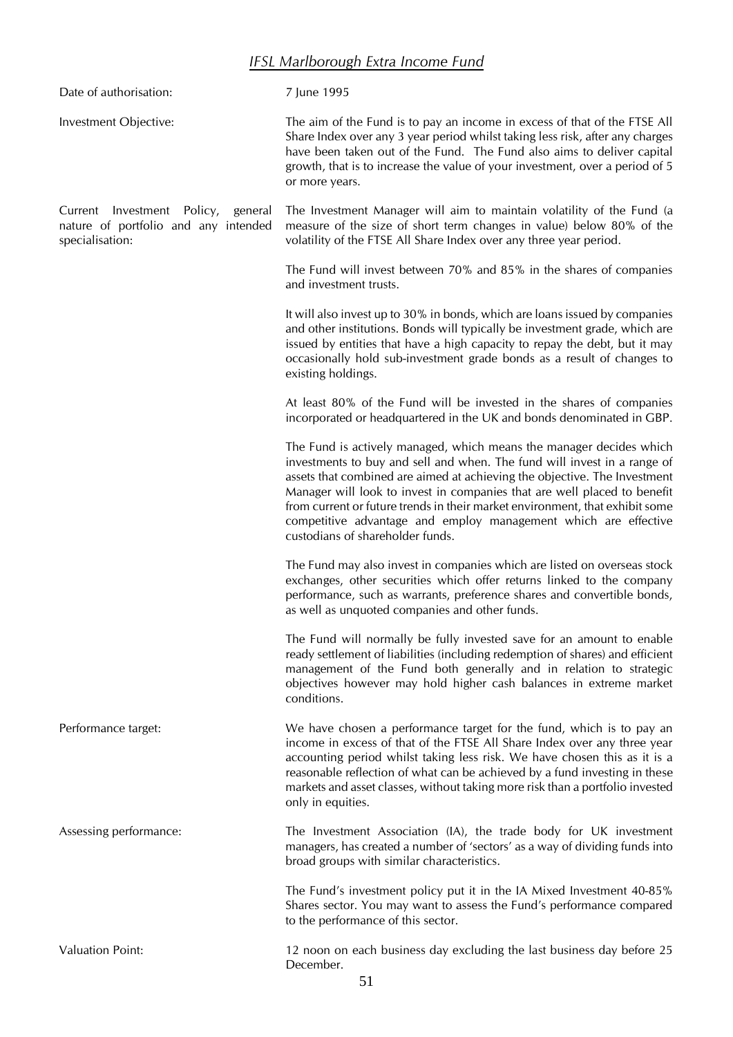## *IFSL Marlborough Extra Income Fund*

**Date of authorisation:**

7 June 1995

**Investment Objective:**

The aim of the Fund is to pay an income in excess of that of the FTSE All Share Index over any 3 year period whilst taking less risk, after any charges have been taken out of the Fund. The Fund also aims to deliver capital growth, that is to increase the value of your investment, over a period of 5 or more years.

**Current Investment Policy, general nature of portfolio and any intended specialisation:**

The Investment Manager will aim to maintain volatility of the Fund (a measure of the size of short term changes in value) below 80% of the volatility of the FTSE All Share Index over any three year period.

The Fund will invest between 70% and 85% in the shares of companies and investment trusts.

It will also invest up to 30% in bonds, which are loans issued by companies and other institutions. Bonds will typically be investment grade, which are issued by entities that have a high capacity to repay the debt, but it may occasionally hold sub-investment grade bonds as a result of changes to existing holdings.

At least 80% of the Fund will be invested in the shares of companies incorporated or headquartered in the UK and bonds denominated in GBP.

The Fund is actively managed, which means the manager decides which investments to buy and sell and when. The fund will invest in a range of assets that combined are aimed at achieving the objective. The Investment Manager will look to invest in companies that are well placed to benefit from current or future trends in their market environment, that exhibit some competitive advantage and employ management which are effective custodians of shareholder funds.

The Fund may also invest in companies which are listed on overseas stock exchanges, other securities which offer returns linked to the company performance, such as warrants, preference shares and convertible bonds, as well as unquoted companies and other funds.

The Fund will normally be fully invested save for an amount to enable ready settlement of liabilities (including redemption of shares) and efficient management of the Fund both generally and in relation to strategic objectives however may hold higher cash balances in extreme market conditions.

**Performance target:**

We have chosen a performance target for the fund, which is to pay an income in excess of that of the FTSE All Share Index over any three year accounting period whilst taking less risk. We have chosen this as it is a reasonable reflection of what can be achieved by a fund investing in these markets and asset classes, without taking more risk than a portfolio invested only in equities.

**Assessing performance:**

The Investment Association (IA), the trade body for UK investment managers, has created a number of 'sectors' as a way of dividing funds into broad groups with similar characteristics.

The Fund's investment policy put it in the IA Mixed Investment 40-85% Shares sector. You may want to assess the Fund's performance compared to the performance of this sector.

**Valuation Point:**

12 noon on each business day excluding the last business day before 25 December.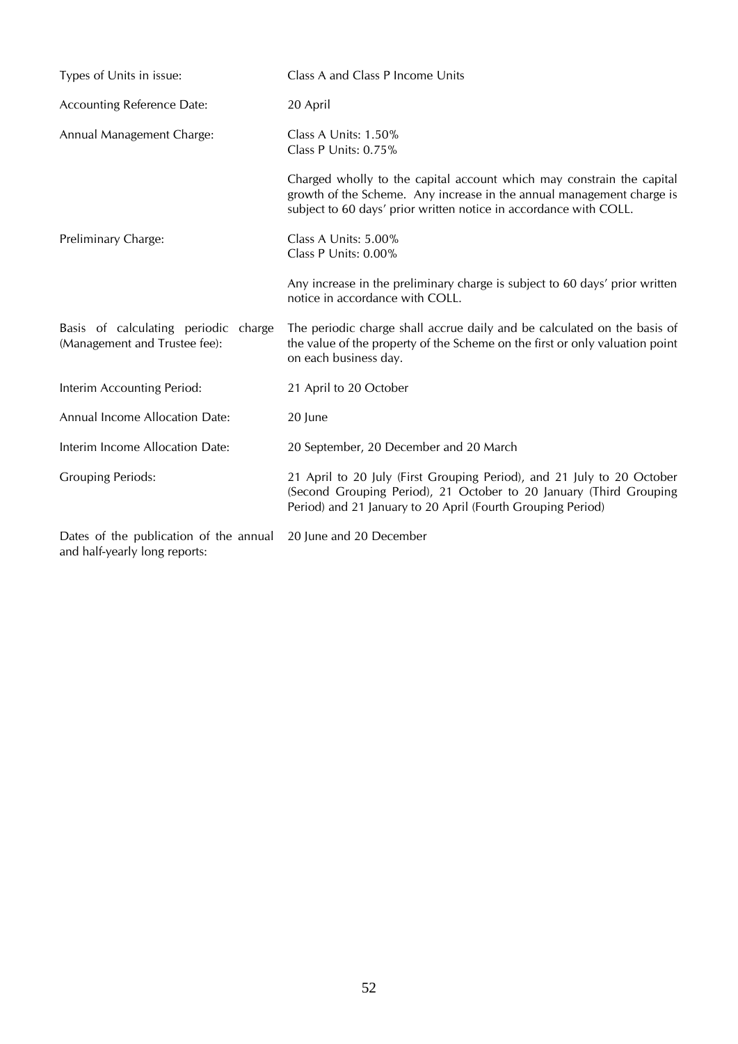| | |
|---|---|
| Types of Units in issue: | Class A and Class P Income Units |
| Accounting Reference Date: | 20 April |
| Annual Management Charge: | Class A Units: 1.50%<br>Class P Units: 0.75%<br><br>Charged wholly to the capital account which may constrain the capital growth of the Scheme. Any increase in the annual management charge is subject to 60 days' prior written notice in accordance with COLL. |
| Preliminary Charge: | Class A Units: 5.00%<br>Class P Units: 0.00%<br><br>Any increase in the preliminary charge is subject to 60 days' prior written notice in accordance with COLL. |
| Basis of calculating periodic charge (Management and Trustee fee): | The periodic charge shall accrue daily and be calculated on the basis of the value of the property of the Scheme on the first or only valuation point on each business day. |
| Interim Accounting Period: | 21 April to 20 October |
| Annual Income Allocation Date: | 20 June |
| Interim Income Allocation Date: | 20 September, 20 December and 20 March |
| Grouping Periods: | 21 April to 20 July (First Grouping Period), and 21 July to 20 October (Second Grouping Period), 21 October to 20 January (Third Grouping Period) and 21 January to 20 April (Fourth Grouping Period) |
| Dates of the publication of the annual and half-yearly long reports: | 20 June and 20 December |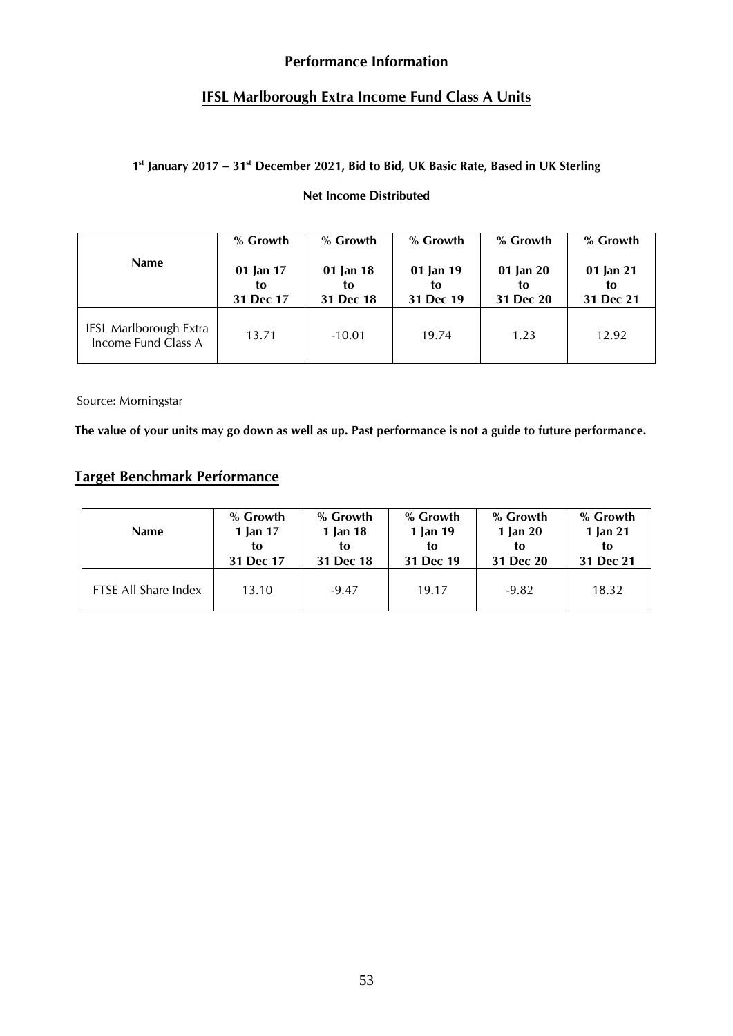## Performance Information

## IFSL Marlborough Extra Income Fund Class A Units

**1st January 2017 – 31st December 2021, Bid to Bid, UK Basic Rate, Based in UK Sterling**

**Net Income Distributed**

| Name | % Growth 01 Jan 17 to 31 Dec 17 | % Growth 01 Jan 18 to 31 Dec 18 | % Growth 01 Jan 19 to 31 Dec 19 | % Growth 01 Jan 20 to 31 Dec 20 | % Growth 01 Jan 21 to 31 Dec 21 |
|---|---|---|---|---|---|
| IFSL Marlborough Extra Income Fund Class A | 13.71 | -10.01 | 19.74 | 1.23 | 12.92 |

Source: Morningstar

**The value of your units may go down as well as up. Past performance is not a guide to future performance.**

## Target Benchmark Performance

| Name | % Growth 1 Jan 17 to 31 Dec 17 | % Growth 1 Jan 18 to 31 Dec 18 | % Growth 1 Jan 19 to 31 Dec 19 | % Growth 1 Jan 20 to 31 Dec 20 | % Growth 1 Jan 21 to 31 Dec 21 |
|---|---|---|---|---|---|
| FTSE All Share Index | 13.10 | -9.47 | 19.17 | -9.82 | 18.32 |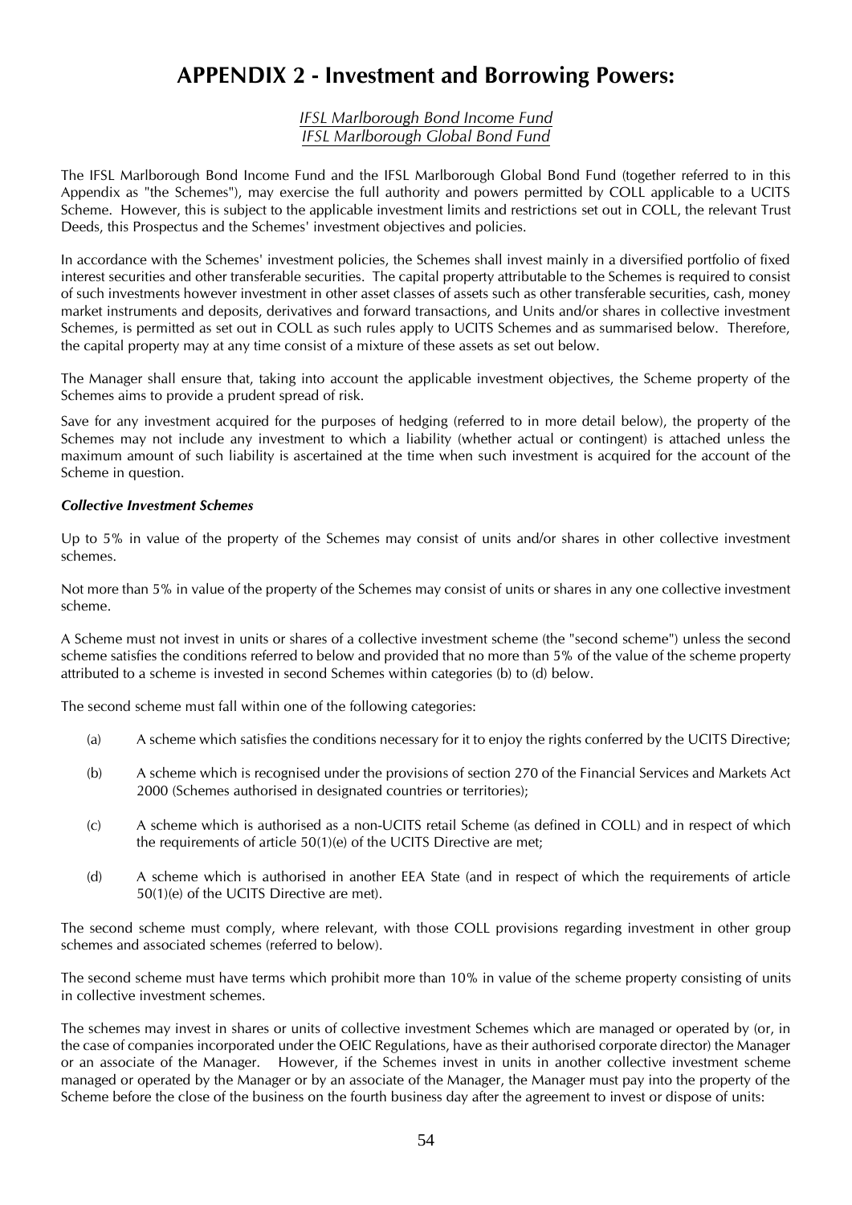# APPENDIX 2 - Investment and Borrowing Powers:

*IFSL Marlborough Bond Income Fund*
*IFSL Marlborough Global Bond Fund*

The IFSL Marlborough Bond Income Fund and the IFSL Marlborough Global Bond Fund (together referred to in this Appendix as "the Schemes"), may exercise the full authority and powers permitted by COLL applicable to a UCITS Scheme. However, this is subject to the applicable investment limits and restrictions set out in COLL, the relevant Trust Deeds, this Prospectus and the Schemes' investment objectives and policies.

In accordance with the Schemes' investment policies, the Schemes shall invest mainly in a diversified portfolio of fixed interest securities and other transferable securities. The capital property attributable to the Schemes is required to consist of such investments however investment in other asset classes of assets such as other transferable securities, cash, money market instruments and deposits, derivatives and forward transactions, and Units and/or shares in collective investment Schemes, is permitted as set out in COLL as such rules apply to UCITS Schemes and as summarised below. Therefore, the capital property may at any time consist of a mixture of these assets as set out below.

The Manager shall ensure that, taking into account the applicable investment objectives, the Scheme property of the Schemes aims to provide a prudent spread of risk.

Save for any investment acquired for the purposes of hedging (referred to in more detail below), the property of the Schemes may not include any investment to which a liability (whether actual or contingent) is attached unless the maximum amount of such liability is ascertained at the time when such investment is acquired for the account of the Scheme in question.

***Collective Investment Schemes***

Up to 5% in value of the property of the Schemes may consist of units and/or shares in other collective investment schemes.

Not more than 5% in value of the property of the Schemes may consist of units or shares in any one collective investment scheme.

A Scheme must not invest in units or shares of a collective investment scheme (the "second scheme") unless the second scheme satisfies the conditions referred to below and provided that no more than 5% of the value of the scheme property attributed to a scheme is invested in second Schemes within categories (b) to (d) below.

The second scheme must fall within one of the following categories:

(a) A scheme which satisfies the conditions necessary for it to enjoy the rights conferred by the UCITS Directive;

(b) A scheme which is recognised under the provisions of section 270 of the Financial Services and Markets Act 2000 (Schemes authorised in designated countries or territories);

(c) A scheme which is authorised as a non-UCITS retail Scheme (as defined in COLL) and in respect of which the requirements of article 50(1)(e) of the UCITS Directive are met;

(d) A scheme which is authorised in another EEA State (and in respect of which the requirements of article 50(1)(e) of the UCITS Directive are met).

The second scheme must comply, where relevant, with those COLL provisions regarding investment in other group schemes and associated schemes (referred to below).

The second scheme must have terms which prohibit more than 10% in value of the scheme property consisting of units in collective investment schemes.

The schemes may invest in shares or units of collective investment Schemes which are managed or operated by (or, in the case of companies incorporated under the OEIC Regulations, have as their authorised corporate director) the Manager or an associate of the Manager. However, if the Schemes invest in units in another collective investment scheme managed or operated by the Manager or by an associate of the Manager, the Manager must pay into the property of the Scheme before the close of the business on the fourth business day after the agreement to invest or dispose of units: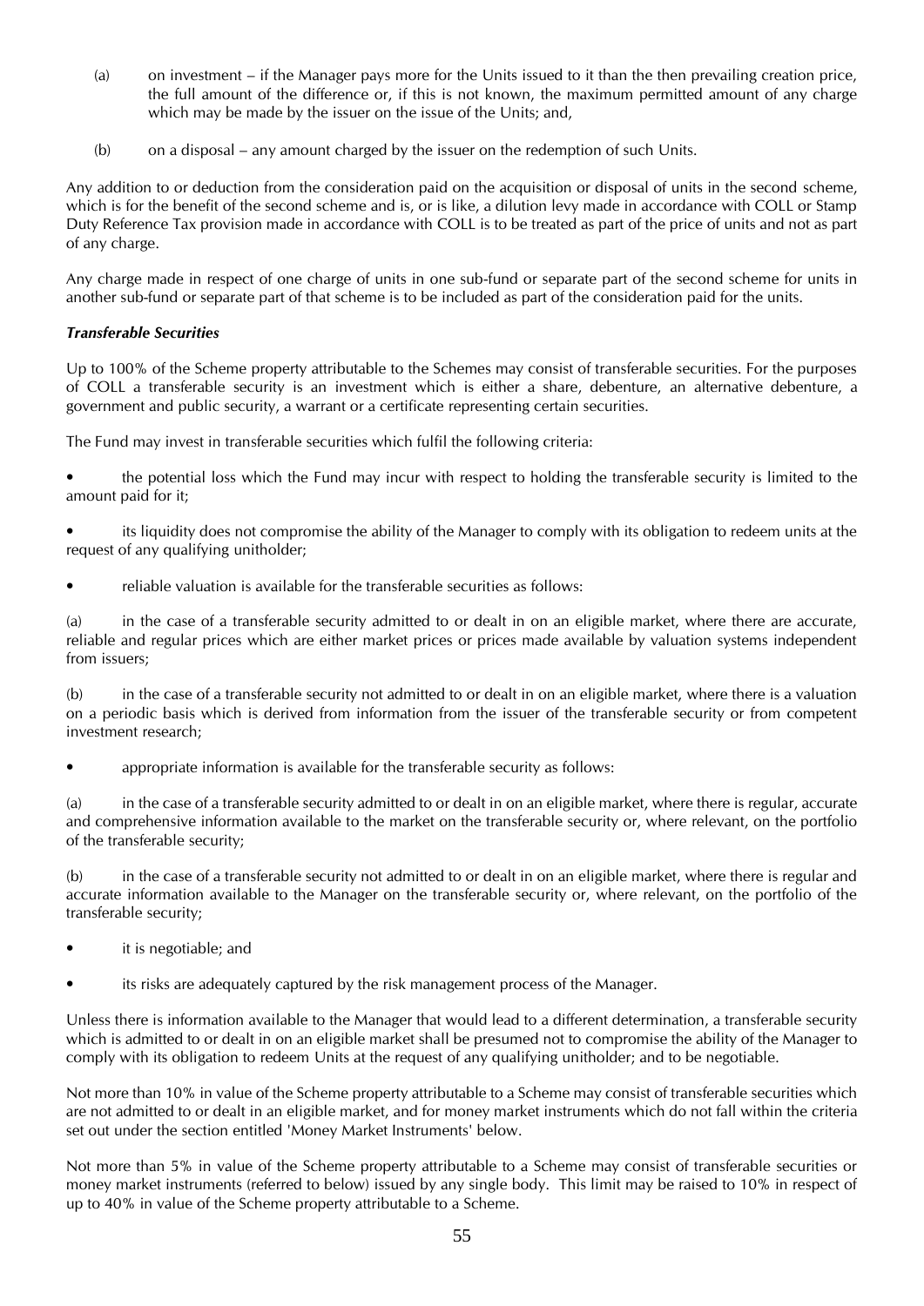(a) on investment – if the Manager pays more for the Units issued to it than the then prevailing creation price, the full amount of the difference or, if this is not known, the maximum permitted amount of any charge which may be made by the issuer on the issue of the Units; and,

(b) on a disposal – any amount charged by the issuer on the redemption of such Units.

Any addition to or deduction from the consideration paid on the acquisition or disposal of units in the second scheme, which is for the benefit of the second scheme and is, or is like, a dilution levy made in accordance with COLL or Stamp Duty Reference Tax provision made in accordance with COLL is to be treated as part of the price of units and not as part of any charge.

Any charge made in respect of one charge of units in one sub-fund or separate part of the second scheme for units in another sub-fund or separate part of that scheme is to be included as part of the consideration paid for the units.

***Transferable Securities***

Up to 100% of the Scheme property attributable to the Schemes may consist of transferable securities. For the purposes of COLL a transferable security is an investment which is either a share, debenture, an alternative debenture, a government and public security, a warrant or a certificate representing certain securities.

The Fund may invest in transferable securities which fulfil the following criteria:

- the potential loss which the Fund may incur with respect to holding the transferable security is limited to the amount paid for it;
- its liquidity does not compromise the ability of the Manager to comply with its obligation to redeem units at the request of any qualifying unitholder;
- reliable valuation is available for the transferable securities as follows:

(a) in the case of a transferable security admitted to or dealt in on an eligible market, where there are accurate, reliable and regular prices which are either market prices or prices made available by valuation systems independent from issuers;

(b) in the case of a transferable security not admitted to or dealt in on an eligible market, where there is a valuation on a periodic basis which is derived from information from the issuer of the transferable security or from competent investment research;

- appropriate information is available for the transferable security as follows:

(a) in the case of a transferable security admitted to or dealt in on an eligible market, where there is regular, accurate and comprehensive information available to the market on the transferable security or, where relevant, on the portfolio of the transferable security;

(b) in the case of a transferable security not admitted to or dealt in on an eligible market, where there is regular and accurate information available to the Manager on the transferable security or, where relevant, on the portfolio of the transferable security;

- it is negotiable; and
- its risks are adequately captured by the risk management process of the Manager.

Unless there is information available to the Manager that would lead to a different determination, a transferable security which is admitted to or dealt in on an eligible market shall be presumed not to compromise the ability of the Manager to comply with its obligation to redeem Units at the request of any qualifying unitholder; and to be negotiable.

Not more than 10% in value of the Scheme property attributable to a Scheme may consist of transferable securities which are not admitted to or dealt in an eligible market, and for money market instruments which do not fall within the criteria set out under the section entitled 'Money Market Instruments' below.

Not more than 5% in value of the Scheme property attributable to a Scheme may consist of transferable securities or money market instruments (referred to below) issued by any single body. This limit may be raised to 10% in respect of up to 40% in value of the Scheme property attributable to a Scheme.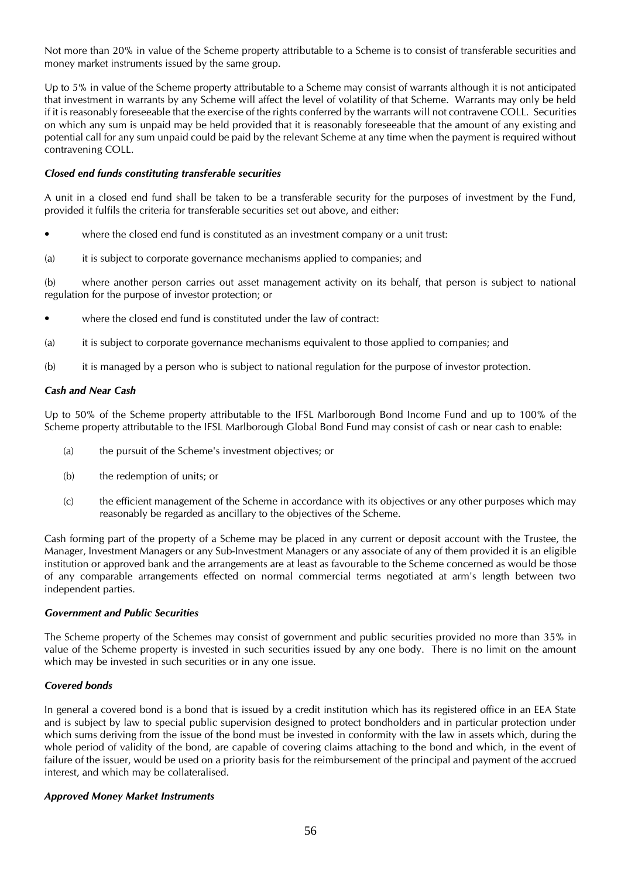Not more than 20% in value of the Scheme property attributable to a Scheme is to consist of transferable securities and money market instruments issued by the same group.

Up to 5% in value of the Scheme property attributable to a Scheme may consist of warrants although it is not anticipated that investment in warrants by any Scheme will affect the level of volatility of that Scheme. Warrants may only be held if it is reasonably foreseeable that the exercise of the rights conferred by the warrants will not contravene COLL. Securities on which any sum is unpaid may be held provided that it is reasonably foreseeable that the amount of any existing and potential call for any sum unpaid could be paid by the relevant Scheme at any time when the payment is required without contravening COLL.

***Closed end funds constituting transferable securities***

A unit in a closed end fund shall be taken to be a transferable security for the purposes of investment by the Fund, provided it fulfils the criteria for transferable securities set out above, and either:

- where the closed end fund is constituted as an investment company or a unit trust:

(a) it is subject to corporate governance mechanisms applied to companies; and

(b) where another person carries out asset management activity on its behalf, that person is subject to national regulation for the purpose of investor protection; or

- where the closed end fund is constituted under the law of contract:

(a) it is subject to corporate governance mechanisms equivalent to those applied to companies; and

(b) it is managed by a person who is subject to national regulation for the purpose of investor protection.

***Cash and Near Cash***

Up to 50% of the Scheme property attributable to the IFSL Marlborough Bond Income Fund and up to 100% of the Scheme property attributable to the IFSL Marlborough Global Bond Fund may consist of cash or near cash to enable:

(a) the pursuit of the Scheme's investment objectives; or

(b) the redemption of units; or

(c) the efficient management of the Scheme in accordance with its objectives or any other purposes which may reasonably be regarded as ancillary to the objectives of the Scheme.

Cash forming part of the property of a Scheme may be placed in any current or deposit account with the Trustee, the Manager, Investment Managers or any Sub-Investment Managers or any associate of any of them provided it is an eligible institution or approved bank and the arrangements are at least as favourable to the Scheme concerned as would be those of any comparable arrangements effected on normal commercial terms negotiated at arm's length between two independent parties.

***Government and Public Securities***

The Scheme property of the Schemes may consist of government and public securities provided no more than 35% in value of the Scheme property is invested in such securities issued by any one body. There is no limit on the amount which may be invested in such securities or in any one issue.

***Covered bonds***

In general a covered bond is a bond that is issued by a credit institution which has its registered office in an EEA State and is subject by law to special public supervision designed to protect bondholders and in particular protection under which sums deriving from the issue of the bond must be invested in conformity with the law in assets which, during the whole period of validity of the bond, are capable of covering claims attaching to the bond and which, in the event of failure of the issuer, would be used on a priority basis for the reimbursement of the principal and payment of the accrued interest, and which may be collateralised.

***Approved Money Market Instruments***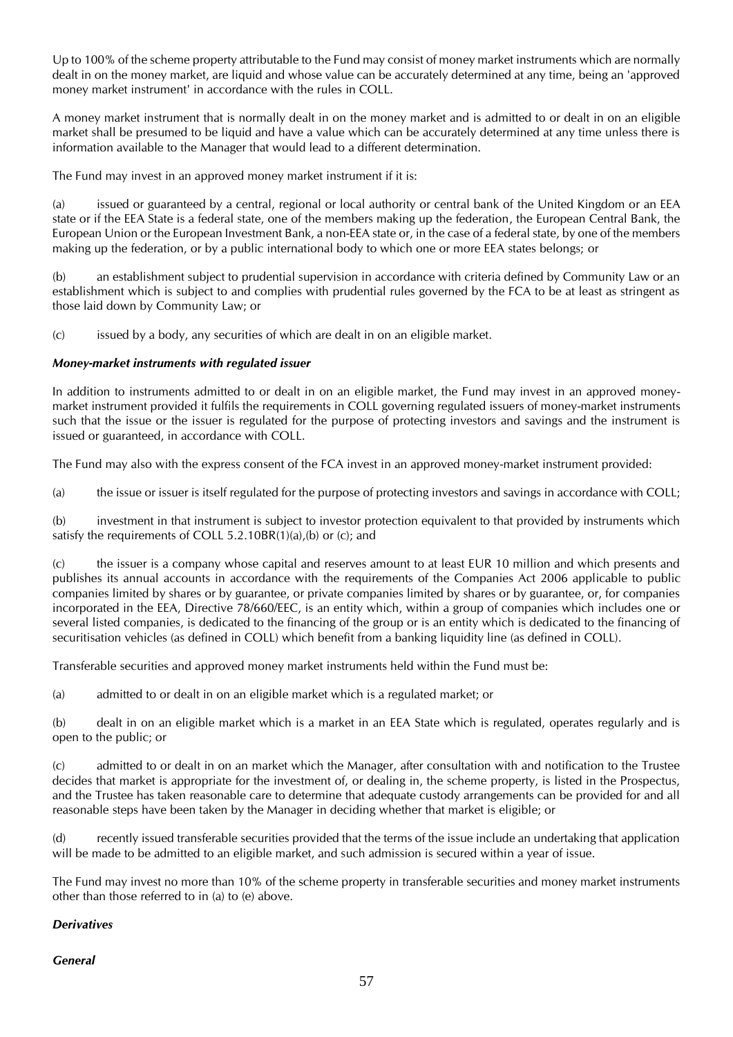Up to 100% of the scheme property attributable to the Fund may consist of money market instruments which are normally dealt in on the money market, are liquid and whose value can be accurately determined at any time, being an 'approved money market instrument' in accordance with the rules in COLL.

A money market instrument that is normally dealt in on the money market and is admitted to or dealt in on an eligible market shall be presumed to be liquid and have a value which can be accurately determined at any time unless there is information available to the Manager that would lead to a different determination.

The Fund may invest in an approved money market instrument if it is:

(a) issued or guaranteed by a central, regional or local authority or central bank of the United Kingdom or an EEA state or if the EEA State is a federal state, one of the members making up the federation, the European Central Bank, the European Union or the European Investment Bank, a non-EEA state or, in the case of a federal state, by one of the members making up the federation, or by a public international body to which one or more EEA states belongs; or

(b) an establishment subject to prudential supervision in accordance with criteria defined by Community Law or an establishment which is subject to and complies with prudential rules governed by the FCA to be at least as stringent as those laid down by Community Law; or

(c) issued by a body, any securities of which are dealt in on an eligible market.

***Money-market instruments with regulated issuer***

In addition to instruments admitted to or dealt in on an eligible market, the Fund may invest in an approved money-market instrument provided it fulfils the requirements in COLL governing regulated issuers of money-market instruments such that the issue or the issuer is regulated for the purpose of protecting investors and savings and the instrument is issued or guaranteed, in accordance with COLL.

The Fund may also with the express consent of the FCA invest in an approved money-market instrument provided:

(a) the issue or issuer is itself regulated for the purpose of protecting investors and savings in accordance with COLL;

(b) investment in that instrument is subject to investor protection equivalent to that provided by instruments which satisfy the requirements of COLL 5.2.10BR(1)(a),(b) or (c); and

(c) the issuer is a company whose capital and reserves amount to at least EUR 10 million and which presents and publishes its annual accounts in accordance with the requirements of the Companies Act 2006 applicable to public companies limited by shares or by guarantee, or private companies limited by shares or by guarantee, or, for companies incorporated in the EEA, Directive 78/660/EEC, is an entity which, within a group of companies which includes one or several listed companies, is dedicated to the financing of the group or is an entity which is dedicated to the financing of securitisation vehicles (as defined in COLL) which benefit from a banking liquidity line (as defined in COLL).

Transferable securities and approved money market instruments held within the Fund must be:

(a) admitted to or dealt in on an eligible market which is a regulated market; or

(b) dealt in on an eligible market which is a market in an EEA State which is regulated, operates regularly and is open to the public; or

(c) admitted to or dealt in on an market which the Manager, after consultation with and notification to the Trustee decides that market is appropriate for the investment of, or dealing in, the scheme property, is listed in the Prospectus, and the Trustee has taken reasonable care to determine that adequate custody arrangements can be provided for and all reasonable steps have been taken by the Manager in deciding whether that market is eligible; or

(d) recently issued transferable securities provided that the terms of the issue include an undertaking that application will be made to be admitted to an eligible market, and such admission is secured within a year of issue.

The Fund may invest no more than 10% of the scheme property in transferable securities and money market instruments other than those referred to in (a) to (e) above.

***Derivatives***

***General***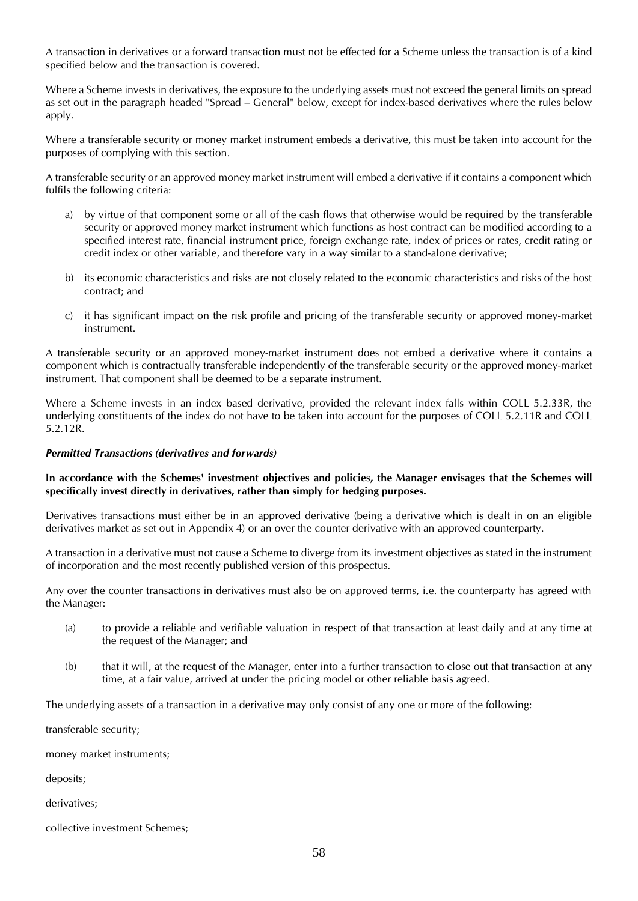A transaction in derivatives or a forward transaction must not be effected for a Scheme unless the transaction is of a kind specified below and the transaction is covered.

Where a Scheme invests in derivatives, the exposure to the underlying assets must not exceed the general limits on spread as set out in the paragraph headed "Spread – General" below, except for index-based derivatives where the rules below apply.

Where a transferable security or money market instrument embeds a derivative, this must be taken into account for the purposes of complying with this section.

A transferable security or an approved money market instrument will embed a derivative if it contains a component which fulfils the following criteria:

a) by virtue of that component some or all of the cash flows that otherwise would be required by the transferable security or approved money market instrument which functions as host contract can be modified according to a specified interest rate, financial instrument price, foreign exchange rate, index of prices or rates, credit rating or credit index or other variable, and therefore vary in a way similar to a stand-alone derivative;

b) its economic characteristics and risks are not closely related to the economic characteristics and risks of the host contract; and

c) it has significant impact on the risk profile and pricing of the transferable security or approved money-market instrument.

A transferable security or an approved money-market instrument does not embed a derivative where it contains a component which is contractually transferable independently of the transferable security or the approved money-market instrument. That component shall be deemed to be a separate instrument.

Where a Scheme invests in an index based derivative, provided the relevant index falls within COLL 5.2.33R, the underlying constituents of the index do not have to be taken into account for the purposes of COLL 5.2.11R and COLL 5.2.12R.

***Permitted Transactions (derivatives and forwards)***

**In accordance with the Schemes' investment objectives and policies, the Manager envisages that the Schemes will specifically invest directly in derivatives, rather than simply for hedging purposes.**

Derivatives transactions must either be in an approved derivative (being a derivative which is dealt in on an eligible derivatives market as set out in Appendix 4) or an over the counter derivative with an approved counterparty.

A transaction in a derivative must not cause a Scheme to diverge from its investment objectives as stated in the instrument of incorporation and the most recently published version of this prospectus.

Any over the counter transactions in derivatives must also be on approved terms, i.e. the counterparty has agreed with the Manager:

(a) to provide a reliable and verifiable valuation in respect of that transaction at least daily and at any time at the request of the Manager; and

(b) that it will, at the request of the Manager, enter into a further transaction to close out that transaction at any time, at a fair value, arrived at under the pricing model or other reliable basis agreed.

The underlying assets of a transaction in a derivative may only consist of any one or more of the following:

transferable security;

money market instruments;

deposits;

derivatives;

collective investment Schemes;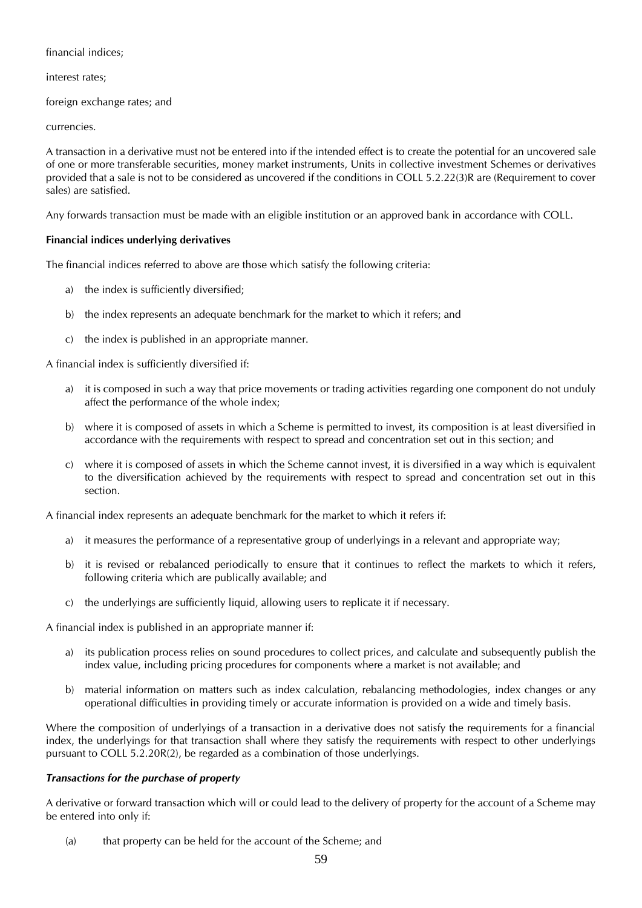financial indices;

interest rates;

foreign exchange rates; and

currencies.

A transaction in a derivative must not be entered into if the intended effect is to create the potential for an uncovered sale of one or more transferable securities, money market instruments, Units in collective investment Schemes or derivatives provided that a sale is not to be considered as uncovered if the conditions in COLL 5.2.22(3)R are (Requirement to cover sales) are satisfied.

Any forwards transaction must be made with an eligible institution or an approved bank in accordance with COLL.

**Financial indices underlying derivatives**

The financial indices referred to above are those which satisfy the following criteria:

a) the index is sufficiently diversified;

b) the index represents an adequate benchmark for the market to which it refers; and

c) the index is published in an appropriate manner.

A financial index is sufficiently diversified if:

a) it is composed in such a way that price movements or trading activities regarding one component do not unduly affect the performance of the whole index;

b) where it is composed of assets in which a Scheme is permitted to invest, its composition is at least diversified in accordance with the requirements with respect to spread and concentration set out in this section; and

c) where it is composed of assets in which the Scheme cannot invest, it is diversified in a way which is equivalent to the diversification achieved by the requirements with respect to spread and concentration set out in this section.

A financial index represents an adequate benchmark for the market to which it refers if:

a) it measures the performance of a representative group of underlyings in a relevant and appropriate way;

b) it is revised or rebalanced periodically to ensure that it continues to reflect the markets to which it refers, following criteria which are publically available; and

c) the underlyings are sufficiently liquid, allowing users to replicate it if necessary.

A financial index is published in an appropriate manner if:

a) its publication process relies on sound procedures to collect prices, and calculate and subsequently publish the index value, including pricing procedures for components where a market is not available; and

b) material information on matters such as index calculation, rebalancing methodologies, index changes or any operational difficulties in providing timely or accurate information is provided on a wide and timely basis.

Where the composition of underlyings of a transaction in a derivative does not satisfy the requirements for a financial index, the underlyings for that transaction shall where they satisfy the requirements with respect to other underlyings pursuant to COLL 5.2.20R(2), be regarded as a combination of those underlyings.

***Transactions for the purchase of property***

A derivative or forward transaction which will or could lead to the delivery of property for the account of a Scheme may be entered into only if:

(a) that property can be held for the account of the Scheme; and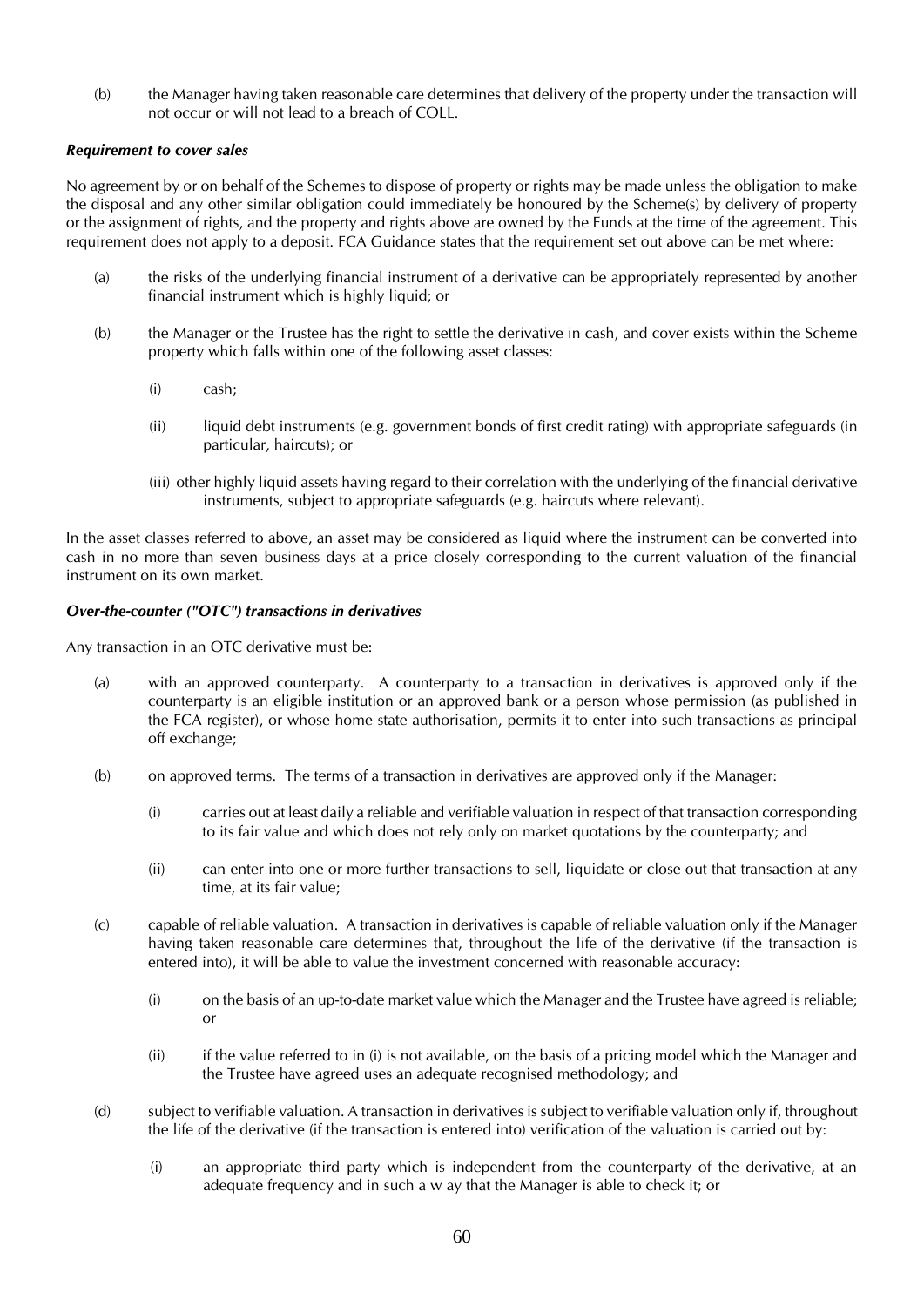(b) the Manager having taken reasonable care determines that delivery of the property under the transaction will not occur or will not lead to a breach of COLL.

***Requirement to cover sales***

No agreement by or on behalf of the Schemes to dispose of property or rights may be made unless the obligation to make the disposal and any other similar obligation could immediately be honoured by the Scheme(s) by delivery of property or the assignment of rights, and the property and rights above are owned by the Funds at the time of the agreement. This requirement does not apply to a deposit. FCA Guidance states that the requirement set out above can be met where:

(a) the risks of the underlying financial instrument of a derivative can be appropriately represented by another financial instrument which is highly liquid; or

(b) the Manager or the Trustee has the right to settle the derivative in cash, and cover exists within the Scheme property which falls within one of the following asset classes:

  (i) cash;

  (ii) liquid debt instruments (e.g. government bonds of first credit rating) with appropriate safeguards (in particular, haircuts); or

  (iii) other highly liquid assets having regard to their correlation with the underlying of the financial derivative instruments, subject to appropriate safeguards (e.g. haircuts where relevant).

In the asset classes referred to above, an asset may be considered as liquid where the instrument can be converted into cash in no more than seven business days at a price closely corresponding to the current valuation of the financial instrument on its own market.

***Over-the-counter ("OTC") transactions in derivatives***

Any transaction in an OTC derivative must be:

(a) with an approved counterparty. A counterparty to a transaction in derivatives is approved only if the counterparty is an eligible institution or an approved bank or a person whose permission (as published in the FCA register), or whose home state authorisation, permits it to enter into such transactions as principal off exchange;

(b) on approved terms. The terms of a transaction in derivatives are approved only if the Manager:

  (i) carries out at least daily a reliable and verifiable valuation in respect of that transaction corresponding to its fair value and which does not rely only on market quotations by the counterparty; and

  (ii) can enter into one or more further transactions to sell, liquidate or close out that transaction at any time, at its fair value;

(c) capable of reliable valuation. A transaction in derivatives is capable of reliable valuation only if the Manager having taken reasonable care determines that, throughout the life of the derivative (if the transaction is entered into), it will be able to value the investment concerned with reasonable accuracy:

  (i) on the basis of an up-to-date market value which the Manager and the Trustee have agreed is reliable; or

  (ii) if the value referred to in (i) is not available, on the basis of a pricing model which the Manager and the Trustee have agreed uses an adequate recognised methodology; and

(d) subject to verifiable valuation. A transaction in derivatives is subject to verifiable valuation only if, throughout the life of the derivative (if the transaction is entered into) verification of the valuation is carried out by:

  (i) an appropriate third party which is independent from the counterparty of the derivative, at an adequate frequency and in such a w ay that the Manager is able to check it; or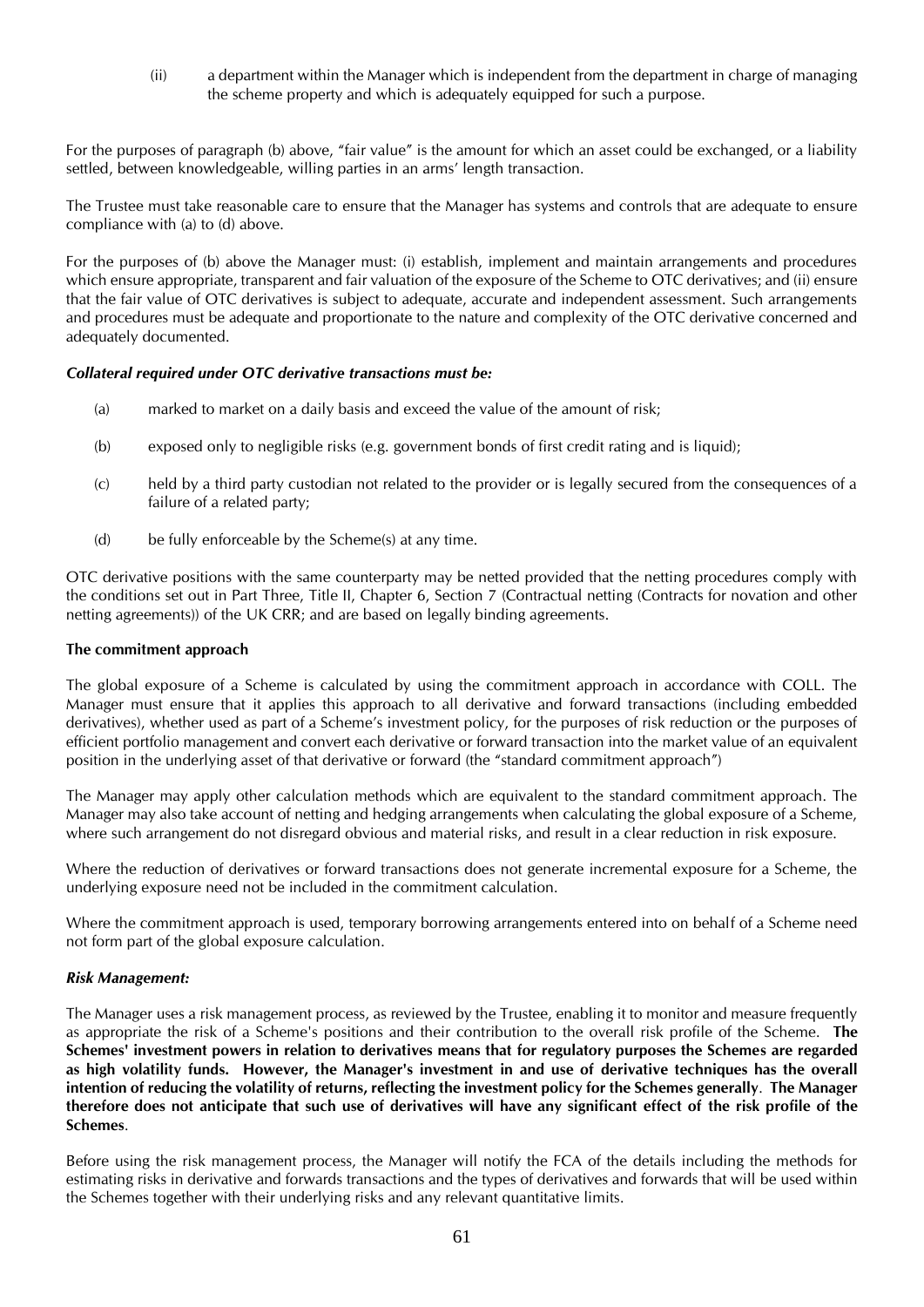(ii) a department within the Manager which is independent from the department in charge of managing the scheme property and which is adequately equipped for such a purpose.

For the purposes of paragraph (b) above, "fair value" is the amount for which an asset could be exchanged, or a liability settled, between knowledgeable, willing parties in an arms' length transaction.

The Trustee must take reasonable care to ensure that the Manager has systems and controls that are adequate to ensure compliance with (a) to (d) above.

For the purposes of (b) above the Manager must: (i) establish, implement and maintain arrangements and procedures which ensure appropriate, transparent and fair valuation of the exposure of the Scheme to OTC derivatives; and (ii) ensure that the fair value of OTC derivatives is subject to adequate, accurate and independent assessment. Such arrangements and procedures must be adequate and proportionate to the nature and complexity of the OTC derivative concerned and adequately documented.

***Collateral required under OTC derivative transactions must be:***

(a) marked to market on a daily basis and exceed the value of the amount of risk;

(b) exposed only to negligible risks (e.g. government bonds of first credit rating and is liquid);

(c) held by a third party custodian not related to the provider or is legally secured from the consequences of a failure of a related party;

(d) be fully enforceable by the Scheme(s) at any time.

OTC derivative positions with the same counterparty may be netted provided that the netting procedures comply with the conditions set out in Part Three, Title II, Chapter 6, Section 7 (Contractual netting (Contracts for novation and other netting agreements)) of the UK CRR; and are based on legally binding agreements.

**The commitment approach**

The global exposure of a Scheme is calculated by using the commitment approach in accordance with COLL. The Manager must ensure that it applies this approach to all derivative and forward transactions (including embedded derivatives), whether used as part of a Scheme's investment policy, for the purposes of risk reduction or the purposes of efficient portfolio management and convert each derivative or forward transaction into the market value of an equivalent position in the underlying asset of that derivative or forward (the "standard commitment approach")

The Manager may apply other calculation methods which are equivalent to the standard commitment approach. The Manager may also take account of netting and hedging arrangements when calculating the global exposure of a Scheme, where such arrangement do not disregard obvious and material risks, and result in a clear reduction in risk exposure.

Where the reduction of derivatives or forward transactions does not generate incremental exposure for a Scheme, the underlying exposure need not be included in the commitment calculation.

Where the commitment approach is used, temporary borrowing arrangements entered into on behalf of a Scheme need not form part of the global exposure calculation.

***Risk Management:***

The Manager uses a risk management process, as reviewed by the Trustee, enabling it to monitor and measure frequently as appropriate the risk of a Scheme's positions and their contribution to the overall risk profile of the Scheme. **The Schemes' investment powers in relation to derivatives means that for regulatory purposes the Schemes are regarded as high volatility funds. However, the Manager's investment in and use of derivative techniques has the overall intention of reducing the volatility of returns, reflecting the investment policy for the Schemes generally**. **The Manager therefore does not anticipate that such use of derivatives will have any significant effect of the risk profile of the Schemes**.

Before using the risk management process, the Manager will notify the FCA of the details including the methods for estimating risks in derivative and forwards transactions and the types of derivatives and forwards that will be used within the Schemes together with their underlying risks and any relevant quantitative limits.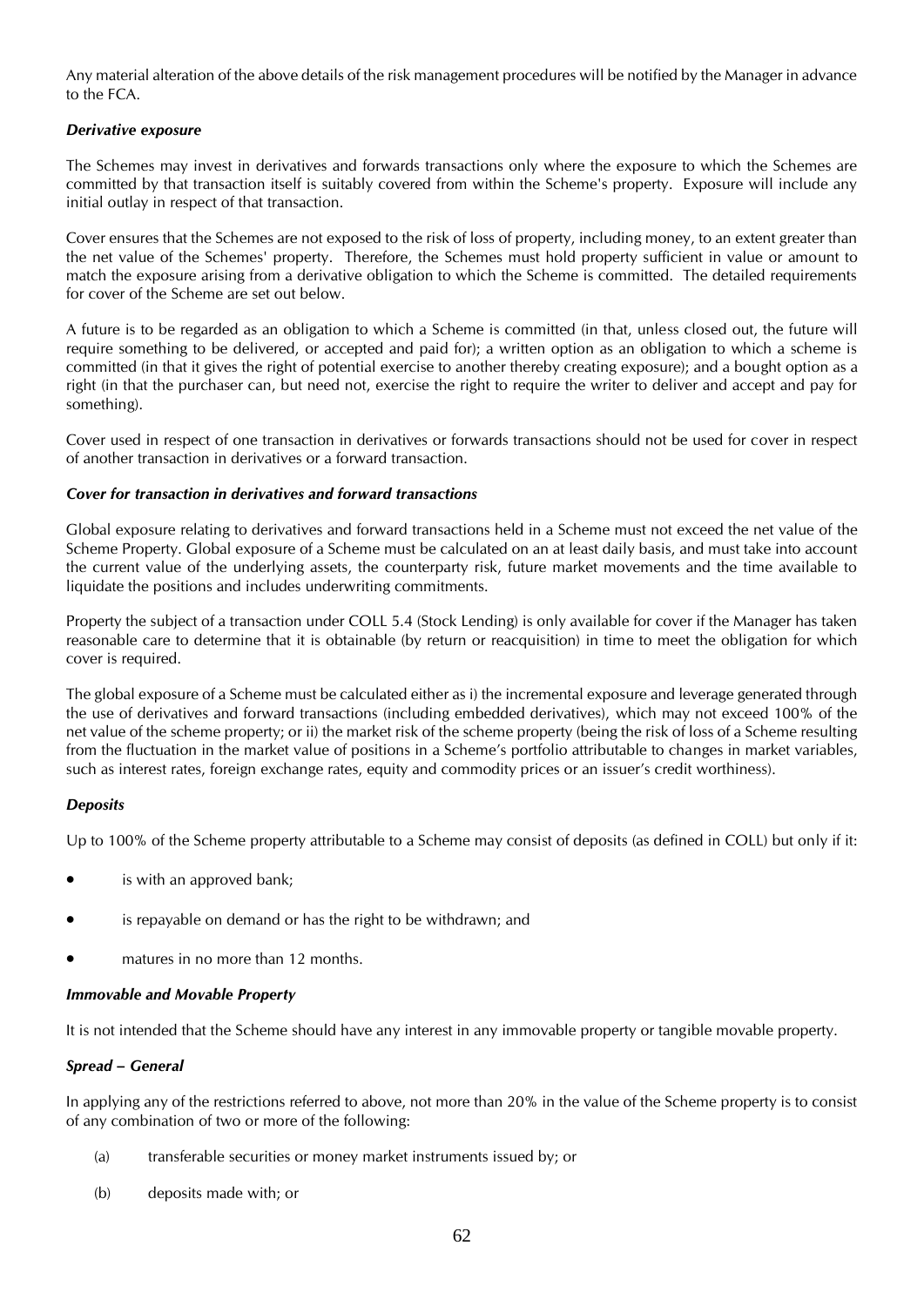Any material alteration of the above details of the risk management procedures will be notified by the Manager in advance to the FCA.

***Derivative exposure***

The Schemes may invest in derivatives and forwards transactions only where the exposure to which the Schemes are committed by that transaction itself is suitably covered from within the Scheme's property. Exposure will include any initial outlay in respect of that transaction.

Cover ensures that the Schemes are not exposed to the risk of loss of property, including money, to an extent greater than the net value of the Schemes' property. Therefore, the Schemes must hold property sufficient in value or amount to match the exposure arising from a derivative obligation to which the Scheme is committed. The detailed requirements for cover of the Scheme are set out below.

A future is to be regarded as an obligation to which a Scheme is committed (in that, unless closed out, the future will require something to be delivered, or accepted and paid for); a written option as an obligation to which a scheme is committed (in that it gives the right of potential exercise to another thereby creating exposure); and a bought option as a right (in that the purchaser can, but need not, exercise the right to require the writer to deliver and accept and pay for something).

Cover used in respect of one transaction in derivatives or forwards transactions should not be used for cover in respect of another transaction in derivatives or a forward transaction.

***Cover for transaction in derivatives and forward transactions***

Global exposure relating to derivatives and forward transactions held in a Scheme must not exceed the net value of the Scheme Property. Global exposure of a Scheme must be calculated on an at least daily basis, and must take into account the current value of the underlying assets, the counterparty risk, future market movements and the time available to liquidate the positions and includes underwriting commitments.

Property the subject of a transaction under COLL 5.4 (Stock Lending) is only available for cover if the Manager has taken reasonable care to determine that it is obtainable (by return or reacquisition) in time to meet the obligation for which cover is required.

The global exposure of a Scheme must be calculated either as i) the incremental exposure and leverage generated through the use of derivatives and forward transactions (including embedded derivatives), which may not exceed 100% of the net value of the scheme property; or ii) the market risk of the scheme property (being the risk of loss of a Scheme resulting from the fluctuation in the market value of positions in a Scheme's portfolio attributable to changes in market variables, such as interest rates, foreign exchange rates, equity and commodity prices or an issuer's credit worthiness).

***Deposits***

Up to 100% of the Scheme property attributable to a Scheme may consist of deposits (as defined in COLL) but only if it:

- is with an approved bank;
- is repayable on demand or has the right to be withdrawn; and
- matures in no more than 12 months.

***Immovable and Movable Property***

It is not intended that the Scheme should have any interest in any immovable property or tangible movable property.

***Spread – General***

In applying any of the restrictions referred to above, not more than 20% in the value of the Scheme property is to consist of any combination of two or more of the following:

(a) transferable securities or money market instruments issued by; or

(b) deposits made with; or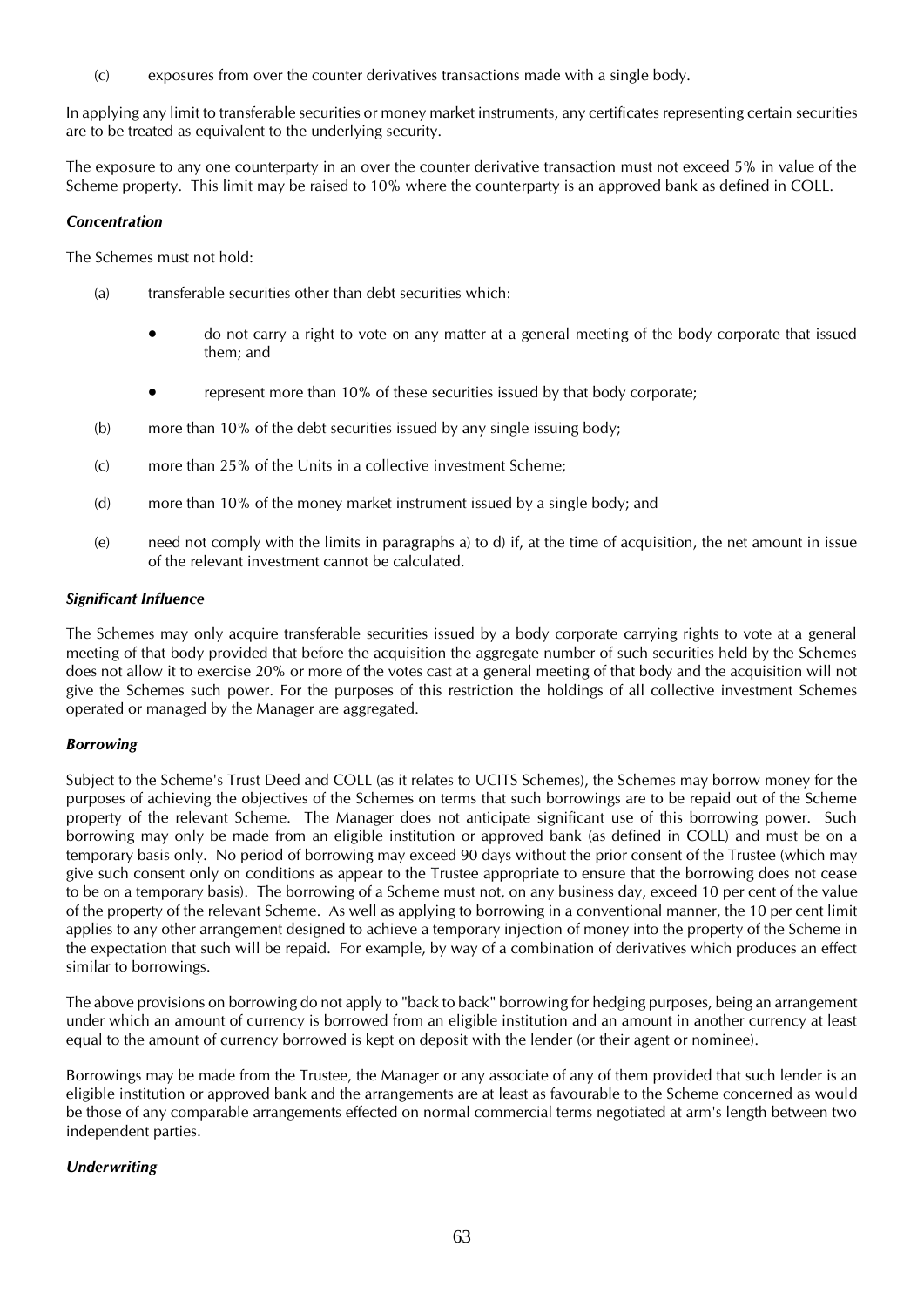(c) exposures from over the counter derivatives transactions made with a single body.

In applying any limit to transferable securities or money market instruments, any certificates representing certain securities are to be treated as equivalent to the underlying security.

The exposure to any one counterparty in an over the counter derivative transaction must not exceed 5% in value of the Scheme property. This limit may be raised to 10% where the counterparty is an approved bank as defined in COLL.

***Concentration***

The Schemes must not hold:

(a) transferable securities other than debt securities which:

- do not carry a right to vote on any matter at a general meeting of the body corporate that issued them; and
- represent more than 10% of these securities issued by that body corporate;

(b) more than 10% of the debt securities issued by any single issuing body;

(c) more than 25% of the Units in a collective investment Scheme;

(d) more than 10% of the money market instrument issued by a single body; and

(e) need not comply with the limits in paragraphs a) to d) if, at the time of acquisition, the net amount in issue of the relevant investment cannot be calculated.

***Significant Influence***

The Schemes may only acquire transferable securities issued by a body corporate carrying rights to vote at a general meeting of that body provided that before the acquisition the aggregate number of such securities held by the Schemes does not allow it to exercise 20% or more of the votes cast at a general meeting of that body and the acquisition will not give the Schemes such power. For the purposes of this restriction the holdings of all collective investment Schemes operated or managed by the Manager are aggregated.

***Borrowing***

Subject to the Scheme's Trust Deed and COLL (as it relates to UCITS Schemes), the Schemes may borrow money for the purposes of achieving the objectives of the Schemes on terms that such borrowings are to be repaid out of the Scheme property of the relevant Scheme. The Manager does not anticipate significant use of this borrowing power. Such borrowing may only be made from an eligible institution or approved bank (as defined in COLL) and must be on a temporary basis only. No period of borrowing may exceed 90 days without the prior consent of the Trustee (which may give such consent only on conditions as appear to the Trustee appropriate to ensure that the borrowing does not cease to be on a temporary basis). The borrowing of a Scheme must not, on any business day, exceed 10 per cent of the value of the property of the relevant Scheme. As well as applying to borrowing in a conventional manner, the 10 per cent limit applies to any other arrangement designed to achieve a temporary injection of money into the property of the Scheme in the expectation that such will be repaid. For example, by way of a combination of derivatives which produces an effect similar to borrowings.

The above provisions on borrowing do not apply to "back to back" borrowing for hedging purposes, being an arrangement under which an amount of currency is borrowed from an eligible institution and an amount in another currency at least equal to the amount of currency borrowed is kept on deposit with the lender (or their agent or nominee).

Borrowings may be made from the Trustee, the Manager or any associate of any of them provided that such lender is an eligible institution or approved bank and the arrangements are at least as favourable to the Scheme concerned as would be those of any comparable arrangements effected on normal commercial terms negotiated at arm's length between two independent parties.

***Underwriting***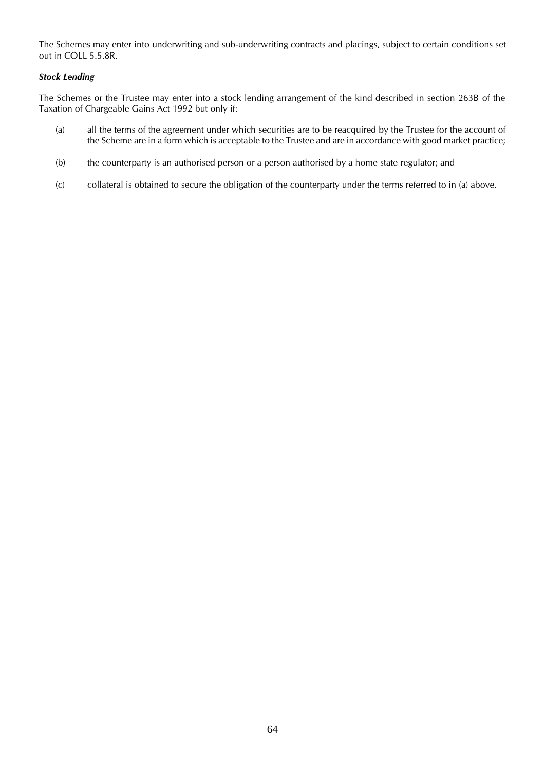The Schemes may enter into underwriting and sub-underwriting contracts and placings, subject to certain conditions set out in COLL 5.5.8R.

***Stock Lending***

The Schemes or the Trustee may enter into a stock lending arrangement of the kind described in section 263B of the Taxation of Chargeable Gains Act 1992 but only if:

(a) all the terms of the agreement under which securities are to be reacquired by the Trustee for the account of the Scheme are in a form which is acceptable to the Trustee and are in accordance with good market practice;

(b) the counterparty is an authorised person or a person authorised by a home state regulator; and

(c) collateral is obtained to secure the obligation of the counterparty under the terms referred to in (a) above.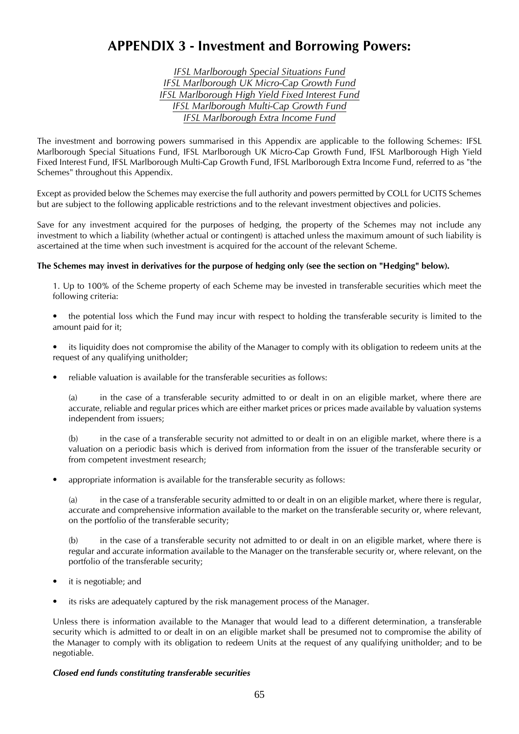# APPENDIX 3 - Investment and Borrowing Powers:

*IFSL Marlborough Special Situations Fund*
*IFSL Marlborough UK Micro-Cap Growth Fund*
*IFSL Marlborough High Yield Fixed Interest Fund*
*IFSL Marlborough Multi-Cap Growth Fund*
*IFSL Marlborough Extra Income Fund*

The investment and borrowing powers summarised in this Appendix are applicable to the following Schemes: IFSL Marlborough Special Situations Fund, IFSL Marlborough UK Micro-Cap Growth Fund, IFSL Marlborough High Yield Fixed Interest Fund, IFSL Marlborough Multi-Cap Growth Fund, IFSL Marlborough Extra Income Fund, referred to as "the Schemes" throughout this Appendix.

Except as provided below the Schemes may exercise the full authority and powers permitted by COLL for UCITS Schemes but are subject to the following applicable restrictions and to the relevant investment objectives and policies.

Save for any investment acquired for the purposes of hedging, the property of the Schemes may not include any investment to which a liability (whether actual or contingent) is attached unless the maximum amount of such liability is ascertained at the time when such investment is acquired for the account of the relevant Scheme.

**The Schemes may invest in derivatives for the purpose of hedging only (see the section on "Hedging" below).**

1. Up to 100% of the Scheme property of each Scheme may be invested in transferable securities which meet the following criteria:

- the potential loss which the Fund may incur with respect to holding the transferable security is limited to the amount paid for it;
- its liquidity does not compromise the ability of the Manager to comply with its obligation to redeem units at the request of any qualifying unitholder;
- reliable valuation is available for the transferable securities as follows:

  (a) in the case of a transferable security admitted to or dealt in on an eligible market, where there are accurate, reliable and regular prices which are either market prices or prices made available by valuation systems independent from issuers;

  (b) in the case of a transferable security not admitted to or dealt in on an eligible market, where there is a valuation on a periodic basis which is derived from information from the issuer of the transferable security or from competent investment research;

- appropriate information is available for the transferable security as follows:

  (a) in the case of a transferable security admitted to or dealt in on an eligible market, where there is regular, accurate and comprehensive information available to the market on the transferable security or, where relevant, on the portfolio of the transferable security;

  (b) in the case of a transferable security not admitted to or dealt in on an eligible market, where there is regular and accurate information available to the Manager on the transferable security or, where relevant, on the portfolio of the transferable security;

- it is negotiable; and
- its risks are adequately captured by the risk management process of the Manager.

Unless there is information available to the Manager that would lead to a different determination, a transferable security which is admitted to or dealt in on an eligible market shall be presumed not to compromise the ability of the Manager to comply with its obligation to redeem Units at the request of any qualifying unitholder; and to be negotiable.

***Closed end funds constituting transferable securities***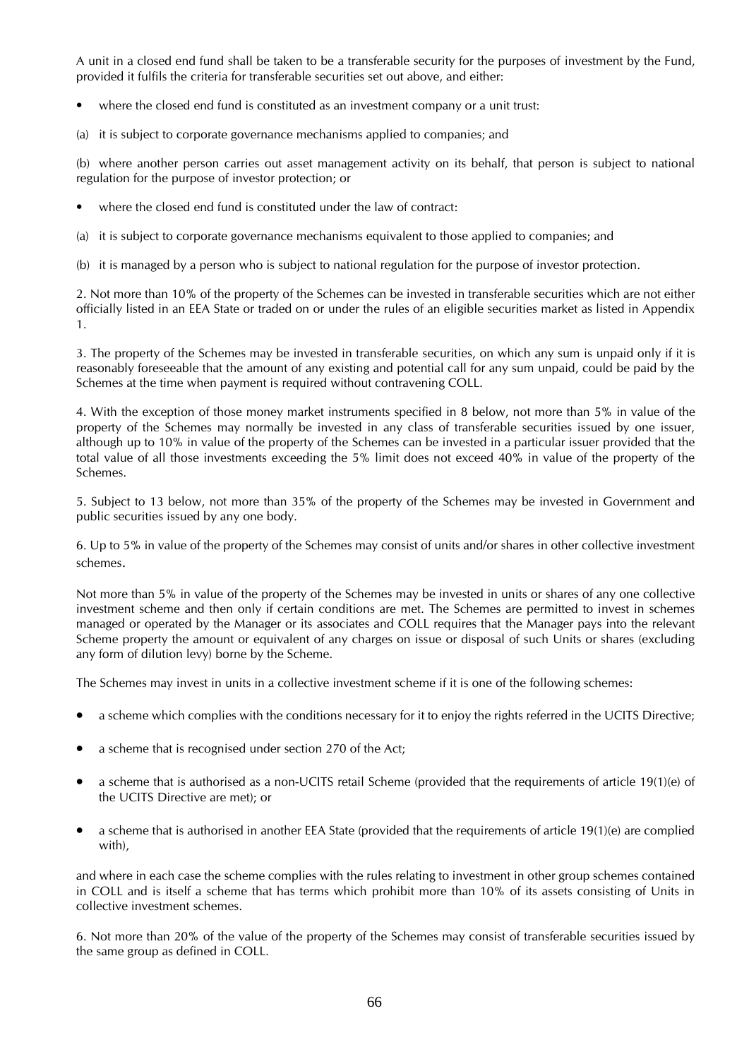A unit in a closed end fund shall be taken to be a transferable security for the purposes of investment by the Fund, provided it fulfils the criteria for transferable securities set out above, and either:

- where the closed end fund is constituted as an investment company or a unit trust:

(a) it is subject to corporate governance mechanisms applied to companies; and

(b) where another person carries out asset management activity on its behalf, that person is subject to national regulation for the purpose of investor protection; or

- where the closed end fund is constituted under the law of contract:

(a) it is subject to corporate governance mechanisms equivalent to those applied to companies; and

(b) it is managed by a person who is subject to national regulation for the purpose of investor protection.

2. Not more than 10% of the property of the Schemes can be invested in transferable securities which are not either officially listed in an EEA State or traded on or under the rules of an eligible securities market as listed in Appendix 1.

3. The property of the Schemes may be invested in transferable securities, on which any sum is unpaid only if it is reasonably foreseeable that the amount of any existing and potential call for any sum unpaid, could be paid by the Schemes at the time when payment is required without contravening COLL.

4. With the exception of those money market instruments specified in 8 below, not more than 5% in value of the property of the Schemes may normally be invested in any class of transferable securities issued by one issuer, although up to 10% in value of the property of the Schemes can be invested in a particular issuer provided that the total value of all those investments exceeding the 5% limit does not exceed 40% in value of the property of the Schemes.

5. Subject to 13 below, not more than 35% of the property of the Schemes may be invested in Government and public securities issued by any one body.

6. Up to 5% in value of the property of the Schemes may consist of units and/or shares in other collective investment schemes.

Not more than 5% in value of the property of the Schemes may be invested in units or shares of any one collective investment scheme and then only if certain conditions are met. The Schemes are permitted to invest in schemes managed or operated by the Manager or its associates and COLL requires that the Manager pays into the relevant Scheme property the amount or equivalent of any charges on issue or disposal of such Units or shares (excluding any form of dilution levy) borne by the Scheme.

The Schemes may invest in units in a collective investment scheme if it is one of the following schemes:

- a scheme which complies with the conditions necessary for it to enjoy the rights referred in the UCITS Directive;
- a scheme that is recognised under section 270 of the Act;
- a scheme that is authorised as a non-UCITS retail Scheme (provided that the requirements of article 19(1)(e) of the UCITS Directive are met); or
- a scheme that is authorised in another EEA State (provided that the requirements of article 19(1)(e) are complied with),

and where in each case the scheme complies with the rules relating to investment in other group schemes contained in COLL and is itself a scheme that has terms which prohibit more than 10% of its assets consisting of Units in collective investment schemes.

6. Not more than 20% of the value of the property of the Schemes may consist of transferable securities issued by the same group as defined in COLL.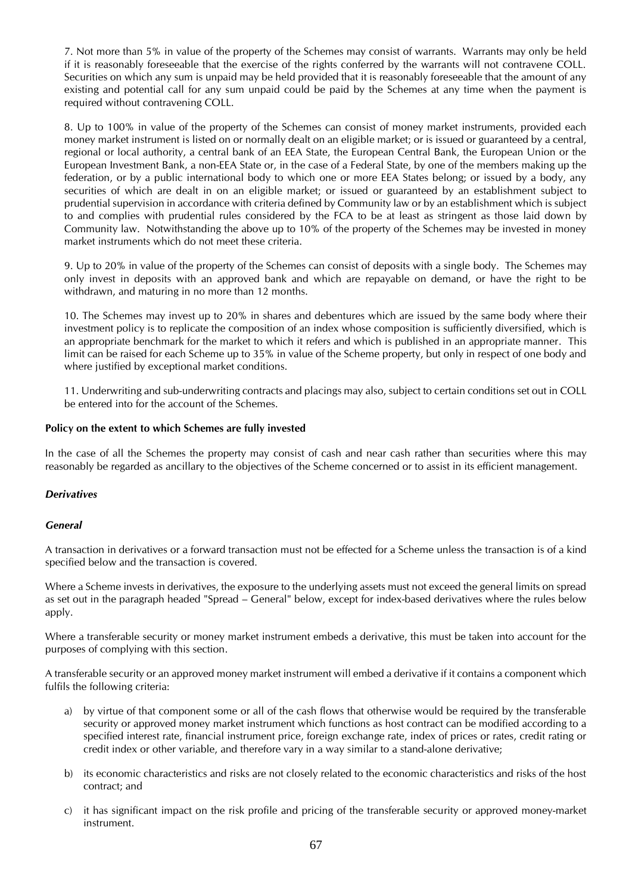7. Not more than 5% in value of the property of the Schemes may consist of warrants. Warrants may only be held if it is reasonably foreseeable that the exercise of the rights conferred by the warrants will not contravene COLL. Securities on which any sum is unpaid may be held provided that it is reasonably foreseeable that the amount of any existing and potential call for any sum unpaid could be paid by the Schemes at any time when the payment is required without contravening COLL.

8. Up to 100% in value of the property of the Schemes can consist of money market instruments, provided each money market instrument is listed on or normally dealt on an eligible market; or is issued or guaranteed by a central, regional or local authority, a central bank of an EEA State, the European Central Bank, the European Union or the European Investment Bank, a non-EEA State or, in the case of a Federal State, by one of the members making up the federation, or by a public international body to which one or more EEA States belong; or issued by a body, any securities of which are dealt in on an eligible market; or issued or guaranteed by an establishment subject to prudential supervision in accordance with criteria defined by Community law or by an establishment which is subject to and complies with prudential rules considered by the FCA to be at least as stringent as those laid down by Community law. Notwithstanding the above up to 10% of the property of the Schemes may be invested in money market instruments which do not meet these criteria.

9. Up to 20% in value of the property of the Schemes can consist of deposits with a single body. The Schemes may only invest in deposits with an approved bank and which are repayable on demand, or have the right to be withdrawn, and maturing in no more than 12 months.

10. The Schemes may invest up to 20% in shares and debentures which are issued by the same body where their investment policy is to replicate the composition of an index whose composition is sufficiently diversified, which is an appropriate benchmark for the market to which it refers and which is published in an appropriate manner. This limit can be raised for each Scheme up to 35% in value of the Scheme property, but only in respect of one body and where justified by exceptional market conditions.

11. Underwriting and sub-underwriting contracts and placings may also, subject to certain conditions set out in COLL be entered into for the account of the Schemes.

**Policy on the extent to which Schemes are fully invested**

In the case of all the Schemes the property may consist of cash and near cash rather than securities where this may reasonably be regarded as ancillary to the objectives of the Scheme concerned or to assist in its efficient management.

***Derivatives***

***General***

A transaction in derivatives or a forward transaction must not be effected for a Scheme unless the transaction is of a kind specified below and the transaction is covered.

Where a Scheme invests in derivatives, the exposure to the underlying assets must not exceed the general limits on spread as set out in the paragraph headed "Spread – General" below, except for index-based derivatives where the rules below apply.

Where a transferable security or money market instrument embeds a derivative, this must be taken into account for the purposes of complying with this section.

A transferable security or an approved money market instrument will embed a derivative if it contains a component which fulfils the following criteria:

a) by virtue of that component some or all of the cash flows that otherwise would be required by the transferable security or approved money market instrument which functions as host contract can be modified according to a specified interest rate, financial instrument price, foreign exchange rate, index of prices or rates, credit rating or credit index or other variable, and therefore vary in a way similar to a stand-alone derivative;

b) its economic characteristics and risks are not closely related to the economic characteristics and risks of the host contract; and

c) it has significant impact on the risk profile and pricing of the transferable security or approved money-market instrument.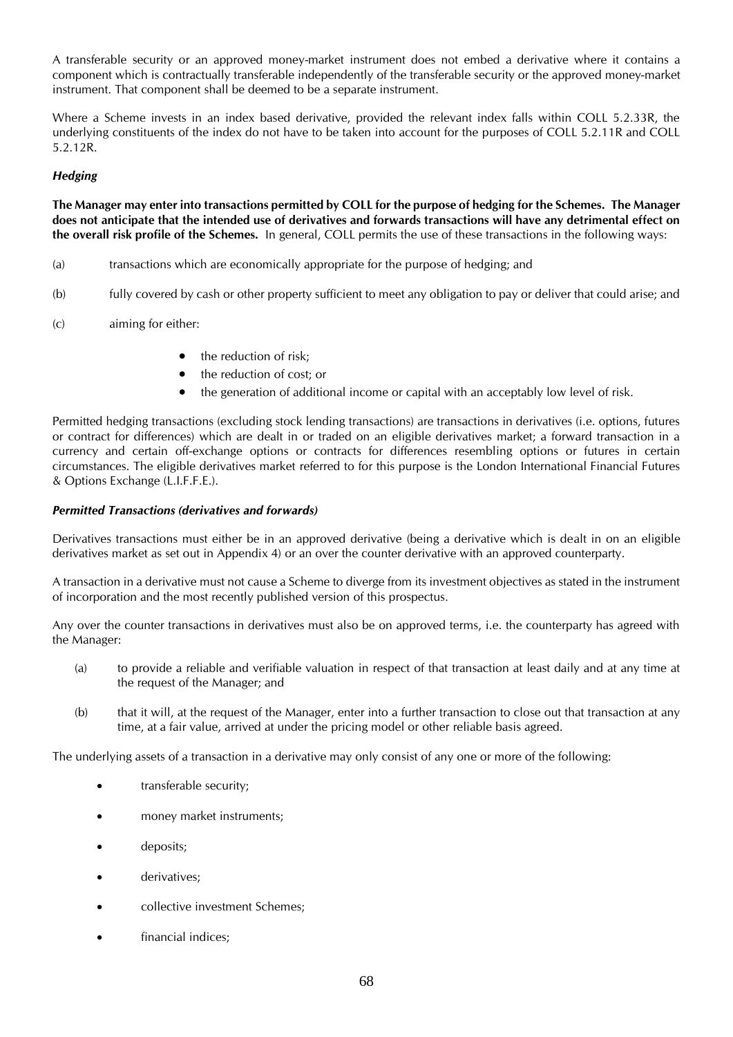A transferable security or an approved money-market instrument does not embed a derivative where it contains a component which is contractually transferable independently of the transferable security or the approved money-market instrument. That component shall be deemed to be a separate instrument.

Where a Scheme invests in an index based derivative, provided the relevant index falls within COLL 5.2.33R, the underlying constituents of the index do not have to be taken into account for the purposes of COLL 5.2.11R and COLL 5.2.12R.

***Hedging***

**The Manager may enter into transactions permitted by COLL for the purpose of hedging for the Schemes. The Manager does not anticipate that the intended use of derivatives and forwards transactions will have any detrimental effect on the overall risk profile of the Schemes.** In general, COLL permits the use of these transactions in the following ways:

(a) transactions which are economically appropriate for the purpose of hedging; and

(b) fully covered by cash or other property sufficient to meet any obligation to pay or deliver that could arise; and

(c) aiming for either:

- the reduction of risk;
- the reduction of cost; or
- the generation of additional income or capital with an acceptably low level of risk.

Permitted hedging transactions (excluding stock lending transactions) are transactions in derivatives (i.e. options, futures or contract for differences) which are dealt in or traded on an eligible derivatives market; a forward transaction in a currency and certain off-exchange options or contracts for differences resembling options or futures in certain circumstances. The eligible derivatives market referred to for this purpose is the London International Financial Futures & Options Exchange (L.I.F.F.E.).

***Permitted Transactions (derivatives and forwards)***

Derivatives transactions must either be in an approved derivative (being a derivative which is dealt in on an eligible derivatives market as set out in Appendix 4) or an over the counter derivative with an approved counterparty.

A transaction in a derivative must not cause a Scheme to diverge from its investment objectives as stated in the instrument of incorporation and the most recently published version of this prospectus.

Any over the counter transactions in derivatives must also be on approved terms, i.e. the counterparty has agreed with the Manager:

(a) to provide a reliable and verifiable valuation in respect of that transaction at least daily and at any time at the request of the Manager; and

(b) that it will, at the request of the Manager, enter into a further transaction to close out that transaction at any time, at a fair value, arrived at under the pricing model or other reliable basis agreed.

The underlying assets of a transaction in a derivative may only consist of any one or more of the following:

- transferable security;
- money market instruments;
- deposits;
- derivatives;
- collective investment Schemes;
- financial indices;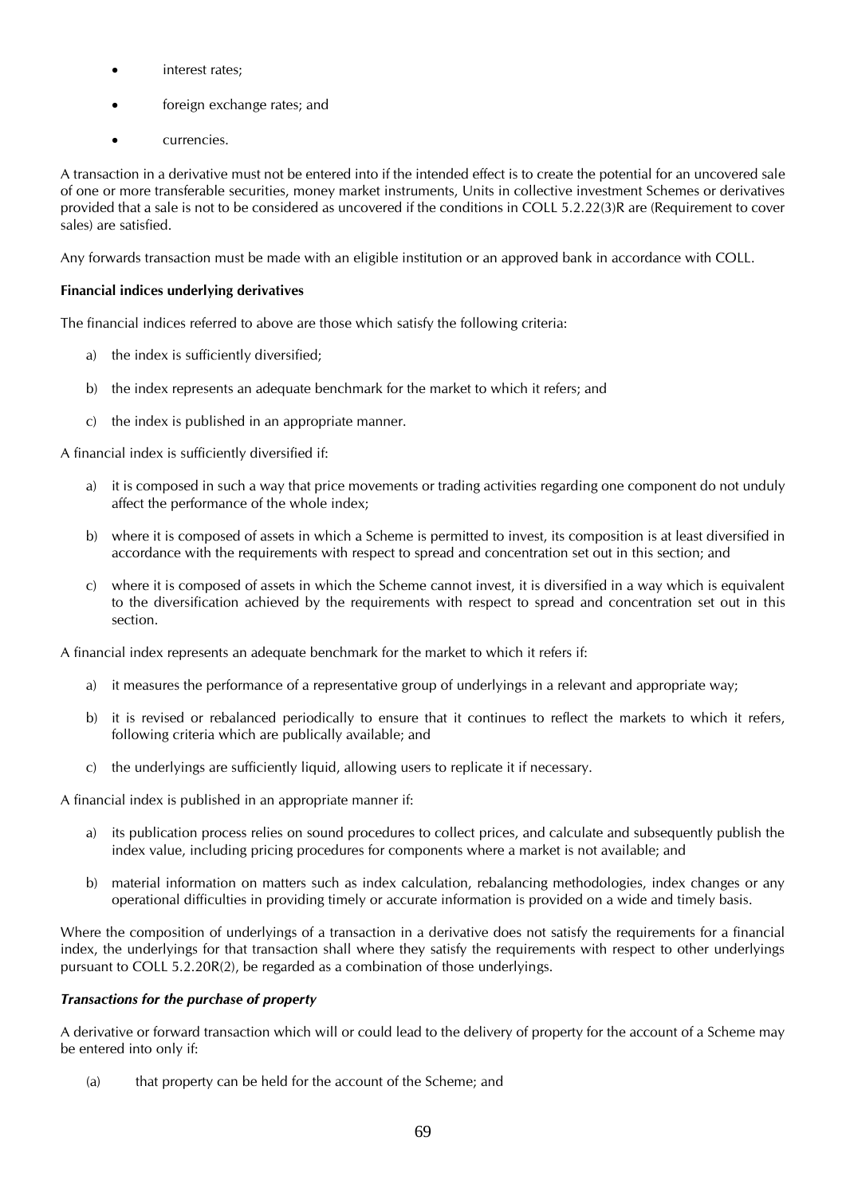- interest rates;
- foreign exchange rates; and
- currencies.

A transaction in a derivative must not be entered into if the intended effect is to create the potential for an uncovered sale of one or more transferable securities, money market instruments, Units in collective investment Schemes or derivatives provided that a sale is not to be considered as uncovered if the conditions in COLL 5.2.22(3)R are (Requirement to cover sales) are satisfied.

Any forwards transaction must be made with an eligible institution or an approved bank in accordance with COLL.

**Financial indices underlying derivatives**

The financial indices referred to above are those which satisfy the following criteria:

a) the index is sufficiently diversified;

b) the index represents an adequate benchmark for the market to which it refers; and

c) the index is published in an appropriate manner.

A financial index is sufficiently diversified if:

a) it is composed in such a way that price movements or trading activities regarding one component do not unduly affect the performance of the whole index;

b) where it is composed of assets in which a Scheme is permitted to invest, its composition is at least diversified in accordance with the requirements with respect to spread and concentration set out in this section; and

c) where it is composed of assets in which the Scheme cannot invest, it is diversified in a way which is equivalent to the diversification achieved by the requirements with respect to spread and concentration set out in this section.

A financial index represents an adequate benchmark for the market to which it refers if:

a) it measures the performance of a representative group of underlyings in a relevant and appropriate way;

b) it is revised or rebalanced periodically to ensure that it continues to reflect the markets to which it refers, following criteria which are publically available; and

c) the underlyings are sufficiently liquid, allowing users to replicate it if necessary.

A financial index is published in an appropriate manner if:

a) its publication process relies on sound procedures to collect prices, and calculate and subsequently publish the index value, including pricing procedures for components where a market is not available; and

b) material information on matters such as index calculation, rebalancing methodologies, index changes or any operational difficulties in providing timely or accurate information is provided on a wide and timely basis.

Where the composition of underlyings of a transaction in a derivative does not satisfy the requirements for a financial index, the underlyings for that transaction shall where they satisfy the requirements with respect to other underlyings pursuant to COLL 5.2.20R(2), be regarded as a combination of those underlyings.

***Transactions for the purchase of property***

A derivative or forward transaction which will or could lead to the delivery of property for the account of a Scheme may be entered into only if:

(a) that property can be held for the account of the Scheme; and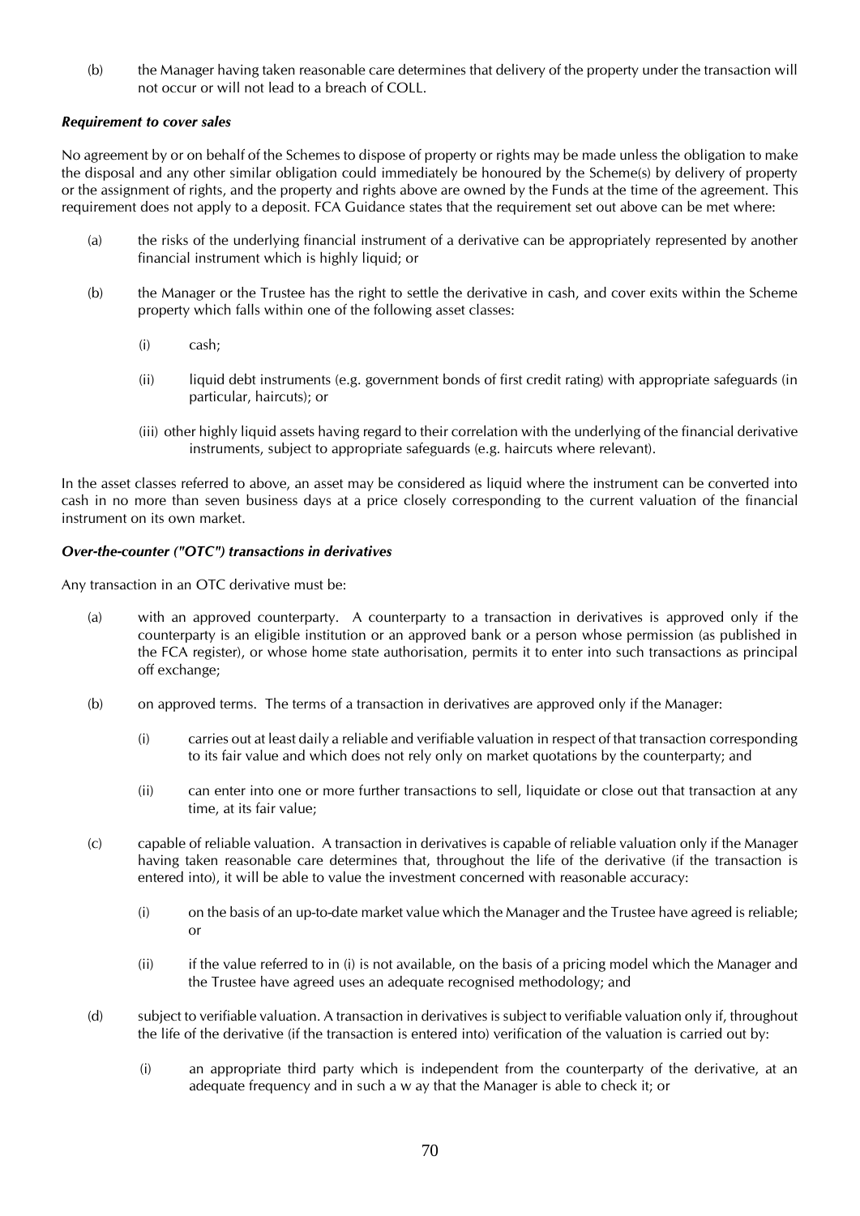(b) the Manager having taken reasonable care determines that delivery of the property under the transaction will not occur or will not lead to a breach of COLL.

***Requirement to cover sales***

No agreement by or on behalf of the Schemes to dispose of property or rights may be made unless the obligation to make the disposal and any other similar obligation could immediately be honoured by the Scheme(s) by delivery of property or the assignment of rights, and the property and rights above are owned by the Funds at the time of the agreement. This requirement does not apply to a deposit. FCA Guidance states that the requirement set out above can be met where:

(a) the risks of the underlying financial instrument of a derivative can be appropriately represented by another financial instrument which is highly liquid; or

(b) the Manager or the Trustee has the right to settle the derivative in cash, and cover exits within the Scheme property which falls within one of the following asset classes:

   (i) cash;

   (ii) liquid debt instruments (e.g. government bonds of first credit rating) with appropriate safeguards (in particular, haircuts); or

   (iii) other highly liquid assets having regard to their correlation with the underlying of the financial derivative instruments, subject to appropriate safeguards (e.g. haircuts where relevant).

In the asset classes referred to above, an asset may be considered as liquid where the instrument can be converted into cash in no more than seven business days at a price closely corresponding to the current valuation of the financial instrument on its own market.

***Over-the-counter ("OTC") transactions in derivatives***

Any transaction in an OTC derivative must be:

(a) with an approved counterparty. A counterparty to a transaction in derivatives is approved only if the counterparty is an eligible institution or an approved bank or a person whose permission (as published in the FCA register), or whose home state authorisation, permits it to enter into such transactions as principal off exchange;

(b) on approved terms. The terms of a transaction in derivatives are approved only if the Manager:

   (i) carries out at least daily a reliable and verifiable valuation in respect of that transaction corresponding to its fair value and which does not rely only on market quotations by the counterparty; and

   (ii) can enter into one or more further transactions to sell, liquidate or close out that transaction at any time, at its fair value;

(c) capable of reliable valuation. A transaction in derivatives is capable of reliable valuation only if the Manager having taken reasonable care determines that, throughout the life of the derivative (if the transaction is entered into), it will be able to value the investment concerned with reasonable accuracy:

   (i) on the basis of an up-to-date market value which the Manager and the Trustee have agreed is reliable; or

   (ii) if the value referred to in (i) is not available, on the basis of a pricing model which the Manager and the Trustee have agreed uses an adequate recognised methodology; and

(d) subject to verifiable valuation. A transaction in derivatives is subject to verifiable valuation only if, throughout the life of the derivative (if the transaction is entered into) verification of the valuation is carried out by:

   (i) an appropriate third party which is independent from the counterparty of the derivative, at an adequate frequency and in such a w ay that the Manager is able to check it; or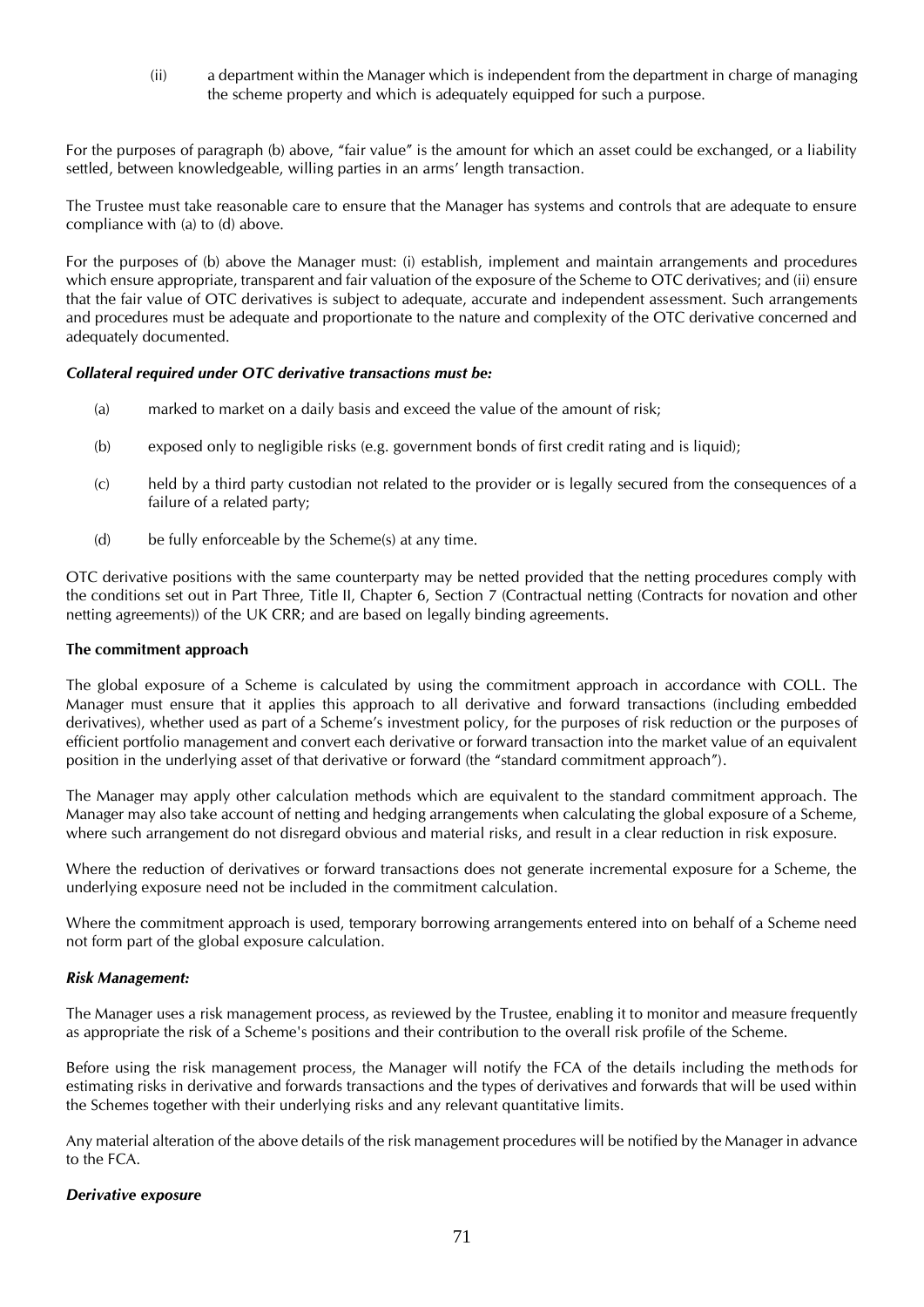(ii) a department within the Manager which is independent from the department in charge of managing the scheme property and which is adequately equipped for such a purpose.

For the purposes of paragraph (b) above, "fair value" is the amount for which an asset could be exchanged, or a liability settled, between knowledgeable, willing parties in an arms' length transaction.

The Trustee must take reasonable care to ensure that the Manager has systems and controls that are adequate to ensure compliance with (a) to (d) above.

For the purposes of (b) above the Manager must: (i) establish, implement and maintain arrangements and procedures which ensure appropriate, transparent and fair valuation of the exposure of the Scheme to OTC derivatives; and (ii) ensure that the fair value of OTC derivatives is subject to adequate, accurate and independent assessment. Such arrangements and procedures must be adequate and proportionate to the nature and complexity of the OTC derivative concerned and adequately documented.

***Collateral required under OTC derivative transactions must be:***

(a) marked to market on a daily basis and exceed the value of the amount of risk;

(b) exposed only to negligible risks (e.g. government bonds of first credit rating and is liquid);

(c) held by a third party custodian not related to the provider or is legally secured from the consequences of a failure of a related party;

(d) be fully enforceable by the Scheme(s) at any time.

OTC derivative positions with the same counterparty may be netted provided that the netting procedures comply with the conditions set out in Part Three, Title II, Chapter 6, Section 7 (Contractual netting (Contracts for novation and other netting agreements)) of the UK CRR; and are based on legally binding agreements.

**The commitment approach**

The global exposure of a Scheme is calculated by using the commitment approach in accordance with COLL. The Manager must ensure that it applies this approach to all derivative and forward transactions (including embedded derivatives), whether used as part of a Scheme's investment policy, for the purposes of risk reduction or the purposes of efficient portfolio management and convert each derivative or forward transaction into the market value of an equivalent position in the underlying asset of that derivative or forward (the "standard commitment approach").

The Manager may apply other calculation methods which are equivalent to the standard commitment approach. The Manager may also take account of netting and hedging arrangements when calculating the global exposure of a Scheme, where such arrangement do not disregard obvious and material risks, and result in a clear reduction in risk exposure.

Where the reduction of derivatives or forward transactions does not generate incremental exposure for a Scheme, the underlying exposure need not be included in the commitment calculation.

Where the commitment approach is used, temporary borrowing arrangements entered into on behalf of a Scheme need not form part of the global exposure calculation.

***Risk Management:***

The Manager uses a risk management process, as reviewed by the Trustee, enabling it to monitor and measure frequently as appropriate the risk of a Scheme's positions and their contribution to the overall risk profile of the Scheme.

Before using the risk management process, the Manager will notify the FCA of the details including the methods for estimating risks in derivative and forwards transactions and the types of derivatives and forwards that will be used within the Schemes together with their underlying risks and any relevant quantitative limits.

Any material alteration of the above details of the risk management procedures will be notified by the Manager in advance to the FCA.

***Derivative exposure***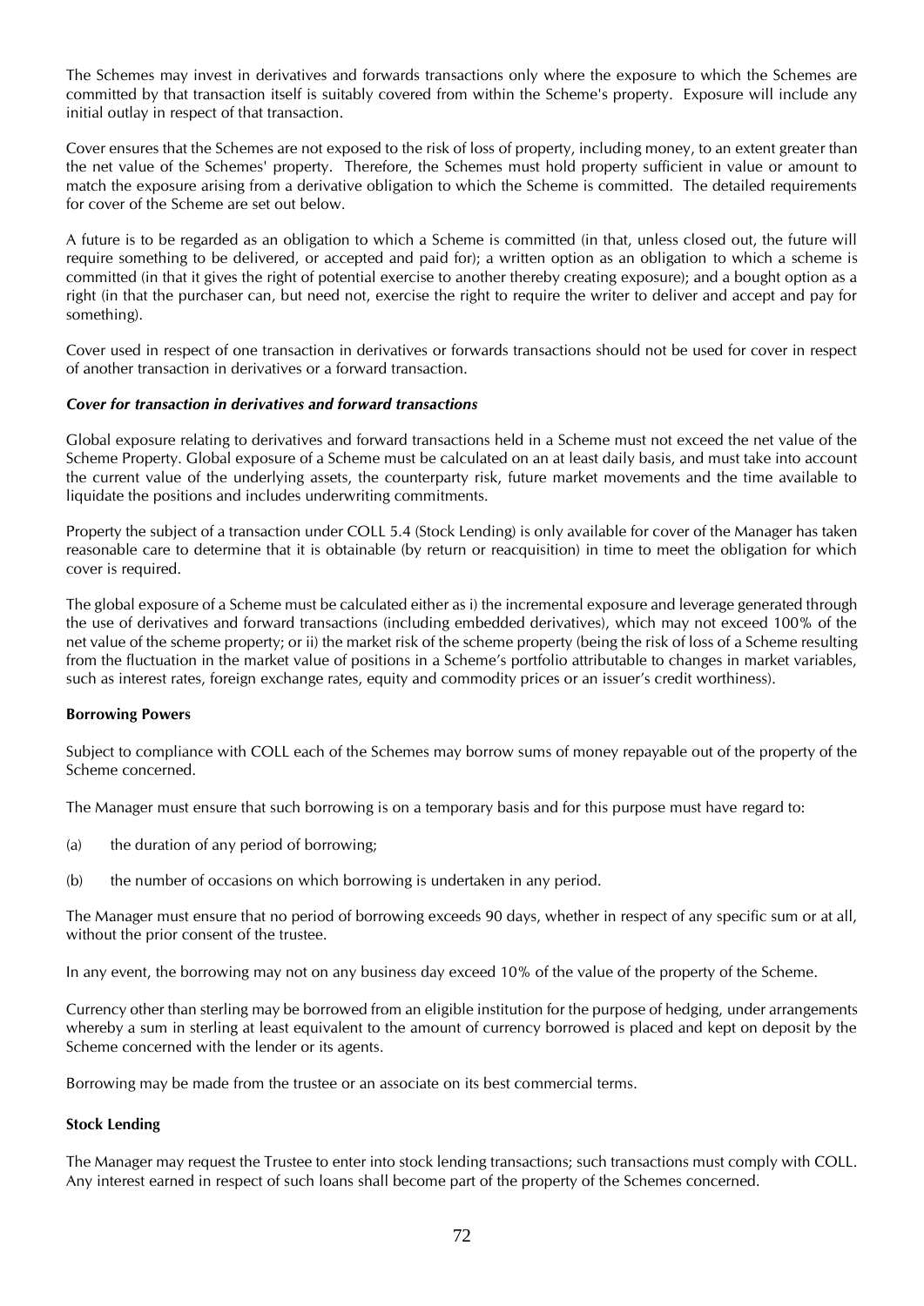The Schemes may invest in derivatives and forwards transactions only where the exposure to which the Schemes are committed by that transaction itself is suitably covered from within the Scheme's property. Exposure will include any initial outlay in respect of that transaction.

Cover ensures that the Schemes are not exposed to the risk of loss of property, including money, to an extent greater than the net value of the Schemes' property. Therefore, the Schemes must hold property sufficient in value or amount to match the exposure arising from a derivative obligation to which the Scheme is committed. The detailed requirements for cover of the Scheme are set out below.

A future is to be regarded as an obligation to which a Scheme is committed (in that, unless closed out, the future will require something to be delivered, or accepted and paid for); a written option as an obligation to which a scheme is committed (in that it gives the right of potential exercise to another thereby creating exposure); and a bought option as a right (in that the purchaser can, but need not, exercise the right to require the writer to deliver and accept and pay for something).

Cover used in respect of one transaction in derivatives or forwards transactions should not be used for cover in respect of another transaction in derivatives or a forward transaction.

***Cover for transaction in derivatives and forward transactions***

Global exposure relating to derivatives and forward transactions held in a Scheme must not exceed the net value of the Scheme Property. Global exposure of a Scheme must be calculated on an at least daily basis, and must take into account the current value of the underlying assets, the counterparty risk, future market movements and the time available to liquidate the positions and includes underwriting commitments.

Property the subject of a transaction under COLL 5.4 (Stock Lending) is only available for cover of the Manager has taken reasonable care to determine that it is obtainable (by return or reacquisition) in time to meet the obligation for which cover is required.

The global exposure of a Scheme must be calculated either as i) the incremental exposure and leverage generated through the use of derivatives and forward transactions (including embedded derivatives), which may not exceed 100% of the net value of the scheme property; or ii) the market risk of the scheme property (being the risk of loss of a Scheme resulting from the fluctuation in the market value of positions in a Scheme's portfolio attributable to changes in market variables, such as interest rates, foreign exchange rates, equity and commodity prices or an issuer's credit worthiness).

**Borrowing Powers**

Subject to compliance with COLL each of the Schemes may borrow sums of money repayable out of the property of the Scheme concerned.

The Manager must ensure that such borrowing is on a temporary basis and for this purpose must have regard to:

(a) the duration of any period of borrowing;

(b) the number of occasions on which borrowing is undertaken in any period.

The Manager must ensure that no period of borrowing exceeds 90 days, whether in respect of any specific sum or at all, without the prior consent of the trustee.

In any event, the borrowing may not on any business day exceed 10% of the value of the property of the Scheme.

Currency other than sterling may be borrowed from an eligible institution for the purpose of hedging, under arrangements whereby a sum in sterling at least equivalent to the amount of currency borrowed is placed and kept on deposit by the Scheme concerned with the lender or its agents.

Borrowing may be made from the trustee or an associate on its best commercial terms.

**Stock Lending**

The Manager may request the Trustee to enter into stock lending transactions; such transactions must comply with COLL. Any interest earned in respect of such loans shall become part of the property of the Schemes concerned.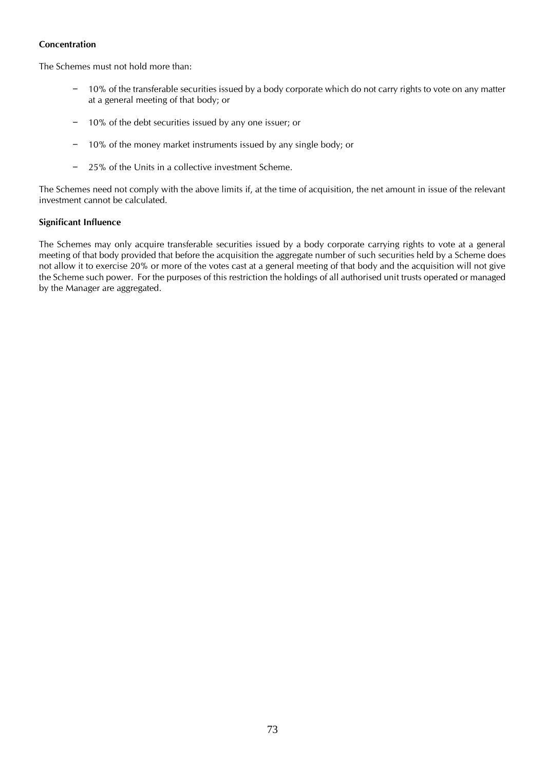**Concentration**

The Schemes must not hold more than:

- 10% of the transferable securities issued by a body corporate which do not carry rights to vote on any matter at a general meeting of that body; or
- 10% of the debt securities issued by any one issuer; or
- 10% of the money market instruments issued by any single body; or
- 25% of the Units in a collective investment Scheme.

The Schemes need not comply with the above limits if, at the time of acquisition, the net amount in issue of the relevant investment cannot be calculated.

**Significant Influence**

The Schemes may only acquire transferable securities issued by a body corporate carrying rights to vote at a general meeting of that body provided that before the acquisition the aggregate number of such securities held by a Scheme does not allow it to exercise 20% or more of the votes cast at a general meeting of that body and the acquisition will not give the Scheme such power. For the purposes of this restriction the holdings of all authorised unit trusts operated or managed by the Manager are aggregated.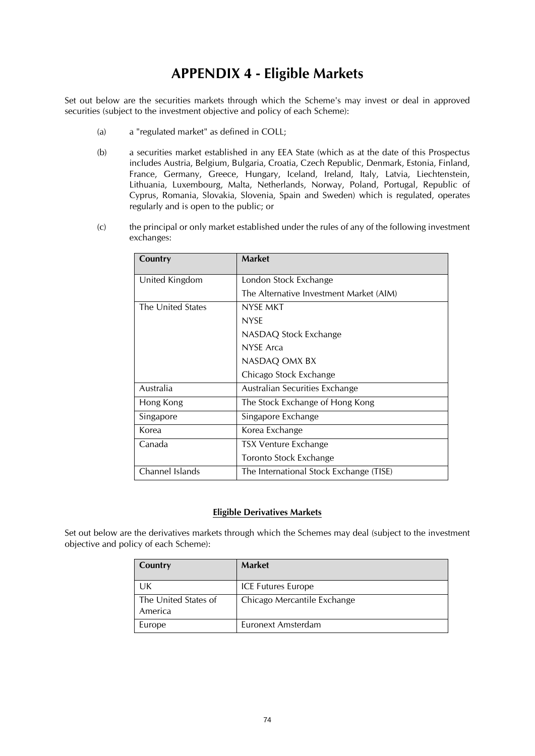# APPENDIX 4 - Eligible Markets

Set out below are the securities markets through which the Scheme's may invest or deal in approved securities (subject to the investment objective and policy of each Scheme):

(a) a "regulated market" as defined in COLL;

(b) a securities market established in any EEA State (which as at the date of this Prospectus includes Austria, Belgium, Bulgaria, Croatia, Czech Republic, Denmark, Estonia, Finland, France, Germany, Greece, Hungary, Iceland, Ireland, Italy, Latvia, Liechtenstein, Lithuania, Luxembourg, Malta, Netherlands, Norway, Poland, Portugal, Republic of Cyprus, Romania, Slovakia, Slovenia, Spain and Sweden) which is regulated, operates regularly and is open to the public; or

(c) the principal or only market established under the rules of any of the following investment exchanges:

| Country | Market |
|---|---|
| United Kingdom | London Stock Exchange<br>The Alternative Investment Market (AIM) |
| The United States | NYSE MKT<br>NYSE<br>NASDAQ Stock Exchange<br>NYSE Arca<br>NASDAQ OMX BX<br>Chicago Stock Exchange |
| Australia | Australian Securities Exchange |
| Hong Kong | The Stock Exchange of Hong Kong |
| Singapore | Singapore Exchange |
| Korea | Korea Exchange |
| Canada | TSX Venture Exchange<br>Toronto Stock Exchange |
| Channel Islands | The International Stock Exchange (TISE) |

**Eligible Derivatives Markets**

Set out below are the derivatives markets through which the Schemes may deal (subject to the investment objective and policy of each Scheme):

| Country | Market |
|---|---|
| UK | ICE Futures Europe |
| The United States of America | Chicago Mercantile Exchange |
| Europe | Euronext Amsterdam |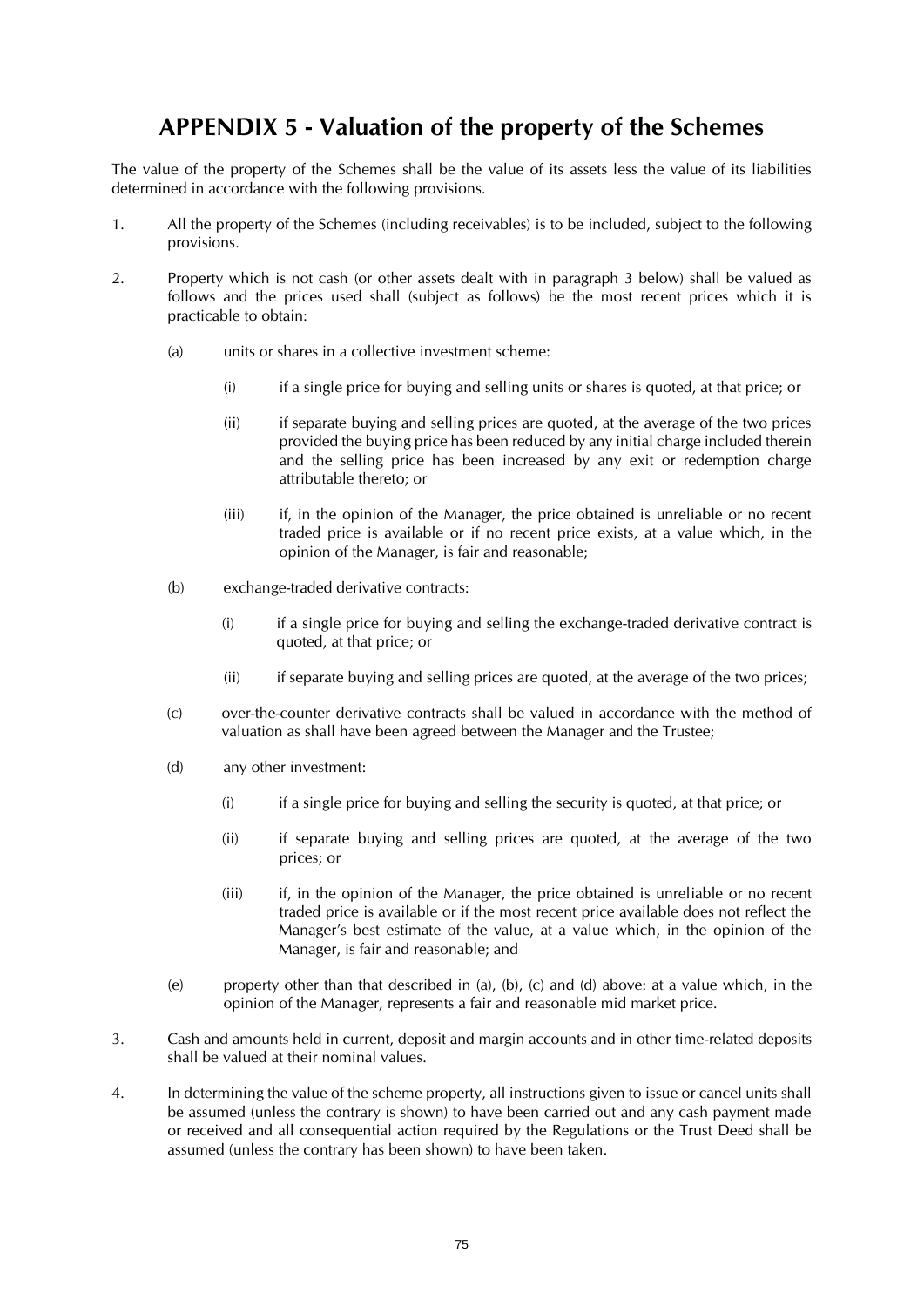# APPENDIX 5 - Valuation of the property of the Schemes

The value of the property of the Schemes shall be the value of its assets less the value of its liabilities determined in accordance with the following provisions.

1. All the property of the Schemes (including receivables) is to be included, subject to the following provisions.

2. Property which is not cash (or other assets dealt with in paragraph 3 below) shall be valued as follows and the prices used shall (subject as follows) be the most recent prices which it is practicable to obtain:

   (a) units or shares in a collective investment scheme:

      (i) if a single price for buying and selling units or shares is quoted, at that price; or

      (ii) if separate buying and selling prices are quoted, at the average of the two prices provided the buying price has been reduced by any initial charge included therein and the selling price has been increased by any exit or redemption charge attributable thereto; or

      (iii) if, in the opinion of the Manager, the price obtained is unreliable or no recent traded price is available or if no recent price exists, at a value which, in the opinion of the Manager, is fair and reasonable;

   (b) exchange-traded derivative contracts:

      (i) if a single price for buying and selling the exchange-traded derivative contract is quoted, at that price; or

      (ii) if separate buying and selling prices are quoted, at the average of the two prices;

   (c) over-the-counter derivative contracts shall be valued in accordance with the method of valuation as shall have been agreed between the Manager and the Trustee;

   (d) any other investment:

      (i) if a single price for buying and selling the security is quoted, at that price; or

      (ii) if separate buying and selling prices are quoted, at the average of the two prices; or

      (iii) if, in the opinion of the Manager, the price obtained is unreliable or no recent traded price is available or if the most recent price available does not reflect the Manager's best estimate of the value, at a value which, in the opinion of the Manager, is fair and reasonable; and

   (e) property other than that described in (a), (b), (c) and (d) above: at a value which, in the opinion of the Manager, represents a fair and reasonable mid market price.

3. Cash and amounts held in current, deposit and margin accounts and in other time-related deposits shall be valued at their nominal values.

4. In determining the value of the scheme property, all instructions given to issue or cancel units shall be assumed (unless the contrary is shown) to have been carried out and any cash payment made or received and all consequential action required by the Regulations or the Trust Deed shall be assumed (unless the contrary has been shown) to have been taken.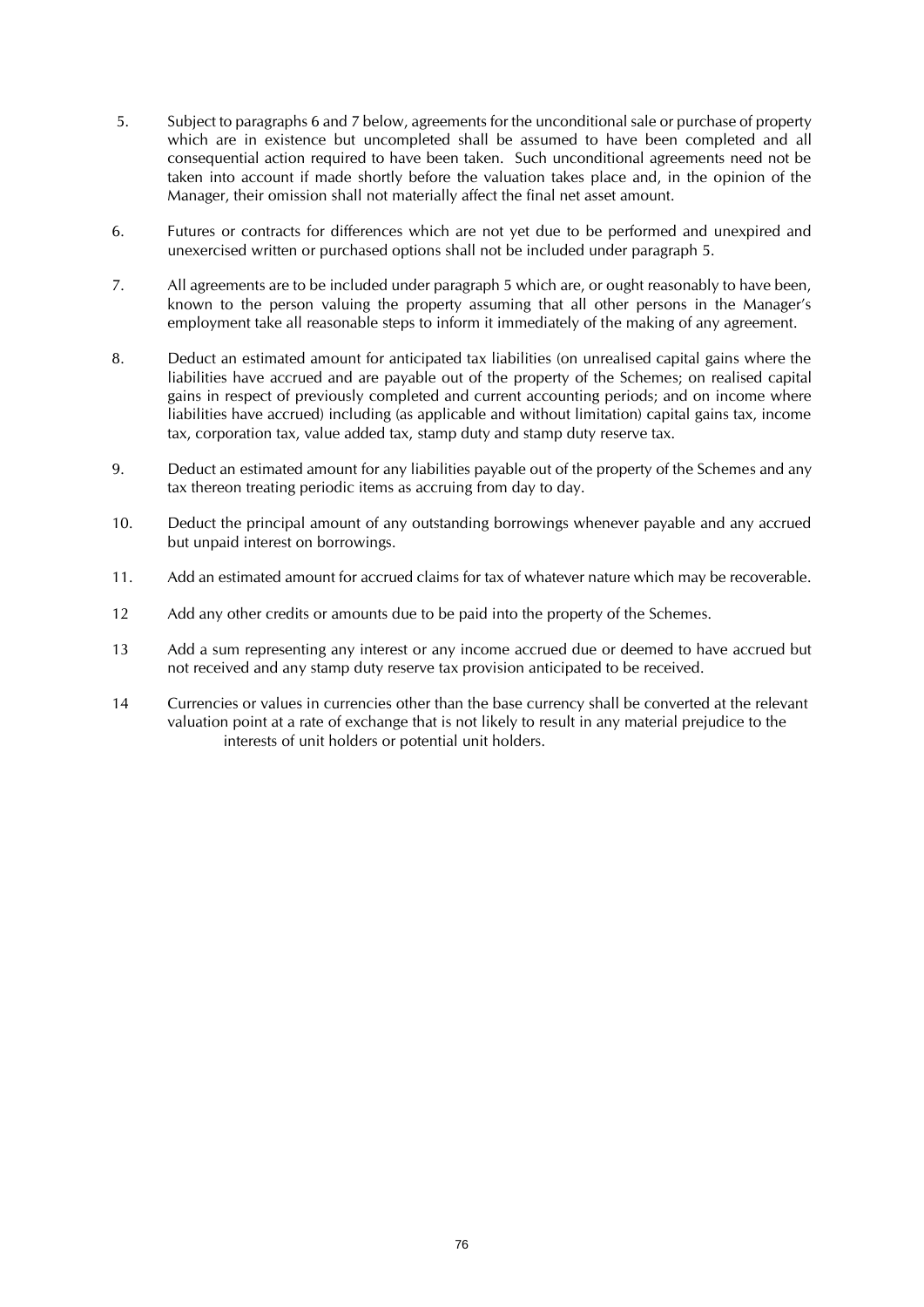5. Subject to paragraphs 6 and 7 below, agreements for the unconditional sale or purchase of property which are in existence but uncompleted shall be assumed to have been completed and all consequential action required to have been taken. Such unconditional agreements need not be taken into account if made shortly before the valuation takes place and, in the opinion of the Manager, their omission shall not materially affect the final net asset amount.

6. Futures or contracts for differences which are not yet due to be performed and unexpired and unexercised written or purchased options shall not be included under paragraph 5.

7. All agreements are to be included under paragraph 5 which are, or ought reasonably to have been, known to the person valuing the property assuming that all other persons in the Manager's employment take all reasonable steps to inform it immediately of the making of any agreement.

8. Deduct an estimated amount for anticipated tax liabilities (on unrealised capital gains where the liabilities have accrued and are payable out of the property of the Schemes; on realised capital gains in respect of previously completed and current accounting periods; and on income where liabilities have accrued) including (as applicable and without limitation) capital gains tax, income tax, corporation tax, value added tax, stamp duty and stamp duty reserve tax.

9. Deduct an estimated amount for any liabilities payable out of the property of the Schemes and any tax thereon treating periodic items as accruing from day to day.

10. Deduct the principal amount of any outstanding borrowings whenever payable and any accrued but unpaid interest on borrowings.

11. Add an estimated amount for accrued claims for tax of whatever nature which may be recoverable.

12 Add any other credits or amounts due to be paid into the property of the Schemes.

13 Add a sum representing any interest or any income accrued due or deemed to have accrued but not received and any stamp duty reserve tax provision anticipated to be received.

14 Currencies or values in currencies other than the base currency shall be converted at the relevant valuation point at a rate of exchange that is not likely to result in any material prejudice to the interests of unit holders or potential unit holders.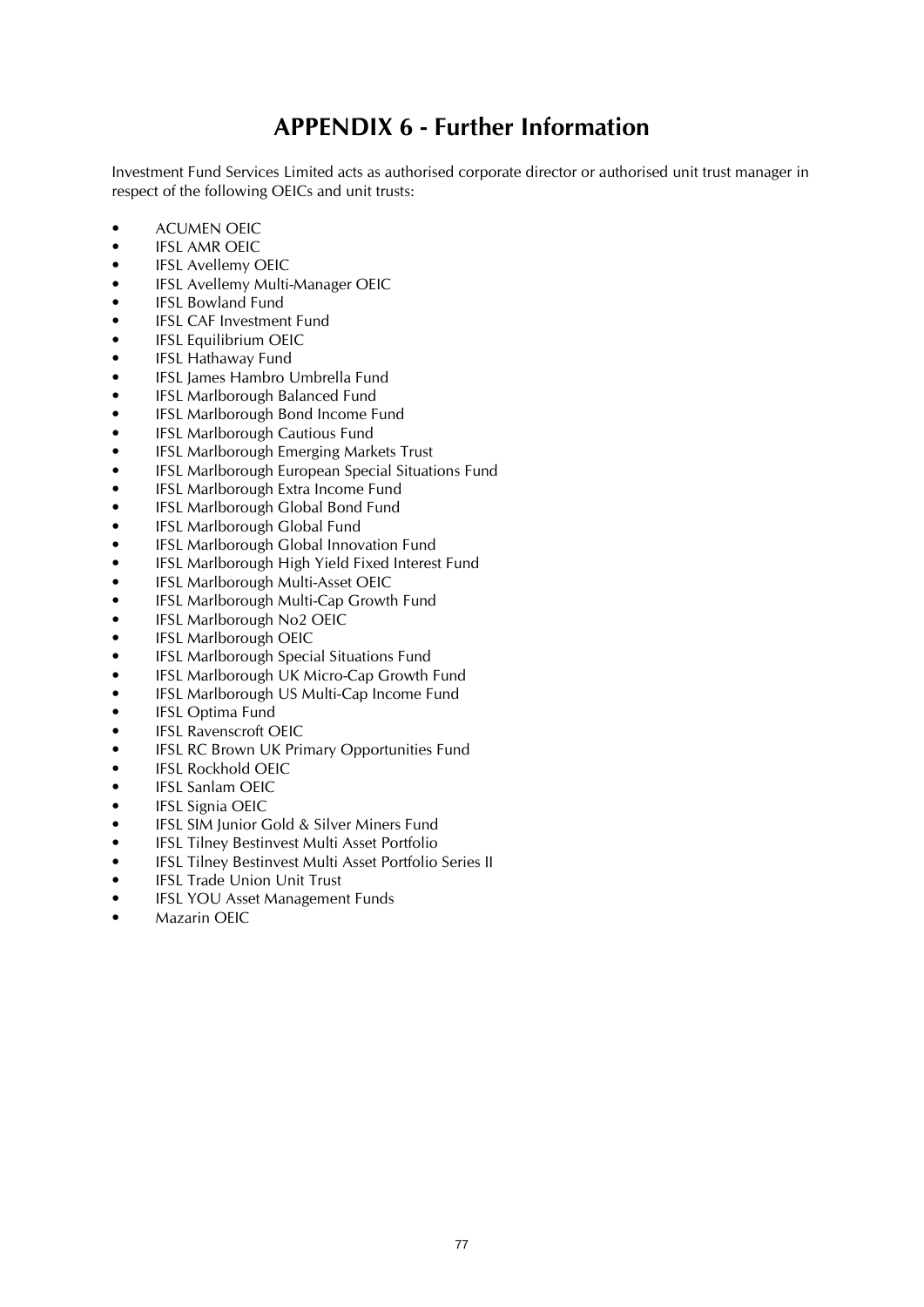# APPENDIX 6 - Further Information

Investment Fund Services Limited acts as authorised corporate director or authorised unit trust manager in respect of the following OEICs and unit trusts:

- ACUMEN OEIC
- IFSL AMR OEIC
- IFSL Avellemy OEIC
- IFSL Avellemy Multi-Manager OEIC
- IFSL Bowland Fund
- IFSL CAF Investment Fund
- IFSL Equilibrium OEIC
- IFSL Hathaway Fund
- IFSL James Hambro Umbrella Fund
- IFSL Marlborough Balanced Fund
- IFSL Marlborough Bond Income Fund
- IFSL Marlborough Cautious Fund
- IFSL Marlborough Emerging Markets Trust
- IFSL Marlborough European Special Situations Fund
- IFSL Marlborough Extra Income Fund
- IFSL Marlborough Global Bond Fund
- IFSL Marlborough Global Fund
- IFSL Marlborough Global Innovation Fund
- IFSL Marlborough High Yield Fixed Interest Fund
- IFSL Marlborough Multi-Asset OEIC
- IFSL Marlborough Multi-Cap Growth Fund
- IFSL Marlborough No2 OEIC
- IFSL Marlborough OEIC
- IFSL Marlborough Special Situations Fund
- IFSL Marlborough UK Micro-Cap Growth Fund
- IFSL Marlborough US Multi-Cap Income Fund
- IFSL Optima Fund
- IFSL Ravenscroft OEIC
- IFSL RC Brown UK Primary Opportunities Fund
- IFSL Rockhold OEIC
- IFSL Sanlam OEIC
- IFSL Signia OEIC
- IFSL SIM Junior Gold & Silver Miners Fund
- IFSL Tilney Bestinvest Multi Asset Portfolio
- IFSL Tilney Bestinvest Multi Asset Portfolio Series II
- IFSL Trade Union Unit Trust
- IFSL YOU Asset Management Funds
- Mazarin OEIC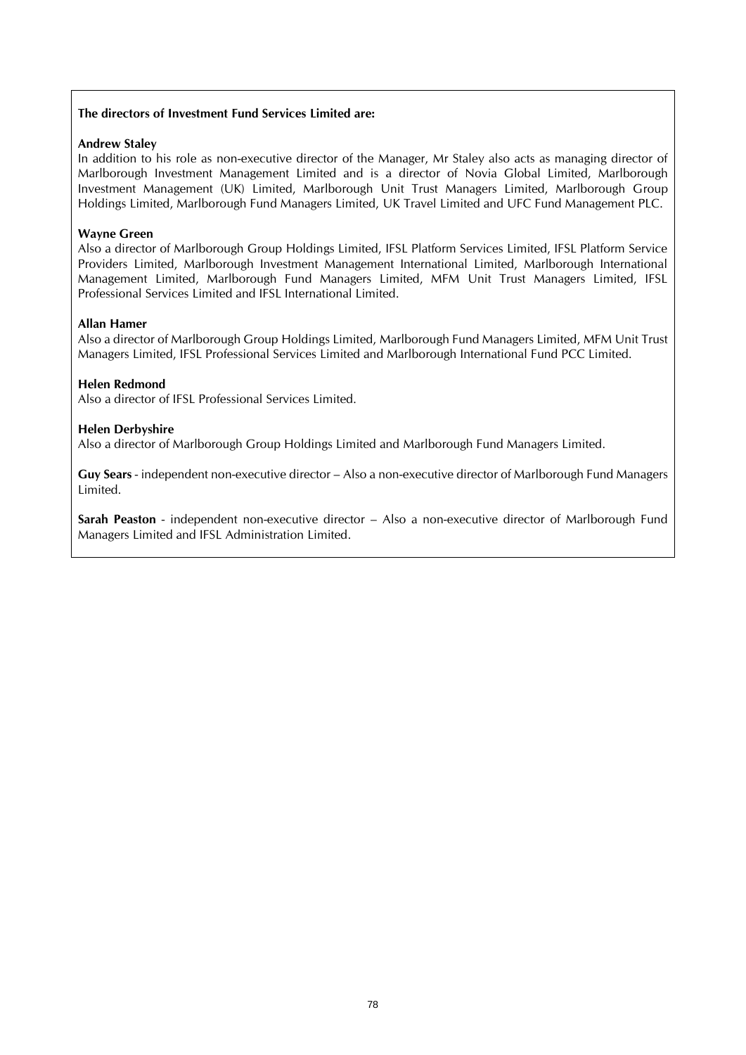**The directors of Investment Fund Services Limited are:**

**Andrew Staley**
In addition to his role as non-executive director of the Manager, Mr Staley also acts as managing director of Marlborough Investment Management Limited and is a director of Novia Global Limited, Marlborough Investment Management (UK) Limited, Marlborough Unit Trust Managers Limited, Marlborough Group Holdings Limited, Marlborough Fund Managers Limited, UK Travel Limited and UFC Fund Management PLC.

**Wayne Green**
Also a director of Marlborough Group Holdings Limited, IFSL Platform Services Limited, IFSL Platform Service Providers Limited, Marlborough Investment Management International Limited, Marlborough International Management Limited, Marlborough Fund Managers Limited, MFM Unit Trust Managers Limited, IFSL Professional Services Limited and IFSL International Limited.

**Allan Hamer**
Also a director of Marlborough Group Holdings Limited, Marlborough Fund Managers Limited, MFM Unit Trust Managers Limited, IFSL Professional Services Limited and Marlborough International Fund PCC Limited.

**Helen Redmond**
Also a director of IFSL Professional Services Limited.

**Helen Derbyshire**
Also a director of Marlborough Group Holdings Limited and Marlborough Fund Managers Limited.

**Guy Sears** - independent non-executive director – Also a non-executive director of Marlborough Fund Managers Limited.

**Sarah Peaston** - independent non-executive director – Also a non-executive director of Marlborough Fund Managers Limited and IFSL Administration Limited.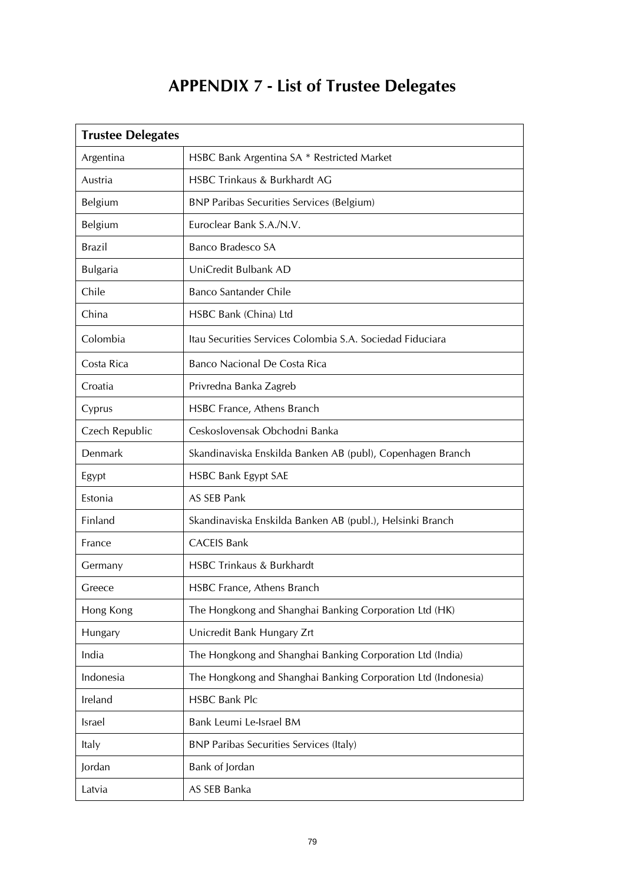# APPENDIX 7 - List of Trustee Delegates

| Trustee Delegates | |
|---|---|
| Argentina | HSBC Bank Argentina SA * Restricted Market |
| Austria | HSBC Trinkaus & Burkhardt AG |
| Belgium | BNP Paribas Securities Services (Belgium) |
| Belgium | Euroclear Bank S.A./N.V. |
| Brazil | Banco Bradesco SA |
| Bulgaria | UniCredit Bulbank AD |
| Chile | Banco Santander Chile |
| China | HSBC Bank (China) Ltd |
| Colombia | Itau Securities Services Colombia S.A. Sociedad Fiduciara |
| Costa Rica | Banco Nacional De Costa Rica |
| Croatia | Privredna Banka Zagreb |
| Cyprus | HSBC France, Athens Branch |
| Czech Republic | Ceskoslovensak Obchodni Banka |
| Denmark | Skandinaviska Enskilda Banken AB (publ), Copenhagen Branch |
| Egypt | HSBC Bank Egypt SAE |
| Estonia | AS SEB Pank |
| Finland | Skandinaviska Enskilda Banken AB (publ.), Helsinki Branch |
| France | CACEIS Bank |
| Germany | HSBC Trinkaus & Burkhardt |
| Greece | HSBC France, Athens Branch |
| Hong Kong | The Hongkong and Shanghai Banking Corporation Ltd (HK) |
| Hungary | Unicredit Bank Hungary Zrt |
| India | The Hongkong and Shanghai Banking Corporation Ltd (India) |
| Indonesia | The Hongkong and Shanghai Banking Corporation Ltd (Indonesia) |
| Ireland | HSBC Bank Plc |
| Israel | Bank Leumi Le-Israel BM |
| Italy | BNP Paribas Securities Services (Italy) |
| Jordan | Bank of Jordan |
| Latvia | AS SEB Banka |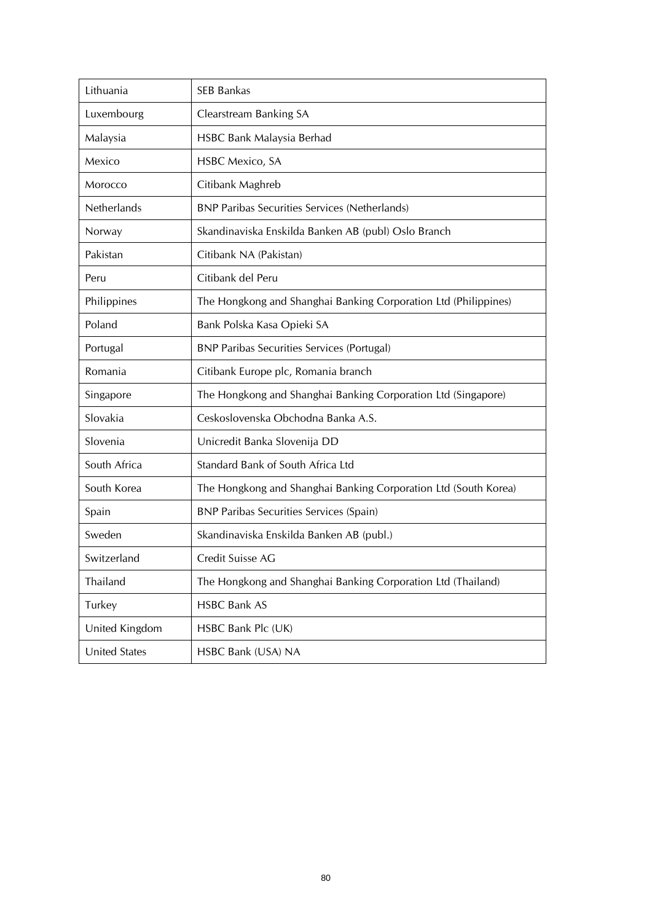| | |
|---|---|
| Lithuania | SEB Bankas |
| Luxembourg | Clearstream Banking SA |
| Malaysia | HSBC Bank Malaysia Berhad |
| Mexico | HSBC Mexico, SA |
| Morocco | Citibank Maghreb |
| Netherlands | BNP Paribas Securities Services (Netherlands) |
| Norway | Skandinaviska Enskilda Banken AB (publ) Oslo Branch |
| Pakistan | Citibank NA (Pakistan) |
| Peru | Citibank del Peru |
| Philippines | The Hongkong and Shanghai Banking Corporation Ltd (Philippines) |
| Poland | Bank Polska Kasa Opieki SA |
| Portugal | BNP Paribas Securities Services (Portugal) |
| Romania | Citibank Europe plc, Romania branch |
| Singapore | The Hongkong and Shanghai Banking Corporation Ltd (Singapore) |
| Slovakia | Ceskoslovenska Obchodna Banka A.S. |
| Slovenia | Unicredit Banka Slovenija DD |
| South Africa | Standard Bank of South Africa Ltd |
| South Korea | The Hongkong and Shanghai Banking Corporation Ltd (South Korea) |
| Spain | BNP Paribas Securities Services (Spain) |
| Sweden | Skandinaviska Enskilda Banken AB (publ.) |
| Switzerland | Credit Suisse AG |
| Thailand | The Hongkong and Shanghai Banking Corporation Ltd (Thailand) |
| Turkey | HSBC Bank AS |
| United Kingdom | HSBC Bank Plc (UK) |
| United States | HSBC Bank (USA) NA |